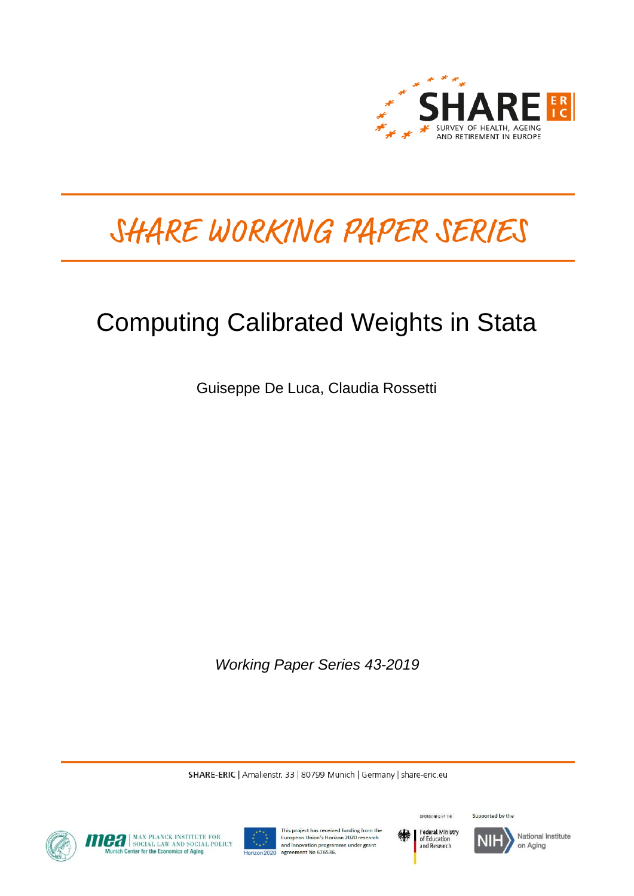SHARE ERIC
SURVEY OF HEALTH, AGEING AND RETIREMENT IN EUROPE

# SHARE WORKING PAPER SERIES

# Computing Calibrated Weights in Stata

Guiseppe De Luca, Claudia Rossetti

*Working Paper Series 43-2019*

SHARE-ERIC | Amalienstr. 33 | 80799 Munich | Germany | share-eric.eu

mea | MAX PLANCK INSTITUTE FOR SOCIAL LAW AND SOCIAL POLICY
Munich Center for the Economics of Aging

Horizon 2020 — This project has received funding from the European Union's Horizon 2020 research and innovation programme under grant agreement No 676536.

SPONSORED BY THE Federal Ministry of Education and Research

Supported by the NIH National Institute on Aging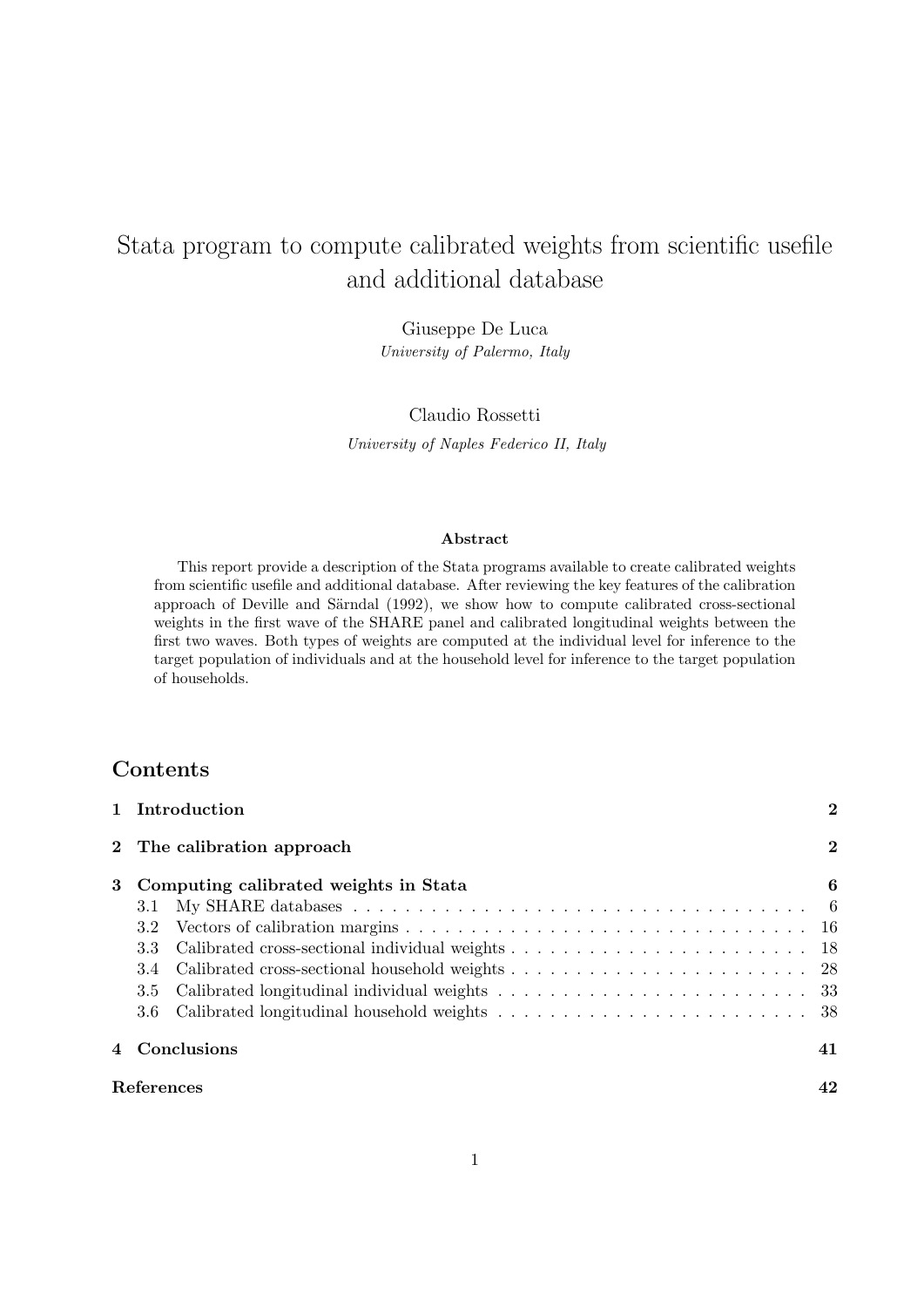# Stata program to compute calibrated weights from scientific usefile and additional database

Giuseppe De Luca
*University of Palermo, Italy*

Claudio Rossetti
*University of Naples Federico II, Italy*

**Abstract**

This report provide a description of the Stata programs available to create calibrated weights from scientific usefile and additional database. After reviewing the key features of the calibration approach of Deville and Särndal (1992), we show how to compute calibrated cross-sectional weights in the first wave of the SHARE panel and calibrated longitudinal weights between the first two waves. Both types of weights are computed at the individual level for inference to the target population of individuals and at the household level for inference to the target population of households.

## Contents

| | | |
|---|---|---|
| **1** | **Introduction** | **2** |
| **2** | **The calibration approach** | **2** |
| **3** | **Computing calibrated weights in Stata** | **6** |
| 3.1 | My SHARE databases | 6 |
| 3.2 | Vectors of calibration margins | 16 |
| 3.3 | Calibrated cross-sectional individual weights | 18 |
| 3.4 | Calibrated cross-sectional household weights | 28 |
| 3.5 | Calibrated longitudinal individual weights | 33 |
| 3.6 | Calibrated longitudinal household weights | 38 |
| **4** | **Conclusions** | **41** |
| **References** | | **42** |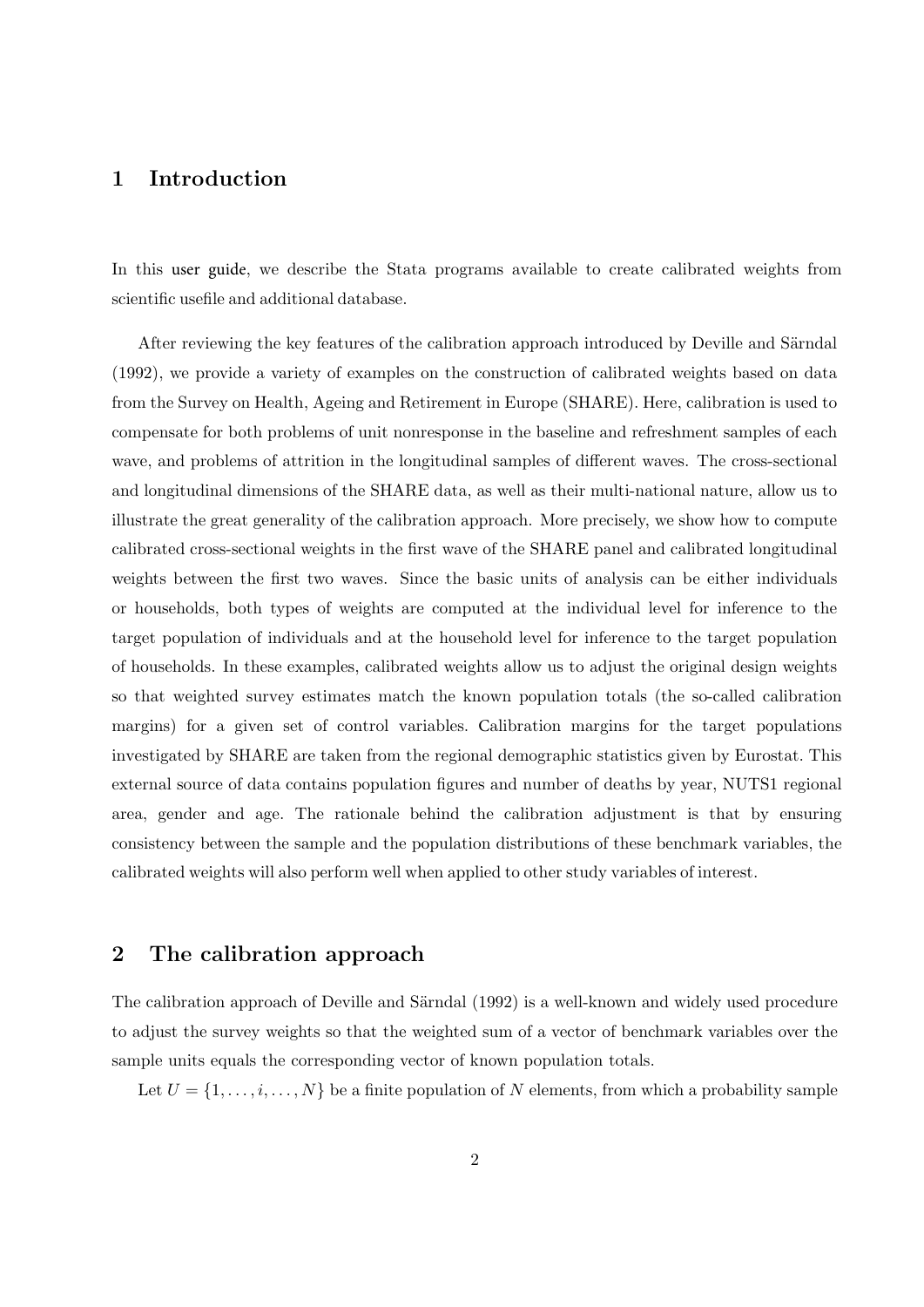## 1 Introduction

In this user guide, we describe the Stata programs available to create calibrated weights from scientific usefile and additional database.

After reviewing the key features of the calibration approach introduced by Deville and Särndal (1992), we provide a variety of examples on the construction of calibrated weights based on data from the Survey on Health, Ageing and Retirement in Europe (SHARE). Here, calibration is used to compensate for both problems of unit nonresponse in the baseline and refreshment samples of each wave, and problems of attrition in the longitudinal samples of different waves. The cross-sectional and longitudinal dimensions of the SHARE data, as well as their multi-national nature, allow us to illustrate the great generality of the calibration approach. More precisely, we show how to compute calibrated cross-sectional weights in the first wave of the SHARE panel and calibrated longitudinal weights between the first two waves. Since the basic units of analysis can be either individuals or households, both types of weights are computed at the individual level for inference to the target population of individuals and at the household level for inference to the target population of households. In these examples, calibrated weights allow us to adjust the original design weights so that weighted survey estimates match the known population totals (the so-called calibration margins) for a given set of control variables. Calibration margins for the target populations investigated by SHARE are taken from the regional demographic statistics given by Eurostat. This external source of data contains population figures and number of deaths by year, NUTS1 regional area, gender and age. The rationale behind the calibration adjustment is that by ensuring consistency between the sample and the population distributions of these benchmark variables, the calibrated weights will also perform well when applied to other study variables of interest.

## 2 The calibration approach

The calibration approach of Deville and Särndal (1992) is a well-known and widely used procedure to adjust the survey weights so that the weighted sum of a vector of benchmark variables over the sample units equals the corresponding vector of known population totals.

Let $U = \{1, \ldots, i, \ldots, N\}$ be a finite population of $N$ elements, from which a probability sample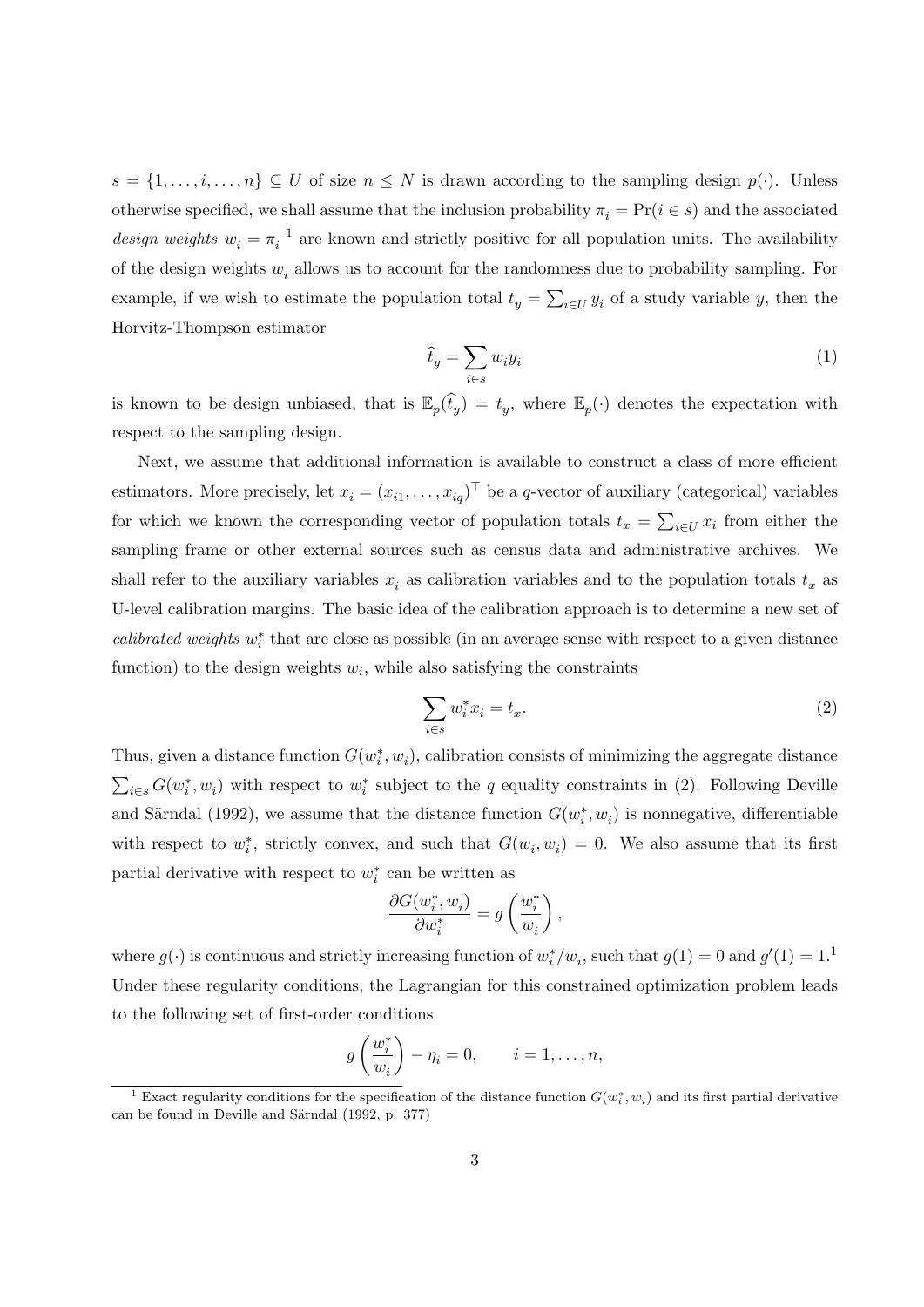$s = \{1, \ldots, i, \ldots, n\} \subseteq U$ of size $n \leq N$ is drawn according to the sampling design $p(\cdot)$. Unless otherwise specified, we shall assume that the inclusion probability $\pi_i = \Pr(i \in s)$ and the associated *design weights* $w_i = \pi_i^{-1}$ are known and strictly positive for all population units. The availability of the design weights $w_i$ allows us to account for the randomness due to probability sampling. For example, if we wish to estimate the population total $t_y = \sum_{i \in U} y_i$ of a study variable $y$, then the Horvitz-Thompson estimator

$$\widehat{t}_y = \sum_{i \in s} w_i y_i \tag{1}$$

is known to be design unbiased, that is $\mathbb{E}_p(\widehat{t}_y) = t_y$, where $\mathbb{E}_p(\cdot)$ denotes the expectation with respect to the sampling design.

Next, we assume that additional information is available to construct a class of more efficient estimators. More precisely, let $x_i = (x_{i1}, \ldots, x_{iq})^\top$ be a $q$-vector of auxiliary (categorical) variables for which we known the corresponding vector of population totals $t_x = \sum_{i \in U} x_i$ from either the sampling frame or other external sources such as census data and administrative archives. We shall refer to the auxiliary variables $x_i$ as calibration variables and to the population totals $t_x$ as U-level calibration margins. The basic idea of the calibration approach is to determine a new set of *calibrated weights* $w_i^*$ that are close as possible (in an average sense with respect to a given distance function) to the design weights $w_i$, while also satisfying the constraints

$$\sum_{i \in s} w_i^* x_i = t_x. \tag{2}$$

Thus, given a distance function $G(w_i^*, w_i)$, calibration consists of minimizing the aggregate distance $\sum_{i \in s} G(w_i^*, w_i)$ with respect to $w_i^*$ subject to the $q$ equality constraints in (2). Following Deville and Särndal (1992), we assume that the distance function $G(w_i^*, w_i)$ is nonnegative, differentiable with respect to $w_i^*$, strictly convex, and such that $G(w_i, w_i) = 0$. We also assume that its first partial derivative with respect to $w_i^*$ can be written as

$$\frac{\partial G(w_i^*, w_i)}{\partial w_i^*} = g\left(\frac{w_i^*}{w_i}\right),$$

where $g(\cdot)$ is continuous and strictly increasing function of $w_i^*/w_i$, such that $g(1) = 0$ and $g'(1) = 1$.[1] Under these regularity conditions, the Lagrangian for this constrained optimization problem leads to the following set of first-order conditions

$$g\left(\frac{w_i^*}{w_i}\right) - \eta_i = 0, \qquad i = 1, \ldots, n,$$

[1] Exact regularity conditions for the specification of the distance function $G(w_i^*, w_i)$ and its first partial derivative can be found in Deville and Särndal (1992, p. 377)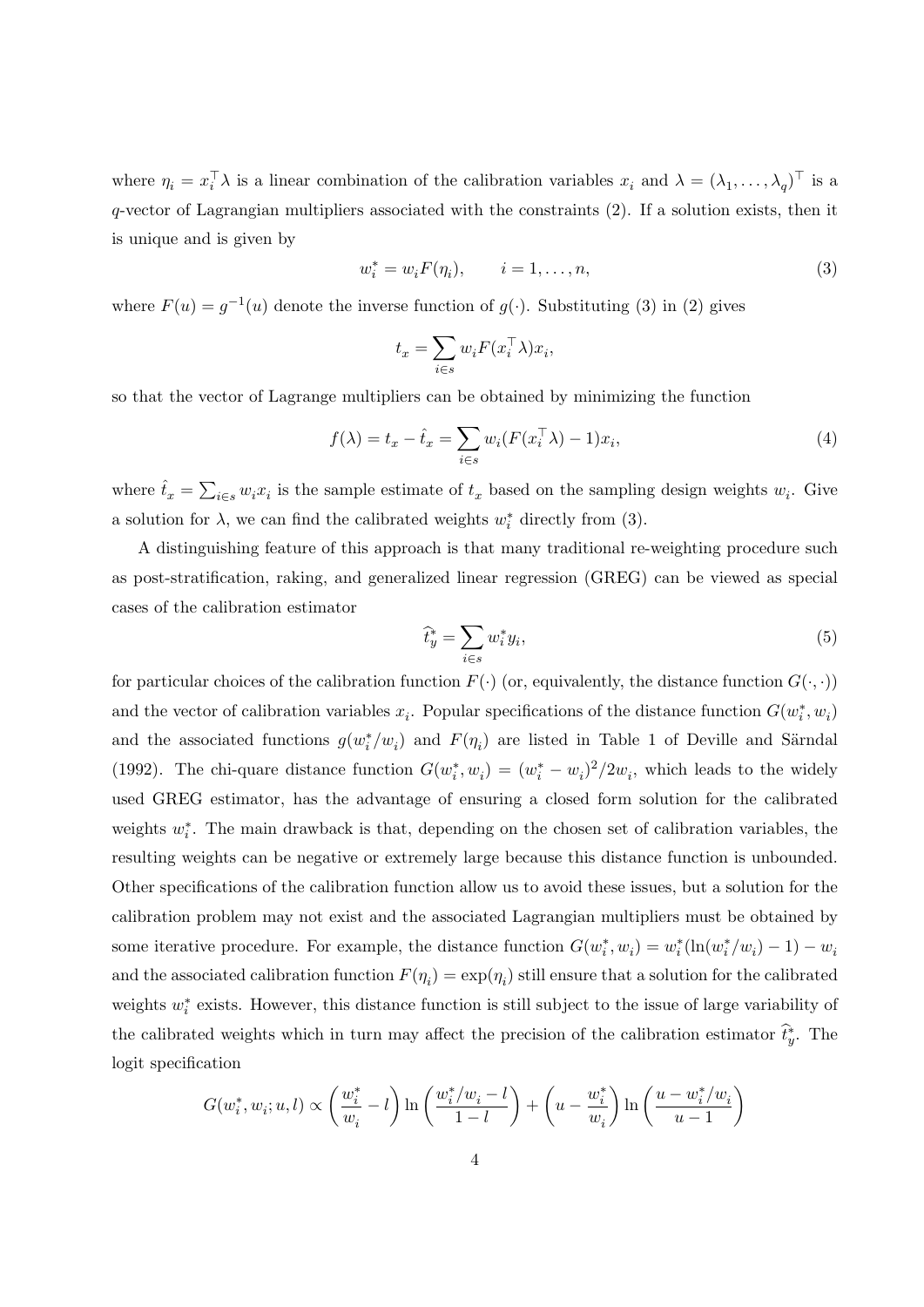where $\eta_i = x_i^\top \lambda$ is a linear combination of the calibration variables $x_i$ and $\lambda = (\lambda_1, \ldots, \lambda_q)^\top$ is a $q$-vector of Lagrangian multipliers associated with the constraints (2). If a solution exists, then it is unique and is given by

$$w_i^* = w_i F(\eta_i), \qquad i = 1, \ldots, n, \tag{3}$$

where $F(u) = g^{-1}(u)$ denote the inverse function of $g(\cdot)$. Substituting (3) in (2) gives

$$t_x = \sum_{i \in s} w_i F(x_i^\top \lambda) x_i,$$

so that the vector of Lagrange multipliers can be obtained by minimizing the function

$$f(\lambda) = t_x - \hat{t}_x = \sum_{i \in s} w_i (F(x_i^\top \lambda) - 1) x_i, \tag{4}$$

where $\hat{t}_x = \sum_{i \in s} w_i x_i$ is the sample estimate of $t_x$ based on the sampling design weights $w_i$. Give a solution for $\lambda$, we can find the calibrated weights $w_i^*$ directly from (3).

A distinguishing feature of this approach is that many traditional re-weighting procedure such as post-stratification, raking, and generalized linear regression (GREG) can be viewed as special cases of the calibration estimator

$$\widehat{t}_y^* = \sum_{i \in s} w_i^* y_i, \tag{5}$$

for particular choices of the calibration function $F(\cdot)$ (or, equivalently, the distance function $G(\cdot, \cdot)$) and the vector of calibration variables $x_i$. Popular specifications of the distance function $G(w_i^*, w_i)$ and the associated functions $g(w_i^*/w_i)$ and $F(\eta_i)$ are listed in Table 1 of Deville and Särndal (1992). The chi-quare distance function $G(w_i^*, w_i) = (w_i^* - w_i)^2 / 2w_i$, which leads to the widely used GREG estimator, has the advantage of ensuring a closed form solution for the calibrated weights $w_i^*$. The main drawback is that, depending on the chosen set of calibration variables, the resulting weights can be negative or extremely large because this distance function is unbounded. Other specifications of the calibration function allow us to avoid these issues, but a solution for the calibration problem may not exist and the associated Lagrangian multipliers must be obtained by some iterative procedure. For example, the distance function $G(w_i^*, w_i) = w_i^*(\ln(w_i^*/w_i) - 1) - w_i$ and the associated calibration function $F(\eta_i) = \exp(\eta_i)$ still ensure that a solution for the calibrated weights $w_i^*$ exists. However, this distance function is still subject to the issue of large variability of the calibrated weights which in turn may affect the precision of the calibration estimator $\widehat{t}_y^*$. The logit specification

$$G(w_i^*, w_i; u, l) \propto \left( \frac{w_i^*}{w_i} - l \right) \ln \left( \frac{w_i^*/w_i - l}{1 - l} \right) + \left( u - \frac{w_i^*}{w_i} \right) \ln \left( \frac{u - w_i^*/w_i}{u - 1} \right)$$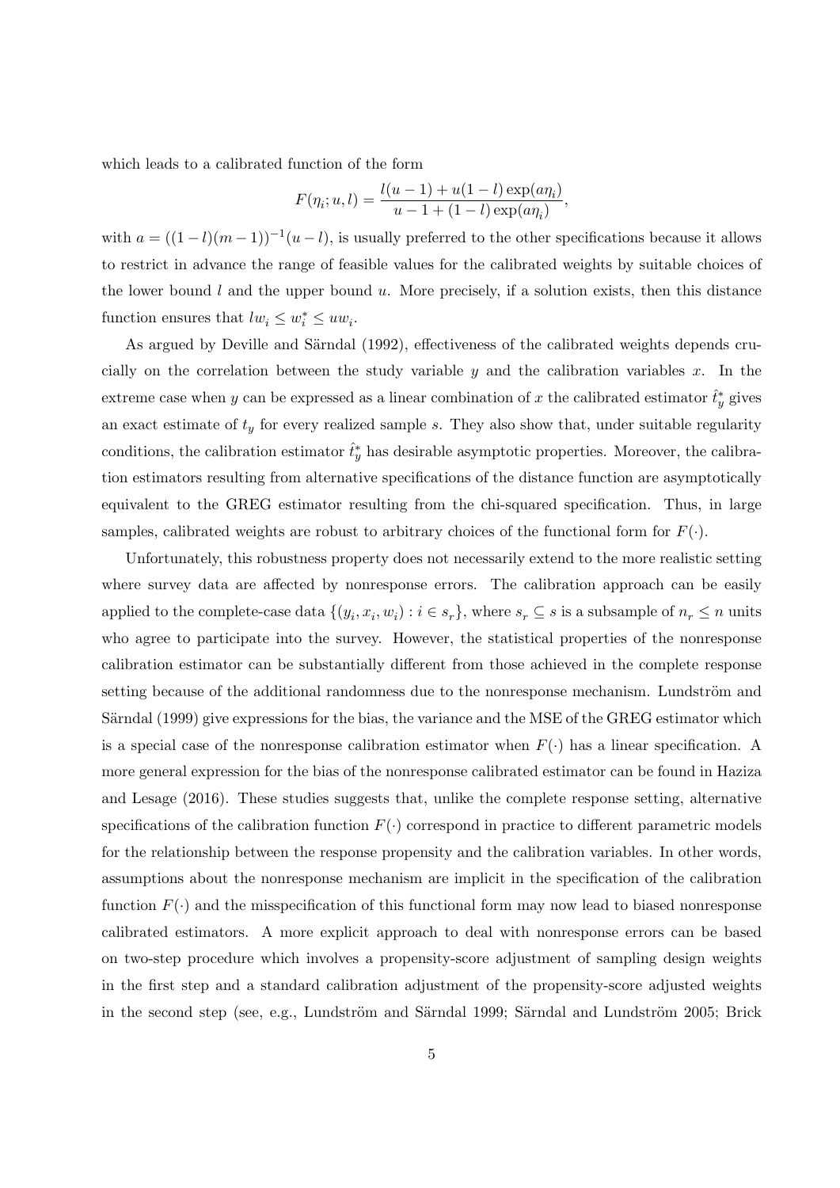which leads to a calibrated function of the form

$$F(\eta_i; u, l) = \frac{l(u-1) + u(1-l)\exp(a\eta_i)}{u - 1 + (1-l)\exp(a\eta_i)},$$

with $a = ((1-l)(m-1))^{-1}(u-l)$, is usually preferred to the other specifications because it allows to restrict in advance the range of feasible values for the calibrated weights by suitable choices of the lower bound $l$ and the upper bound $u$. More precisely, if a solution exists, then this distance function ensures that $lw_i \leq w_i^* \leq uw_i$.

As argued by Deville and Särndal (1992), effectiveness of the calibrated weights depends crucially on the correlation between the study variable $y$ and the calibration variables $x$. In the extreme case when $y$ can be expressed as a linear combination of $x$ the calibrated estimator $\hat{t}_y^*$ gives an exact estimate of $t_y$ for every realized sample $s$. They also show that, under suitable regularity conditions, the calibration estimator $\hat{t}_y^*$ has desirable asymptotic properties. Moreover, the calibration estimators resulting from alternative specifications of the distance function are asymptotically equivalent to the GREG estimator resulting from the chi-squared specification. Thus, in large samples, calibrated weights are robust to arbitrary choices of the functional form for $F(\cdot)$.

Unfortunately, this robustness property does not necessarily extend to the more realistic setting where survey data are affected by nonresponse errors. The calibration approach can be easily applied to the complete-case data $\{(y_i, x_i, w_i) : i \in s_r\}$, where $s_r \subseteq s$ is a subsample of $n_r \leq n$ units who agree to participate into the survey. However, the statistical properties of the nonresponse calibration estimator can be substantially different from those achieved in the complete response setting because of the additional randomness due to the nonresponse mechanism. Lundström and Särndal (1999) give expressions for the bias, the variance and the MSE of the GREG estimator which is a special case of the nonresponse calibration estimator when $F(\cdot)$ has a linear specification. A more general expression for the bias of the nonresponse calibrated estimator can be found in Haziza and Lesage (2016). These studies suggests that, unlike the complete response setting, alternative specifications of the calibration function $F(\cdot)$ correspond in practice to different parametric models for the relationship between the response propensity and the calibration variables. In other words, assumptions about the nonresponse mechanism are implicit in the specification of the calibration function $F(\cdot)$ and the misspecification of this functional form may now lead to biased nonresponse calibrated estimators. A more explicit approach to deal with nonresponse errors can be based on two-step procedure which involves a propensity-score adjustment of sampling design weights in the first step and a standard calibration adjustment of the propensity-score adjusted weights in the second step (see, e.g., Lundström and Särndal 1999; Särndal and Lundström 2005; Brick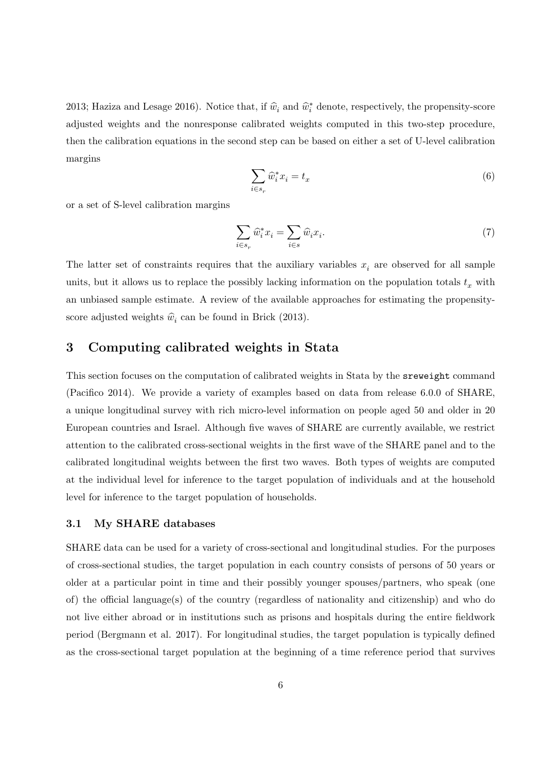2013; Haziza and Lesage 2016). Notice that, if $\widehat{w}_i$ and $\widehat{w}_i^*$ denote, respectively, the propensity-score adjusted weights and the nonresponse calibrated weights computed in this two-step procedure, then the calibration equations in the second step can be based on either a set of U-level calibration margins

$$\sum_{i \in s_r} \widehat{w}_i^* x_i = t_x \tag{6}$$

or a set of S-level calibration margins

$$\sum_{i \in s_r} \widehat{w}_i^* x_i = \sum_{i \in s} \widehat{w}_i x_i. \tag{7}$$

The latter set of constraints requires that the auxiliary variables $x_i$ are observed for all sample units, but it allows us to replace the possibly lacking information on the population totals $t_x$ with an unbiased sample estimate. A review of the available approaches for estimating the propensity-score adjusted weights $\widehat{w}_i$ can be found in Brick (2013).

## 3 Computing calibrated weights in Stata

This section focuses on the computation of calibrated weights in Stata by the `sreweight` command (Pacifico 2014). We provide a variety of examples based on data from release 6.0.0 of SHARE, a unique longitudinal survey with rich micro-level information on people aged 50 and older in 20 European countries and Israel. Although five waves of SHARE are currently available, we restrict attention to the calibrated cross-sectional weights in the first wave of the SHARE panel and to the calibrated longitudinal weights between the first two waves. Both types of weights are computed at the individual level for inference to the target population of individuals and at the household level for inference to the target population of households.

### 3.1 My SHARE databases

SHARE data can be used for a variety of cross-sectional and longitudinal studies. For the purposes of cross-sectional studies, the target population in each country consists of persons of 50 years or older at a particular point in time and their possibly younger spouses/partners, who speak (one of) the official language(s) of the country (regardless of nationality and citizenship) and who do not live either abroad or in institutions such as prisons and hospitals during the entire fieldwork period (Bergmann et al. 2017). For longitudinal studies, the target population is typically defined as the cross-sectional target population at the beginning of a time reference period that survives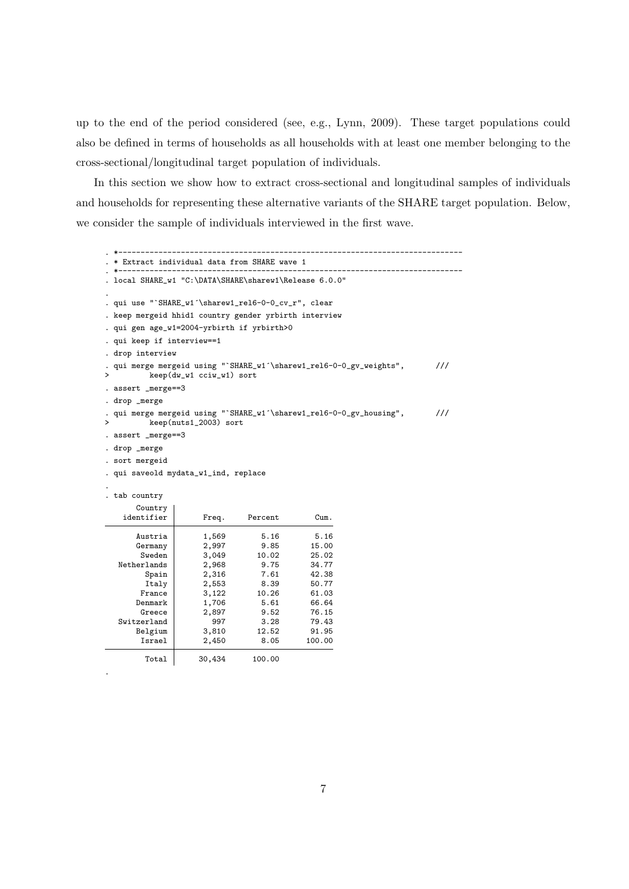up to the end of the period considered (see, e.g., Lynn, 2009). These target populations could also be defined in terms of households as all households with at least one member belonging to the cross-sectional/longitudinal target population of individuals.

In this section we show how to extract cross-sectional and longitudinal samples of individuals and households for representing these alternative variants of the SHARE target population. Below, we consider the sample of individuals interviewed in the first wave.

```
. *-----------------------------------------------------------------------------
. * Extract individual data from SHARE wave 1
. *-----------------------------------------------------------------------------
. local SHARE_w1 "C:\DATA\SHARE\sharew1\Release 6.0.0"
.
. qui use "`SHARE_w1´\sharew1_rel6-0-0_cv_r", clear
. keep mergeid hhid1 country gender yrbirth interview
. qui gen age_w1=2004-yrbirth if yrbirth>0
. qui keep if interview==1
. drop interview
. qui merge mergeid using "`SHARE_w1´\sharew1_rel6-0-0_gv_weights",       ///
>         keep(dw_w1 cciw_w1) sort
. assert _merge==3
. drop _merge
. qui merge mergeid using "`SHARE_w1´\sharew1_rel6-0-0_gv_housing",       ///
>         keep(nuts1_2003) sort
. assert _merge==3
. drop _merge
. sort mergeid
. qui saveold mydata_w1_ind, replace
.
. tab country

    Country |
 identifier |      Freq.     Percent        Cum.
------------+-----------------------------------
    Austria |      1,569        5.16        5.16
    Germany |      2,997        9.85       15.00
     Sweden |      3,049       10.02       25.02
Netherlands |      2,968        9.75       34.77
      Spain |      2,316        7.61       42.38
      Italy |      2,553        8.39       50.77
     France |      3,122       10.26       61.03
    Denmark |      1,706        5.61       66.64
     Greece |      2,897        9.52       76.15
Switzerland |        997        3.28       79.43
    Belgium |      3,810       12.52       91.95
     Israel |      2,450        8.05      100.00
------------+-----------------------------------
      Total |     30,434      100.00
.
```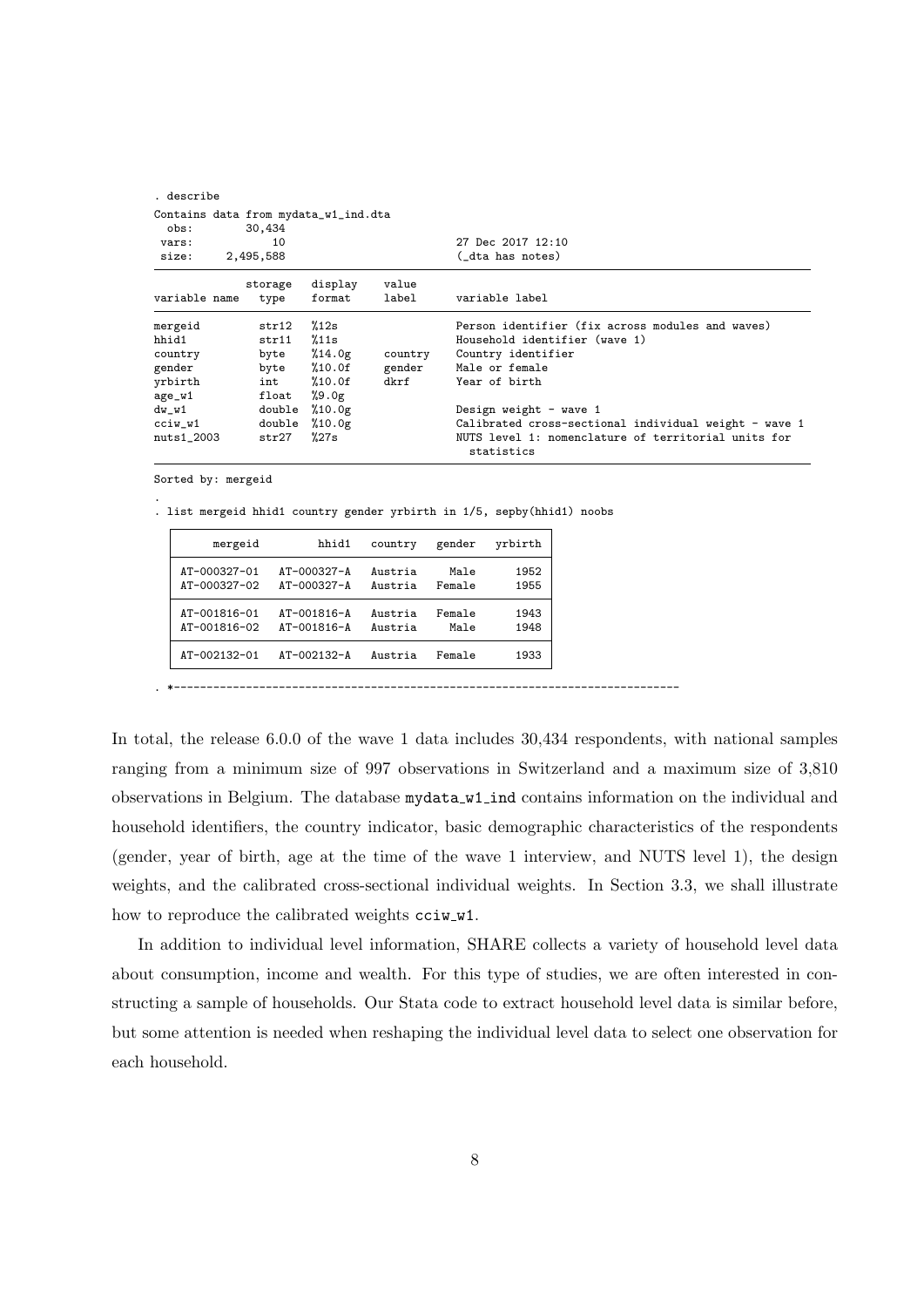```
. describe

Contains data from mydata_w1_ind.dta
  obs:        30,434
 vars:            10                          27 Dec 2017 12:10
 size:     2,495,588                          (_dta has notes)
--------------------------------------------------------------------------------
              storage   display    value
variable name   type    format     label      variable label
--------------------------------------------------------------------------------
mergeid         str12   %12s                  Person identifier (fix across modules and waves)
hhid1           str11   %11s                  Household identifier (wave 1)
country         byte    %14.0g     country    Country identifier
gender          byte    %10.0f     gender     Male or female
yrbirth         int     %10.0f     dkrf       Year of birth
age_w1          float   %9.0g
dw_w1           double  %10.0g                Design weight - wave 1
cciw_w1         double  %10.0g                Calibrated cross-sectional individual weight - wave 1
nuts1_2003      str27   %27s                  NUTS level 1: nomenclature of territorial units for
                                                statistics
--------------------------------------------------------------------------------
Sorted by: mergeid

.
. list mergeid hhid1 country gender yrbirth in 1/5, sepby(hhid1) noobs

  +------------------------------------------------------------+
  |      mergeid         hhid1   country   gender   yrbirth    |
  |------------------------------------------------------------|
  | AT-000327-01   AT-000327-A   Austria     Male      1952    |
  | AT-000327-02   AT-000327-A   Austria   Female      1955    |
  |------------------------------------------------------------|
  | AT-001816-01   AT-001816-A   Austria   Female      1943    |
  | AT-001816-02   AT-001816-A   Austria     Male      1948    |
  |------------------------------------------------------------|
  | AT-002132-01   AT-002132-A   Austria   Female      1933    |
  +------------------------------------------------------------+

. *-----------------------------------------------------------------------------
```

In total, the release 6.0.0 of the wave 1 data includes 30,434 respondents, with national samples ranging from a minimum size of 997 observations in Switzerland and a maximum size of 3,810 observations in Belgium. The database `mydata_w1_ind` contains information on the individual and household identifiers, the country indicator, basic demographic characteristics of the respondents (gender, year of birth, age at the time of the wave 1 interview, and NUTS level 1), the design weights, and the calibrated cross-sectional individual weights. In Section 3.3, we shall illustrate how to reproduce the calibrated weights `cciw_w1`.

In addition to individual level information, SHARE collects a variety of household level data about consumption, income and wealth. For this type of studies, we are often interested in constructing a sample of households. Our Stata code to extract household level data is similar before, but some attention is needed when reshaping the individual level data to select one observation for each household.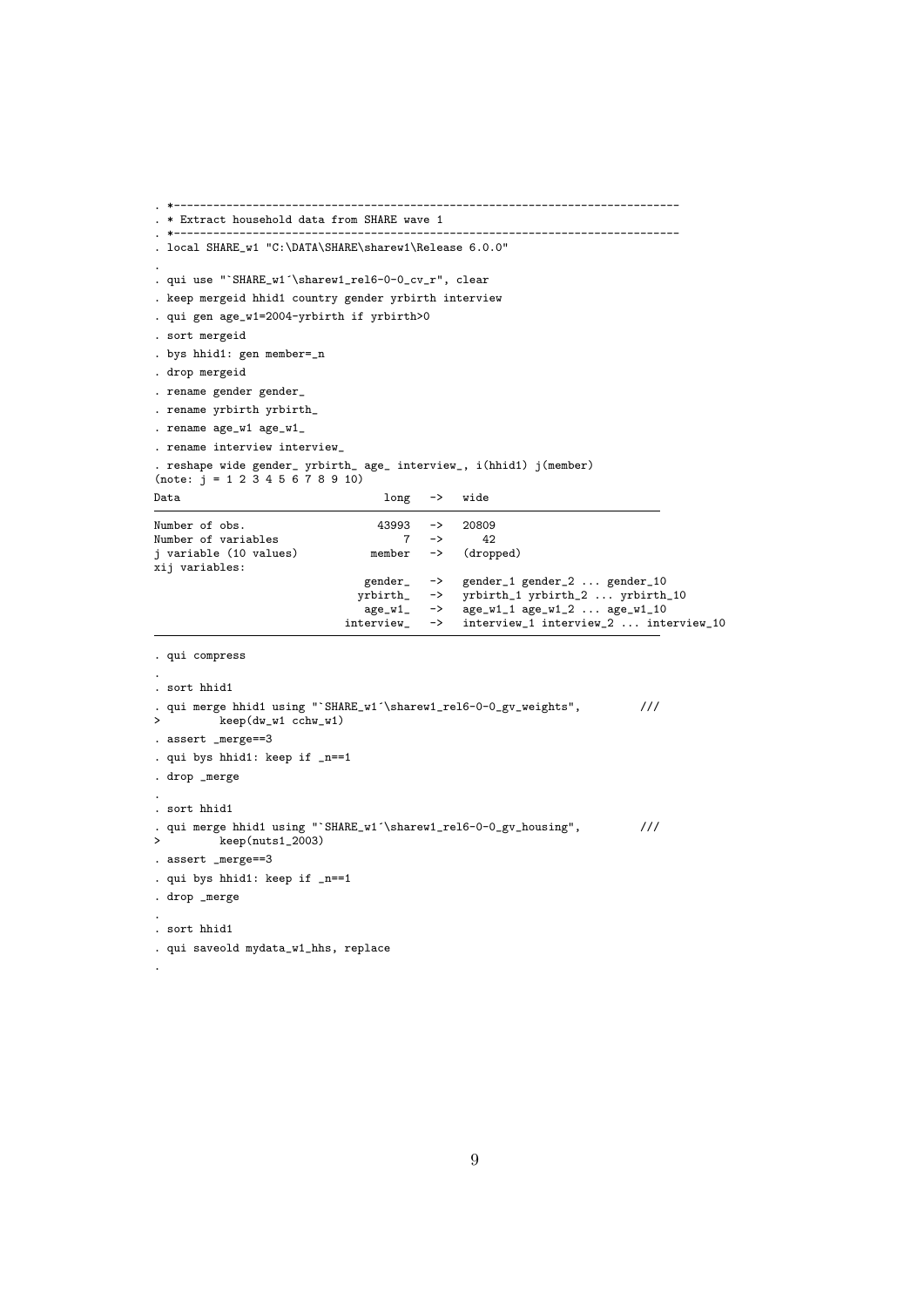```
. *----------------------------------------------------------------------------
. * Extract household data from SHARE wave 1
. *----------------------------------------------------------------------------
. local SHARE_w1 "C:\DATA\SHARE\sharew1\Release 6.0.0"
.
. qui use "`SHARE_w1´\sharew1_rel6-0-0_cv_r", clear
. keep mergeid hhid1 country gender yrbirth interview
. qui gen age_w1=2004-yrbirth if yrbirth>0
. sort mergeid
. bys hhid1: gen member=_n
. drop mergeid
. rename gender gender_
. rename yrbirth yrbirth_
. rename age_w1 age_w1_
. rename interview interview_
. reshape wide gender_ yrbirth_ age_ interview_, i(hhid1) j(member)
(note: j = 1 2 3 4 5 6 7 8 9 10)
Data                               long   ->   wide
-----------------------------------------------------------------------------
Number of obs.                    43993   ->   20809
Number of variables                   7   ->      42
j variable (10 values)           member   ->   (dropped)
xij variables:
                                gender_   ->   gender_1 gender_2 ... gender_10
                               yrbirth_   ->   yrbirth_1 yrbirth_2 ... yrbirth_10
                                age_w1_   ->   age_w1_1 age_w1_2 ... age_w1_10
                             interview_   ->   interview_1 interview_2 ... interview_10
-----------------------------------------------------------------------------

. qui compress
.
. sort hhid1
. qui merge hhid1 using "`SHARE_w1´\sharew1_rel6-0-0_gv_weights",         ///
>         keep(dw_w1 cchw_w1)
. assert _merge==3
. qui bys hhid1: keep if _n==1
. drop _merge
.
. sort hhid1
. qui merge hhid1 using "`SHARE_w1´\sharew1_rel6-0-0_gv_housing",         ///
>         keep(nuts1_2003)
. assert _merge==3
. qui bys hhid1: keep if _n==1
. drop _merge
.
. sort hhid1
. qui saveold mydata_w1_hhs, replace
.
```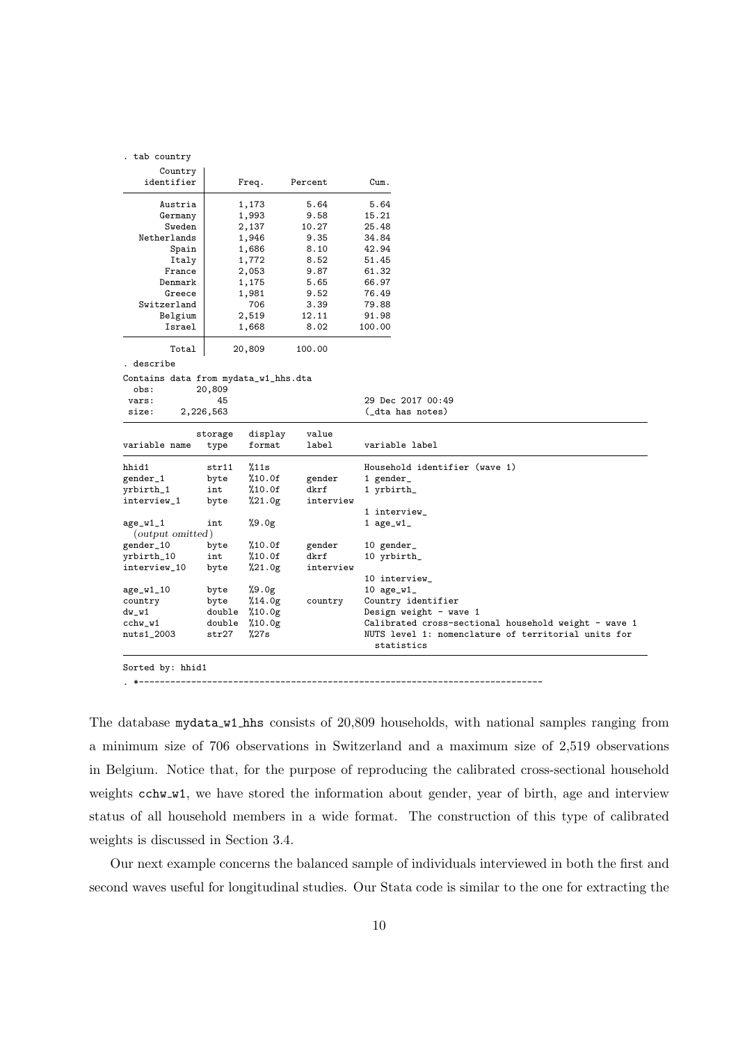```
. tab country

    Country |
 identifier |      Freq.     Percent        Cum.
------------+-----------------------------------
    Austria |      1,173        5.64        5.64
    Germany |      1,993        9.58       15.21
     Sweden |      2,137       10.27       25.48
Netherlands |      1,946        9.35       34.84
      Spain |      1,686        8.10       42.94
      Italy |      1,772        8.52       51.45
     France |      2,053        9.87       61.32
    Denmark |      1,175        5.65       66.97
     Greece |      1,981        9.52       76.49
Switzerland |        706        3.39       79.88
    Belgium |      2,519       12.11       91.98
     Israel |      1,668        8.02      100.00
------------+-----------------------------------
      Total |     20,809      100.00

. describe

Contains data from mydata_w1_hhs.dta
  obs:        20,809
 vars:            45                          29 Dec 2017 00:49
 size:     2,226,563                          (_dta has notes)
----------------------------------------------------------------------------------------------
              storage   display    value
variable name   type    format     label      variable label
----------------------------------------------------------------------------------------------
hhid1           str11   %11s                  Household identifier (wave 1)
gender_1        byte    %10.0f     gender     1 gender_
yrbirth_1       int     %10.0f     dkrf       1 yrbirth_
interview_1     byte    %21.0g     interview
                                              1 interview_
age_w1_1        int     %9.0g                 1 age_w1_
  (output omitted)
gender_10       byte    %10.0f     gender     10 gender_
yrbirth_10      int     %10.0f     dkrf       10 yrbirth_
interview_10    byte    %21.0g     interview
                                              10 interview_
age_w1_10       byte    %9.0g                 10 age_w1_
country         byte    %14.0g     country    Country identifier
dw_w1           double  %10.0g                Design weight - wave 1
cchw_w1         double  %10.0g                Calibrated cross-sectional household weight - wave 1
nuts1_2003      str27   %27s                  NUTS level 1: nomenclature of territorial units for
                                                statistics
----------------------------------------------------------------------------------------------
Sorted by: hhid1

. *-----------------------------------------------------------------------------
```

The database mydata_w1_hhs consists of 20,809 households, with national samples ranging from a minimum size of 706 observations in Switzerland and a maximum size of 2,519 observations in Belgium. Notice that, for the purpose of reproducing the calibrated cross-sectional household weights cchw_w1, we have stored the information about gender, year of birth, age and interview status of all household members in a wide format. The construction of this type of calibrated weights is discussed in Section 3.4.

Our next example concerns the balanced sample of individuals interviewed in both the first and second waves useful for longitudinal studies. Our Stata code is similar to the one for extracting the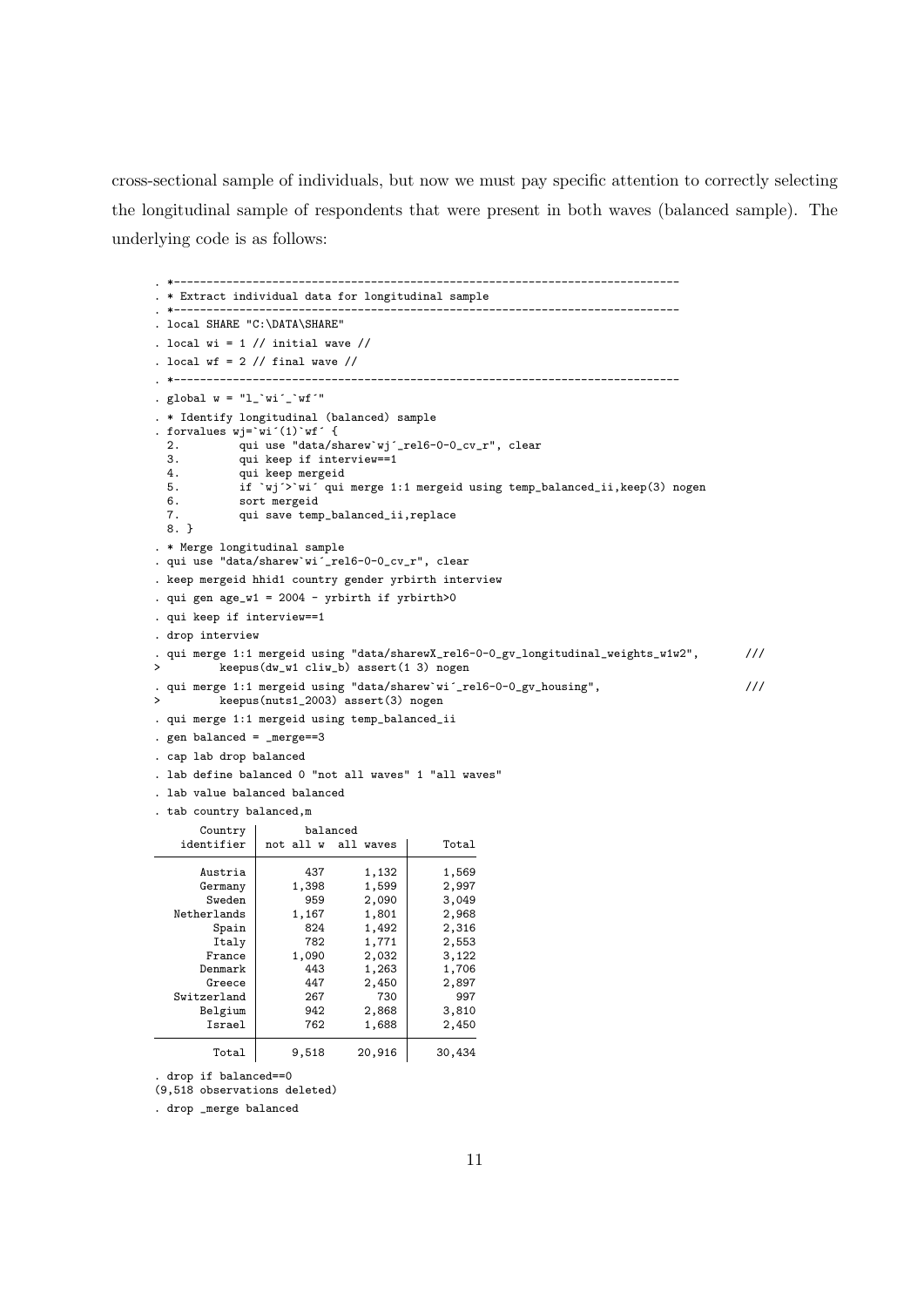cross-sectional sample of individuals, but now we must pay specific attention to correctly selecting the longitudinal sample of respondents that were present in both waves (balanced sample). The underlying code is as follows:

```
. *--------------------------------------------------------------------------
. * Extract individual data for longitudinal sample
. *--------------------------------------------------------------------------
. local SHARE "C:\DATA\SHARE"

. local wi = 1 // initial wave //

. local wf = 2 // final wave //

. *--------------------------------------------------------------------------
. global w = "l_`wi´_`wf´"

. * Identify longitudinal (balanced) sample
. forvalues wj=`wi´(1)`wf´ {
  2.         qui use "data/sharew`wj´_rel6-0-0_cv_r", clear
  3.         qui keep if interview==1
  4.         qui keep mergeid
  5.         if `wj´>`wi´ qui merge 1:1 mergeid using temp_balanced_ii,keep(3) nogen
  6.         sort mergeid
  7.         qui save temp_balanced_ii,replace
  8. }

. * Merge longitudinal sample
. qui use "data/sharew`wi´_rel6-0-0_cv_r", clear

. keep mergeid hhid1 country gender yrbirth interview

. qui gen age_w1 = 2004 - yrbirth if yrbirth>0

. qui keep if interview==1

. drop interview

. qui merge 1:1 mergeid using "data/sharewX_rel6-0-0_gv_longitudinal_weights_w1w2",       ///
>         keepus(dw_w1 cliw_b) assert(1 3) nogen

. qui merge 1:1 mergeid using "data/sharew`wi´_rel6-0-0_gv_housing",                      ///
>         keepus(nuts1_2003) assert(3) nogen

. qui merge 1:1 mergeid using temp_balanced_ii

. gen balanced = _merge==3

. cap lab drop balanced

. lab define balanced 0 "not all waves" 1 "all waves"

. lab value balanced balanced

. tab country balanced,m

    Country |       balanced
 identifier | not all w  all waves |     Total
------------+----------------------+----------
    Austria |       437      1,132 |     1,569
    Germany |     1,398      1,599 |     2,997
     Sweden |       959      2,090 |     3,049
Netherlands |     1,167      1,801 |     2,968
      Spain |       824      1,492 |     2,316
      Italy |       782      1,771 |     2,553
     France |     1,090      2,032 |     3,122
    Denmark |       443      1,263 |     1,706
     Greece |       447      2,450 |     2,897
Switzerland |       267        730 |       997
    Belgium |       942      2,868 |     3,810
     Israel |       762      1,688 |     2,450
------------+----------------------+----------
      Total |     9,518     20,916 |    30,434

. drop if balanced==0
(9,518 observations deleted)

. drop _merge balanced
```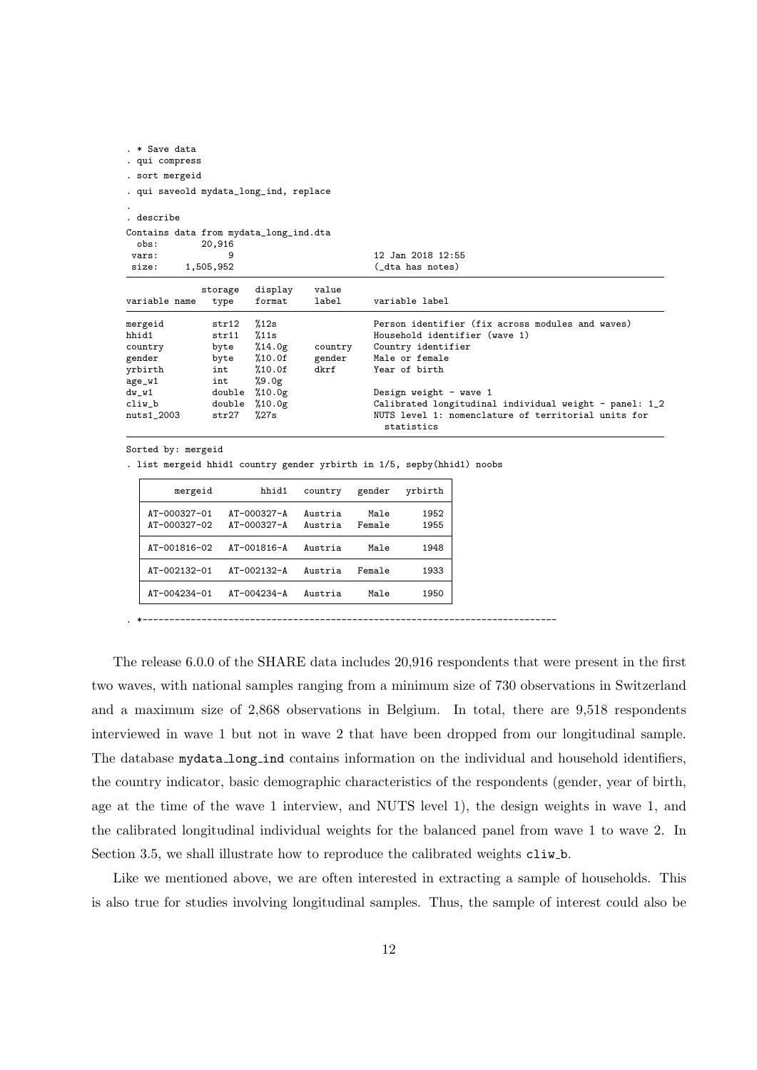```
. * Save data
. qui compress
. sort mergeid
. qui saveold mydata_long_ind, replace
.
. describe

Contains data from mydata_long_ind.dta
  obs:        20,916
 vars:             9                          12 Jan 2018 12:55
 size:     1,505,952                          (_dta has notes)
--------------------------------------------------------------------------------
              storage   display    value
variable name   type    format     label      variable label
--------------------------------------------------------------------------------
mergeid         str12   %12s                  Person identifier (fix across modules and waves)
hhid1           str11   %11s                  Household identifier (wave 1)
country         byte    %14.0g     country    Country identifier
gender          byte    %10.0f     gender     Male or female
yrbirth         int     %10.0f     dkrf       Year of birth
age_w1          int     %9.0g
dw_w1           double  %10.0g                Design weight - wave 1
cliw_b          double  %10.0g                Calibrated longitudinal individual weight - panel: 1_2
nuts1_2003      str27   %27s                  NUTS level 1: nomenclature of territorial units for
                                                statistics
--------------------------------------------------------------------------------
Sorted by: mergeid

. list mergeid hhid1 country gender yrbirth in 1/5, sepby(hhid1) noobs

  +---------------------------------------------------------+
  |      mergeid         hhid1   country   gender   yrbirth |
  |---------------------------------------------------------|
  | AT-000327-01   AT-000327-A   Austria     Male      1952 |
  | AT-000327-02   AT-000327-A   Austria   Female      1955 |
  |---------------------------------------------------------|
  | AT-001816-02   AT-001816-A   Austria     Male      1948 |
  |---------------------------------------------------------|
  | AT-002132-01   AT-002132-A   Austria   Female      1933 |
  |---------------------------------------------------------|
  | AT-004234-01   AT-004234-A   Austria     Male      1950 |
  +---------------------------------------------------------+

. *-----------------------------------------------------------------------------
```

The release 6.0.0 of the SHARE data includes 20,916 respondents that were present in the first two waves, with national samples ranging from a minimum size of 730 observations in Switzerland and a maximum size of 2,868 observations in Belgium. In total, there are 9,518 respondents interviewed in wave 1 but not in wave 2 that have been dropped from our longitudinal sample. The database `mydata_long_ind` contains information on the individual and household identifiers, the country indicator, basic demographic characteristics of the respondents (gender, year of birth, age at the time of the wave 1 interview, and NUTS level 1), the design weights in wave 1, and the calibrated longitudinal individual weights for the balanced panel from wave 1 to wave 2. In Section 3.5, we shall illustrate how to reproduce the calibrated weights `cliw_b`.

Like we mentioned above, we are often interested in extracting a sample of households. This is also true for studies involving longitudinal samples. Thus, the sample of interest could also be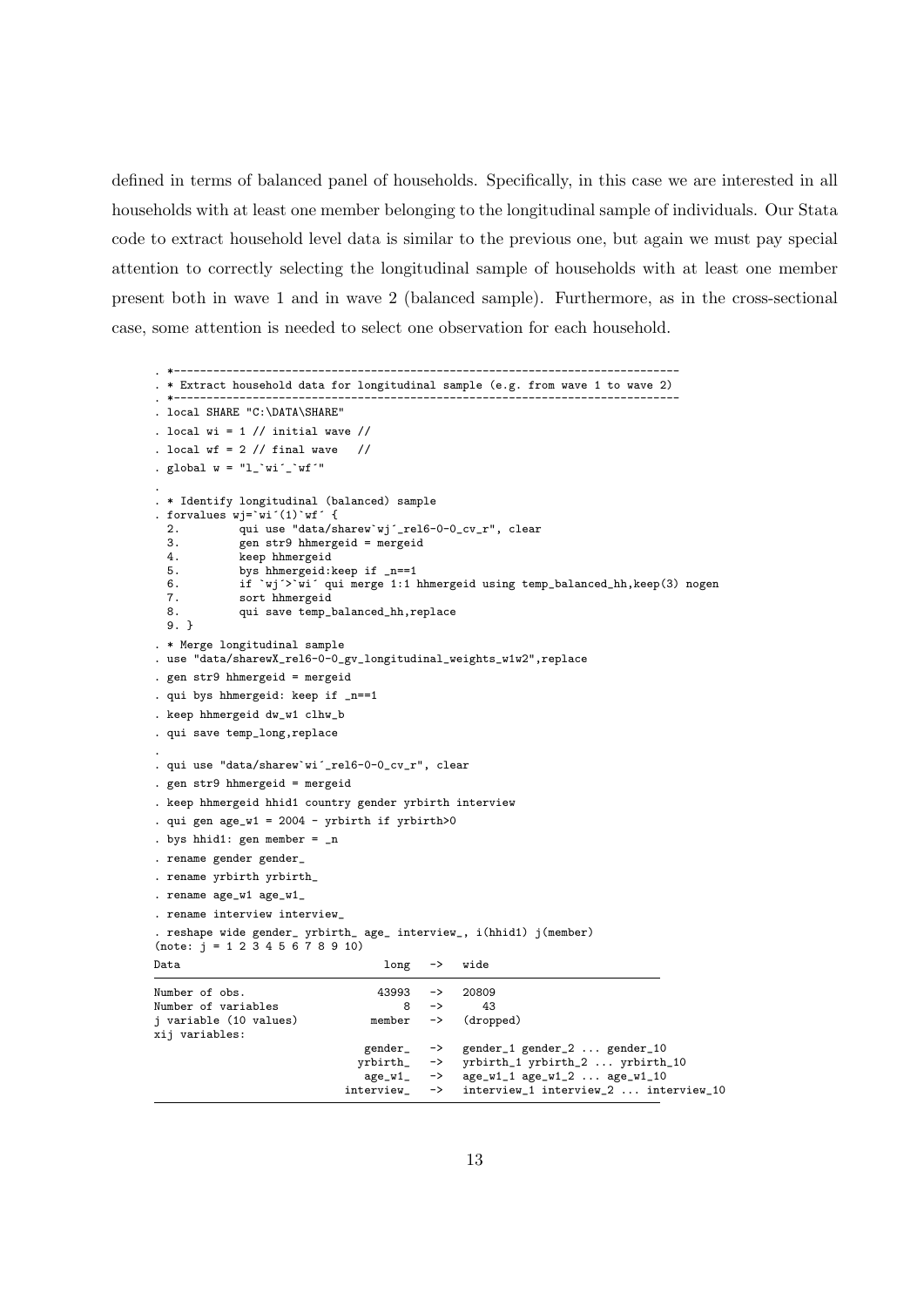defined in terms of balanced panel of households. Specifically, in this case we are interested in all households with at least one member belonging to the longitudinal sample of individuals. Our Stata code to extract household level data is similar to the previous one, but again we must pay special attention to correctly selecting the longitudinal sample of households with at least one member present both in wave 1 and in wave 2 (balanced sample). Furthermore, as in the cross-sectional case, some attention is needed to select one observation for each household.

```
. *------------------------------------------------------------------------------
. * Extract household data for longitudinal sample (e.g. from wave 1 to wave 2)
. *------------------------------------------------------------------------------
. local SHARE "C:\DATA\SHARE"
. local wi = 1 // initial wave //
. local wf = 2 // final wave   //
. global w = "l_`wi´_`wf´"
.
. * Identify longitudinal (balanced) sample
. forvalues wj=`wi´(1)`wf´ {
  2.         qui use "data/sharew`wj´_rel6-0-0_cv_r", clear
  3.         gen str9 hhmergeid = mergeid
  4.         keep hhmergeid
  5.         bys hhmergeid:keep if _n==1
  6.         if `wj´>`wi´ qui merge 1:1 hhmergeid using temp_balanced_hh,keep(3) nogen
  7.         sort hhmergeid
  8.         qui save temp_balanced_hh,replace
  9. }
. * Merge longitudinal sample
. use "data/sharewX_rel6-0-0_gv_longitudinal_weights_w1w2",replace
. gen str9 hhmergeid = mergeid
. qui bys hhmergeid: keep if _n==1
. keep hhmergeid dw_w1 clhw_b
. qui save temp_long,replace
.
. qui use "data/sharew`wi´_rel6-0-0_cv_r", clear
. gen str9 hhmergeid = mergeid
. keep hhmergeid hhid1 country gender yrbirth interview
. qui gen age_w1 = 2004 - yrbirth if yrbirth>0
. bys hhid1: gen member = _n
. rename gender gender_
. rename yrbirth yrbirth_
. rename age_w1 age_w1_
. rename interview interview_
. reshape wide gender_ yrbirth_ age_ interview_, i(hhid1) j(member)
(note: j = 1 2 3 4 5 6 7 8 9 10)
Data                               long   ->   wide
-----------------------------------------------------------------------------
Number of obs.                    43993   ->   20809
Number of variables                   8   ->      43
j variable (10 values)           member   ->   (dropped)
xij variables:
                                gender_   ->   gender_1 gender_2 ... gender_10
                               yrbirth_   ->   yrbirth_1 yrbirth_2 ... yrbirth_10
                                age_w1_   ->   age_w1_1 age_w1_2 ... age_w1_10
                             interview_   ->   interview_1 interview_2 ... interview_10
-----------------------------------------------------------------------------
```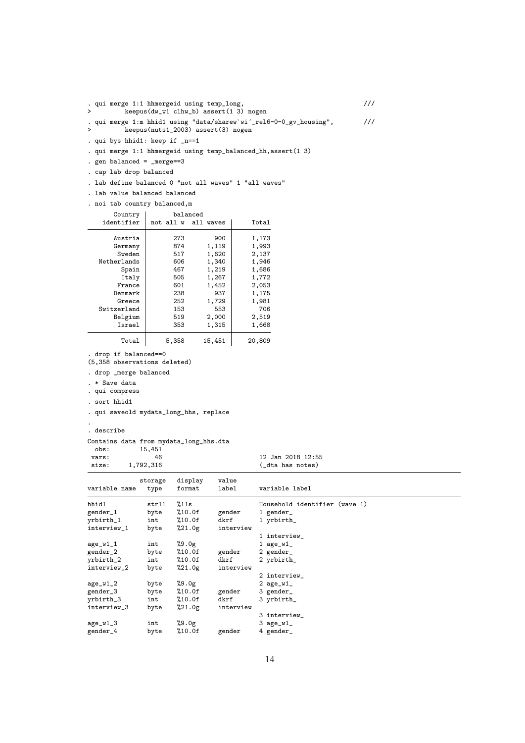```
. qui merge 1:1 hhmergeid using temp_long,                                ///
>         keepus(dw_w1 clhw_b) assert(1 3) nogen

. qui merge 1:m hhid1 using "data/sharew`wi´_rel6-0-0_gv_housing",        ///
>         keepus(nuts1_2003) assert(3) nogen

. qui bys hhid1: keep if _n==1

. qui merge 1:1 hhmergeid using temp_balanced_hh,assert(1 3)

. gen balanced = _merge==3

. cap lab drop balanced

. lab define balanced 0 "not all waves" 1 "all waves"

. lab value balanced balanced

. noi tab country balanced,m

    Country |       balanced
 identifier | not all w  all waves |     Total
------------+----------------------+----------
    Austria |       273        900 |     1,173 
    Germany |       874      1,119 |     1,993 
     Sweden |       517      1,620 |     2,137 
Netherlands |       606      1,340 |     1,946 
      Spain |       467      1,219 |     1,686 
      Italy |       505      1,267 |     1,772 
     France |       601      1,452 |     2,053 
    Denmark |       238        937 |     1,175 
     Greece |       252      1,729 |     1,981 
Switzerland |       153        553 |       706 
    Belgium |       519      2,000 |     2,519 
     Israel |       353      1,315 |     1,668 
------------+----------------------+----------
      Total |     5,358     15,451 |    20,809 

. drop if balanced==0
(5,358 observations deleted)

. drop _merge balanced

. * Save data
. qui compress

. sort hhid1

. qui saveold mydata_long_hhs, replace

.
. describe

Contains data from mydata_long_hhs.dta
  obs:        15,451
 vars:            46                          12 Jan 2018 12:55
 size:     1,792,316                          (_dta has notes)
------------------------------------------------------------------------------------------
              storage   display    value
variable name   type    format     label      variable label
------------------------------------------------------------------------------------------
hhid1           str11   %11s                  Household identifier (wave 1)
gender_1        byte    %10.0f     gender     1 gender_
yrbirth_1       int     %10.0f     dkrf       1 yrbirth_
interview_1     byte    %21.0g     interview
                                              1 interview_
age_w1_1        int     %9.0g                 1 age_w1_
gender_2        byte    %10.0f     gender     2 gender_
yrbirth_2       int     %10.0f     dkrf       2 yrbirth_
interview_2     byte    %21.0g     interview
                                              2 interview_
age_w1_2        byte    %9.0g                 2 age_w1_
gender_3        byte    %10.0f     gender     3 gender_
yrbirth_3       int     %10.0f     dkrf       3 yrbirth_
interview_3     byte    %21.0g     interview
                                              3 interview_
age_w1_3        int     %9.0g                 3 age_w1_
gender_4        byte    %10.0f     gender     4 gender_
```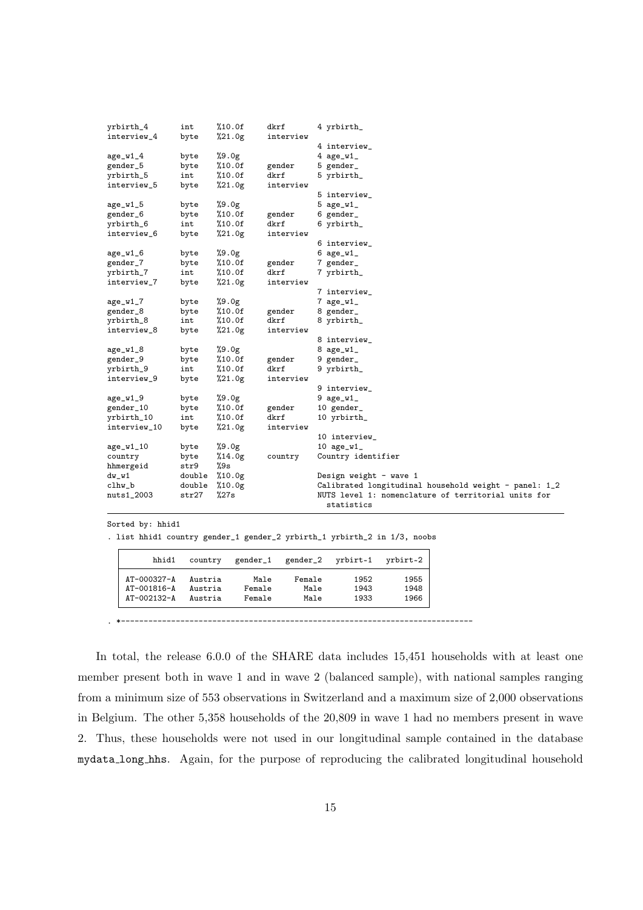```
yrbirth_4       int     %10.0f    dkrf      4 yrbirth_
interview_4     byte    %21.0g    interview
                                            4 interview_
age_w1_4        byte    %9.0g               4 age_w1_
gender_5        byte    %10.0f    gender    5 gender_
yrbirth_5       int     %10.0f    dkrf      5 yrbirth_
interview_5     byte    %21.0g    interview
                                            5 interview_
age_w1_5        byte    %9.0g               5 age_w1_
gender_6        byte    %10.0f    gender    6 gender_
yrbirth_6       int     %10.0f    dkrf      6 yrbirth_
interview_6     byte    %21.0g    interview
                                            6 interview_
age_w1_6        byte    %9.0g               6 age_w1_
gender_7        byte    %10.0f    gender    7 gender_
yrbirth_7       int     %10.0f    dkrf      7 yrbirth_
interview_7     byte    %21.0g    interview
                                            7 interview_
age_w1_7        byte    %9.0g               7 age_w1_
gender_8        byte    %10.0f    gender    8 gender_
yrbirth_8       int     %10.0f    dkrf      8 yrbirth_
interview_8     byte    %21.0g    interview
                                            8 interview_
age_w1_8        byte    %9.0g               8 age_w1_
gender_9        byte    %10.0f    gender    9 gender_
yrbirth_9       int     %10.0f    dkrf      9 yrbirth_
interview_9     byte    %21.0g    interview
                                            9 interview_
age_w1_9        byte    %9.0g               9 age_w1_
gender_10       byte    %10.0f    gender    10 gender_
yrbirth_10      int     %10.0f    dkrf      10 yrbirth_
interview_10    byte    %21.0g    interview
                                            10 interview_
age_w1_10       byte    %9.0g               10 age_w1_
country         byte    %14.0g    country   Country identifier
hhmergeid       str9    %9s
dw_w1           double  %10.0g              Design weight - wave 1
clhw_b          double  %10.0g              Calibrated longitudinal household weight - panel: 1_2
nuts1_2003      str27   %27s                NUTS level 1: nomenclature of territorial units for
                                              statistics
-------------------------------------------------------------------------------------------------
Sorted by: hhid1

. list hhid1 country gender_1 gender_2 yrbirth_1 yrbirth_2 in 1/3, noobs

  +---------------------------------------------------------------+
  |       hhid1   country   gender_1   gender_2   yrbirt~1   yrbirt~2 |
  |---------------------------------------------------------------|
  | AT-000327-A   Austria       Male     Female       1952       1955 |
  | AT-001816-A   Austria     Female       Male       1943       1948 |
  | AT-002132-A   Austria     Female       Male       1933       1966 |
  +---------------------------------------------------------------+

. *---------------------------------------------------------------------------
```

In total, the release 6.0.0 of the SHARE data includes 15,451 households with at least one member present both in wave 1 and in wave 2 (balanced sample), with national samples ranging from a minimum size of 553 observations in Switzerland and a maximum size of 2,000 observations in Belgium. The other 5,358 households of the 20,809 in wave 1 had no members present in wave 2. Thus, these households were not used in our longitudinal sample contained in the database `mydata_long_hhs`. Again, for the purpose of reproducing the calibrated longitudinal household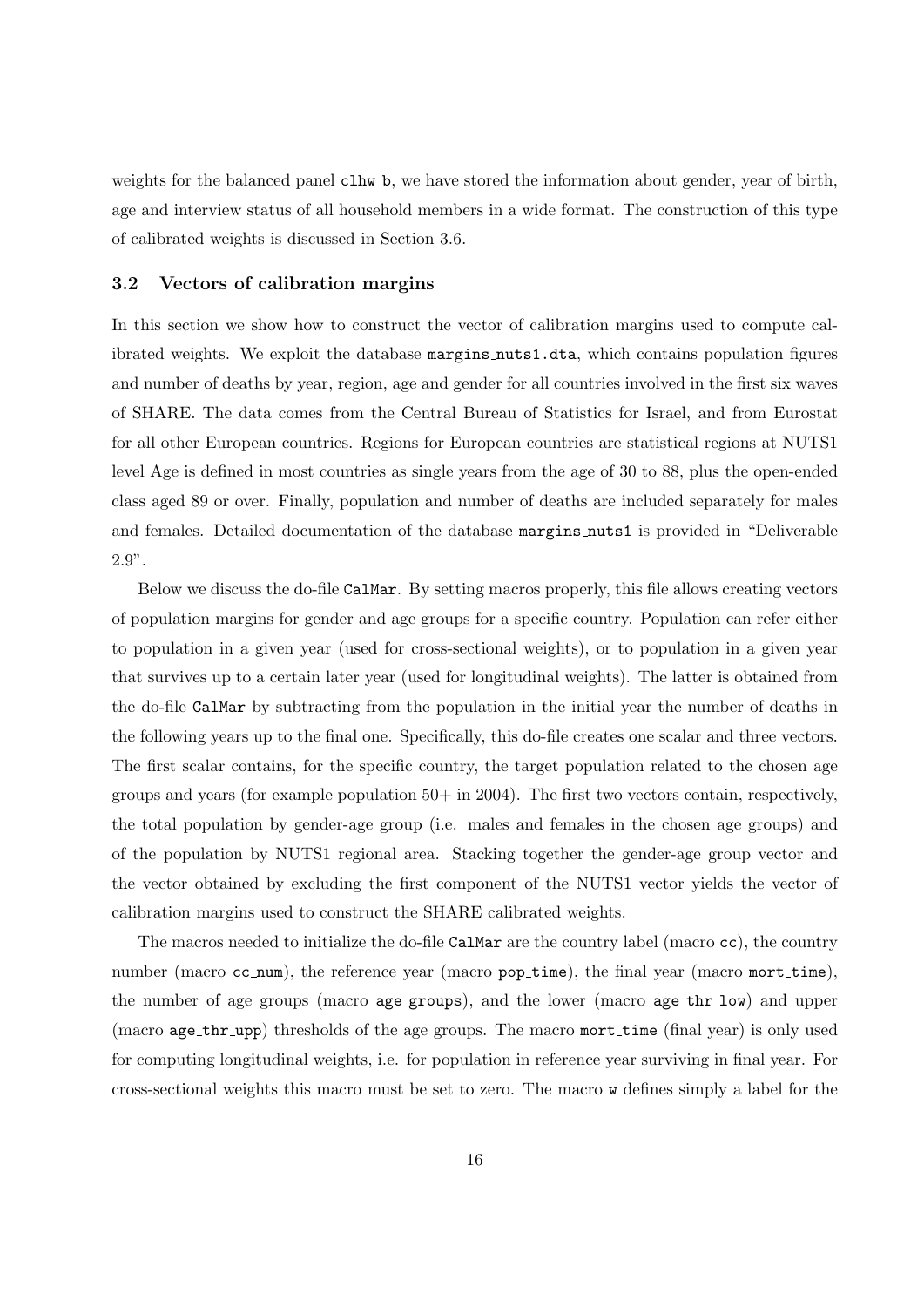weights for the balanced panel `clhw_b`, we have stored the information about gender, year of birth, age and interview status of all household members in a wide format. The construction of this type of calibrated weights is discussed in Section 3.6.

### 3.2 Vectors of calibration margins

In this section we show how to construct the vector of calibration margins used to compute calibrated weights. We exploit the database `margins_nuts1.dta`, which contains population figures and number of deaths by year, region, age and gender for all countries involved in the first six waves of SHARE. The data comes from the Central Bureau of Statistics for Israel, and from Eurostat for all other European countries. Regions for European countries are statistical regions at NUTS1 level Age is defined in most countries as single years from the age of 30 to 88, plus the open-ended class aged 89 or over. Finally, population and number of deaths are included separately for males and females. Detailed documentation of the database `margins_nuts1` is provided in "Deliverable 2.9".

Below we discuss the do-file `CalMar`. By setting macros properly, this file allows creating vectors of population margins for gender and age groups for a specific country. Population can refer either to population in a given year (used for cross-sectional weights), or to population in a given year that survives up to a certain later year (used for longitudinal weights). The latter is obtained from the do-file `CalMar` by subtracting from the population in the initial year the number of deaths in the following years up to the final one. Specifically, this do-file creates one scalar and three vectors. The first scalar contains, for the specific country, the target population related to the chosen age groups and years (for example population 50+ in 2004). The first two vectors contain, respectively, the total population by gender-age group (i.e. males and females in the chosen age groups) and of the population by NUTS1 regional area. Stacking together the gender-age group vector and the vector obtained by excluding the first component of the NUTS1 vector yields the vector of calibration margins used to construct the SHARE calibrated weights.

The macros needed to initialize the do-file `CalMar` are the country label (macro `cc`), the country number (macro `cc_num`), the reference year (macro `pop_time`), the final year (macro `mort_time`), the number of age groups (macro `age_groups`), and the lower (macro `age_thr_low`) and upper (macro `age_thr_upp`) thresholds of the age groups. The macro `mort_time` (final year) is only used for computing longitudinal weights, i.e. for population in reference year surviving in final year. For cross-sectional weights this macro must be set to zero. The macro `w` defines simply a label for the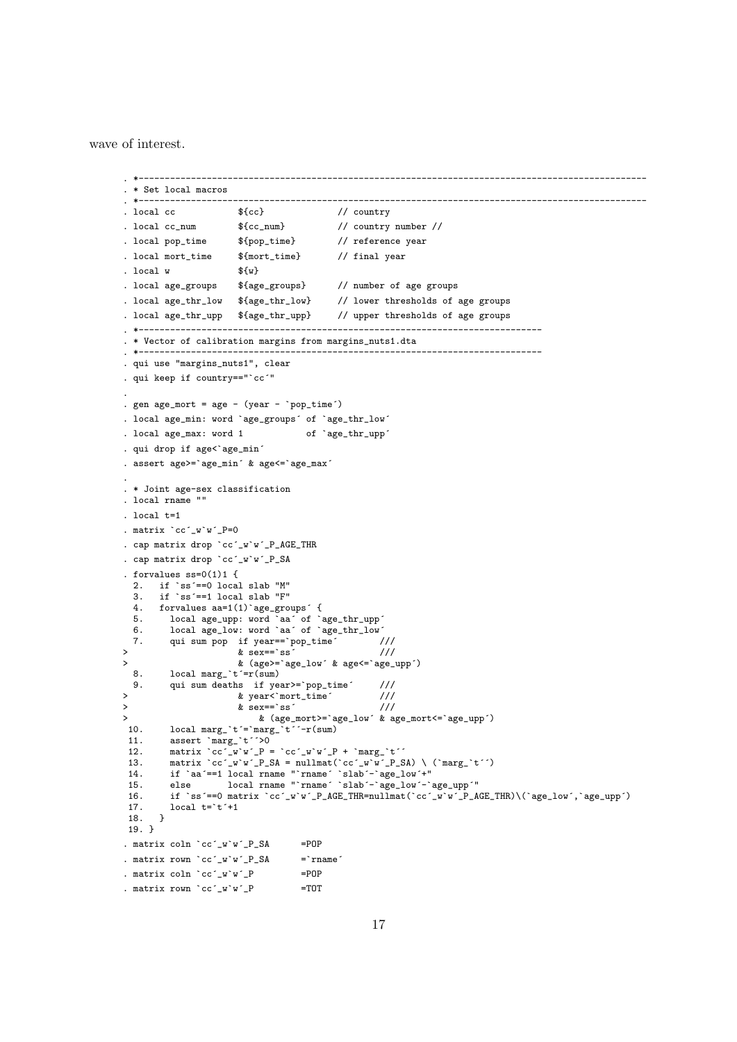wave of interest.

```
. *-----------------------------------------------------------------------------------------------
. * Set local macros
. *-----------------------------------------------------------------------------------------------
. local cc            ${cc}              // country
. local cc_num        ${cc_num}          // country number //
. local pop_time      ${pop_time}        // reference year
. local mort_time     ${mort_time}       // final year
. local w             ${w}
. local age_groups    ${age_groups}      // number of age groups
. local age_thr_low   ${age_thr_low}     // lower thresholds of age groups
. local age_thr_upp   ${age_thr_upp}     // upper thresholds of age groups
. *-----------------------------------------------------------------------------
. * Vector of calibration margins from margins_nuts1.dta
. *-----------------------------------------------------------------------------
. qui use "margins_nuts1", clear
. qui keep if country=="`cc´"
. 
. gen age_mort = age - (year - `pop_time´)
. local age_min: word `age_groups´ of `age_thr_low´
. local age_max: word 1            of `age_thr_upp´
. qui drop if age<`age_min´
. assert age>=`age_min´ & age<=`age_max´
. 
. * Joint age-sex classification
. local rname ""
. local t=1
. matrix `cc´_w`w´_P=0
. cap matrix drop `cc´_w`w´_P_AGE_THR
. cap matrix drop `cc´_w`w´_P_SA
. forvalues ss=0(1)1 {
  2.   if `ss´==0 local slab "M"
  3.   if `ss´==1 local slab "F"
  4.   forvalues aa=1(1)`age_groups´ {
  5.     local age_upp: word `aa´ of `age_thr_upp´
  6.     local age_low: word `aa´ of `age_thr_low´
  7.     qui sum pop  if year==`pop_time´        ///
>                    & sex==`ss´               ///
>                    & (age>=`age_low´ & age<=`age_upp´)
  8.     local marg_`t´=r(sum)
  9.     qui sum deaths  if year>=`pop_time´     ///
>                    & year<`mort_time´         ///
>                    & sex==`ss´                ///
>                        & (age_mort>=`age_low´ & age_mort<=`age_upp´)
 10.     local marg_`t´=`marg_`t´´-r(sum)
 11.     assert `marg_`t´´>0
 12.     matrix `cc´_w`w´_P = `cc´_w`w´_P + `marg_`t´´
 13.     matrix `cc´_w`w´_P_SA = nullmat(`cc´_w`w´_P_SA) \ (`marg_`t´´)
 14.     if `aa´==1 local rname "`rname´ `slab´-`age_low´+"
 15.     else       local rname "`rname´ `slab´-`age_low´-`age_upp´"
 16.     if `ss´==0 matrix `cc´_w`w´_P_AGE_THR=nullmat(`cc´_w`w´_P_AGE_THR)\(`age_low´,`age_upp´)
 17.     local t=`t´+1
 18.   }
 19. }
. matrix coln `cc´_w`w´_P_SA      =POP
. matrix rown `cc´_w`w´_P_SA      =`rname´
. matrix coln `cc´_w`w´_P         =POP
. matrix rown `cc´_w`w´_P         =TOT
```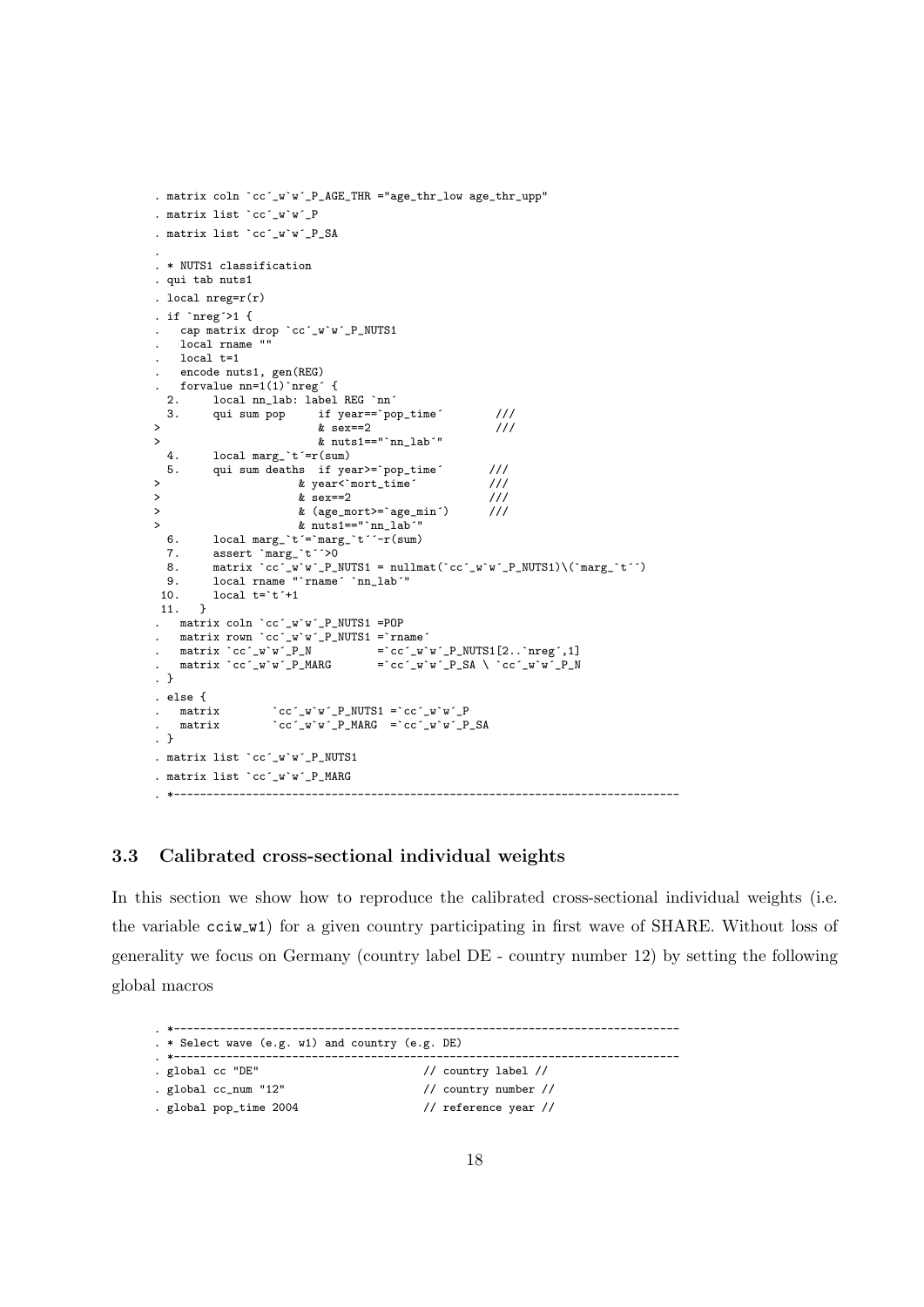```
. matrix coln `cc´_w`w´_P_AGE_THR ="age_thr_low age_thr_upp"
. matrix list `cc´_w`w´_P
. matrix list `cc´_w`w´_P_SA
.
. * NUTS1 classification
. qui tab nuts1
. local nreg=r(r)
. if `nreg´>1 {
.   cap matrix drop `cc´_w`w´_P_NUTS1
.   local rname ""
.   local t=1
.   encode nuts1, gen(REG)
.   forvalue nn=1(1)`nreg´ {
  2.     local nn_lab: label REG `nn´
  3.     qui sum pop     if year==`pop_time´        ///
>                        & sex==2                  ///
>                        & nuts1=="`nn_lab´"
  4.     local marg_`t´=r(sum)
  5.     qui sum deaths  if year>=`pop_time´       ///
>                    & year<`mort_time´           ///
>                    & sex==2                     ///
>                    & (age_mort>=`age_min´)      ///
>                    & nuts1=="`nn_lab´"
  6.     local marg_`t´=`marg_`t´´-r(sum)
  7.     assert `marg_`t´´>0
  8.     matrix `cc´_w`w´_P_NUTS1 = nullmat(`cc´_w`w´_P_NUTS1)\(`marg_`t´´)
  9.     local rname "`rname´ `nn_lab´"
 10.     local t=`t´+1
 11.   }
.   matrix coln `cc´_w`w´_P_NUTS1 =POP
.   matrix rown `cc´_w`w´_P_NUTS1 =`rname´
.   matrix `cc´_w`w´_P_N          =`cc´_w`w´_P_NUTS1[2..`nreg´,1]
.   matrix `cc´_w`w´_P_MARG       =`cc´_w`w´_P_SA \ `cc´_w`w´_P_N
. }
. else {
.   matrix        `cc´_w`w´_P_NUTS1 =`cc´_w`w´_P
.   matrix        `cc´_w`w´_P_MARG  =`cc´_w`w´_P_SA
. }
. matrix list `cc´_w`w´_P_NUTS1
. matrix list `cc´_w`w´_P_MARG
. *---------------------------------------------------------------------------
```

### 3.3 Calibrated cross-sectional individual weights

In this section we show how to reproduce the calibrated cross-sectional individual weights (i.e. the variable cciw_w1) for a given country participating in first wave of SHARE. Without loss of generality we focus on Germany (country label DE - country number 12) by setting the following global macros

```
. *---------------------------------------------------------------------------
. * Select wave (e.g. w1) and country (e.g. DE)
. *---------------------------------------------------------------------------
. global cc "DE"                        // country label //
. global cc_num "12"                    // country number //
. global pop_time 2004                  // reference year //
```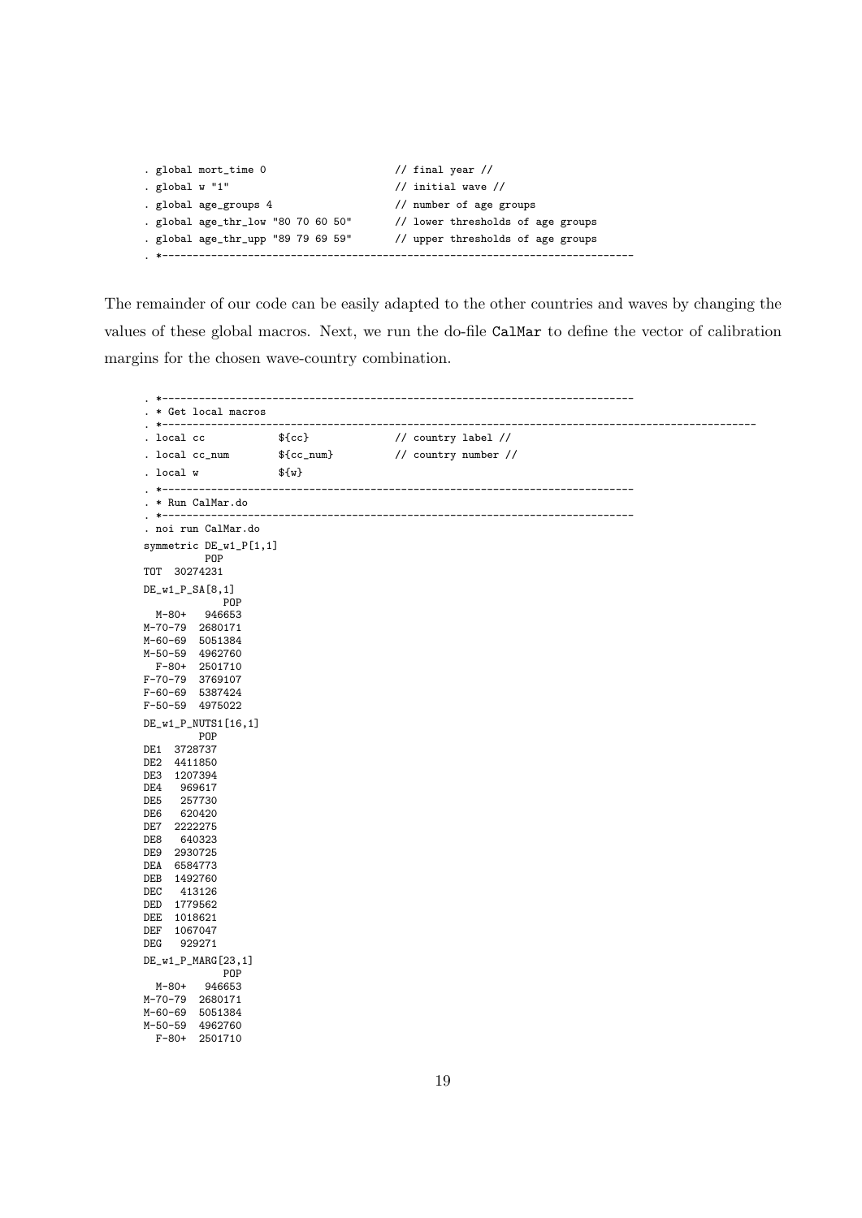```
. global mort_time 0                       // final year //
. global w "1"                             // initial wave //
. global age_groups 4                      // number of age groups
. global age_thr_low "80 70 60 50"         // lower thresholds of age groups
. global age_thr_upp "89 79 69 59"         // upper thresholds of age groups
. *---------------------------------------------------------------------------
```

The remainder of our code can be easily adapted to the other countries and waves by changing the values of these global macros. Next, we run the do-file `CalMar` to define the vector of calibration margins for the chosen wave-country combination.

```
. *---------------------------------------------------------------------------
. * Get local macros
. *-------------------------------------------------------------------------------------------------
. local cc            ${cc}               // country label //
. local cc_num        ${cc_num}           // country number //
. local w             ${w}
. *---------------------------------------------------------------------------
. * Run CalMar.do
. *---------------------------------------------------------------------------
. noi run CalMar.do
symmetric DE_w1_P[1,1]
          POP
TOT  30274231

DE_w1_P_SA[8,1]
            POP
  M-80+   946653
M-70-79  2680171
M-60-69  5051384
M-50-59  4962760
  F-80+  2501710
F-70-79  3769107
F-60-69  5387424
F-50-59  4975022

DE_w1_P_NUTS1[16,1]
         POP
DE1  3728737
DE2  4411850
DE3  1207394
DE4   969617
DE5   257730
DE6   620420
DE7  2222275
DE8   640323
DE9  2930725
DEA  6584773
DEB  1492760
DEC   413126
DED  1779562
DEE  1018621
DEF  1067047
DEG   929271

DE_w1_P_MARG[23,1]
            POP
  M-80+   946653
M-70-79  2680171
M-60-69  5051384
M-50-59  4962760
  F-80+  2501710
```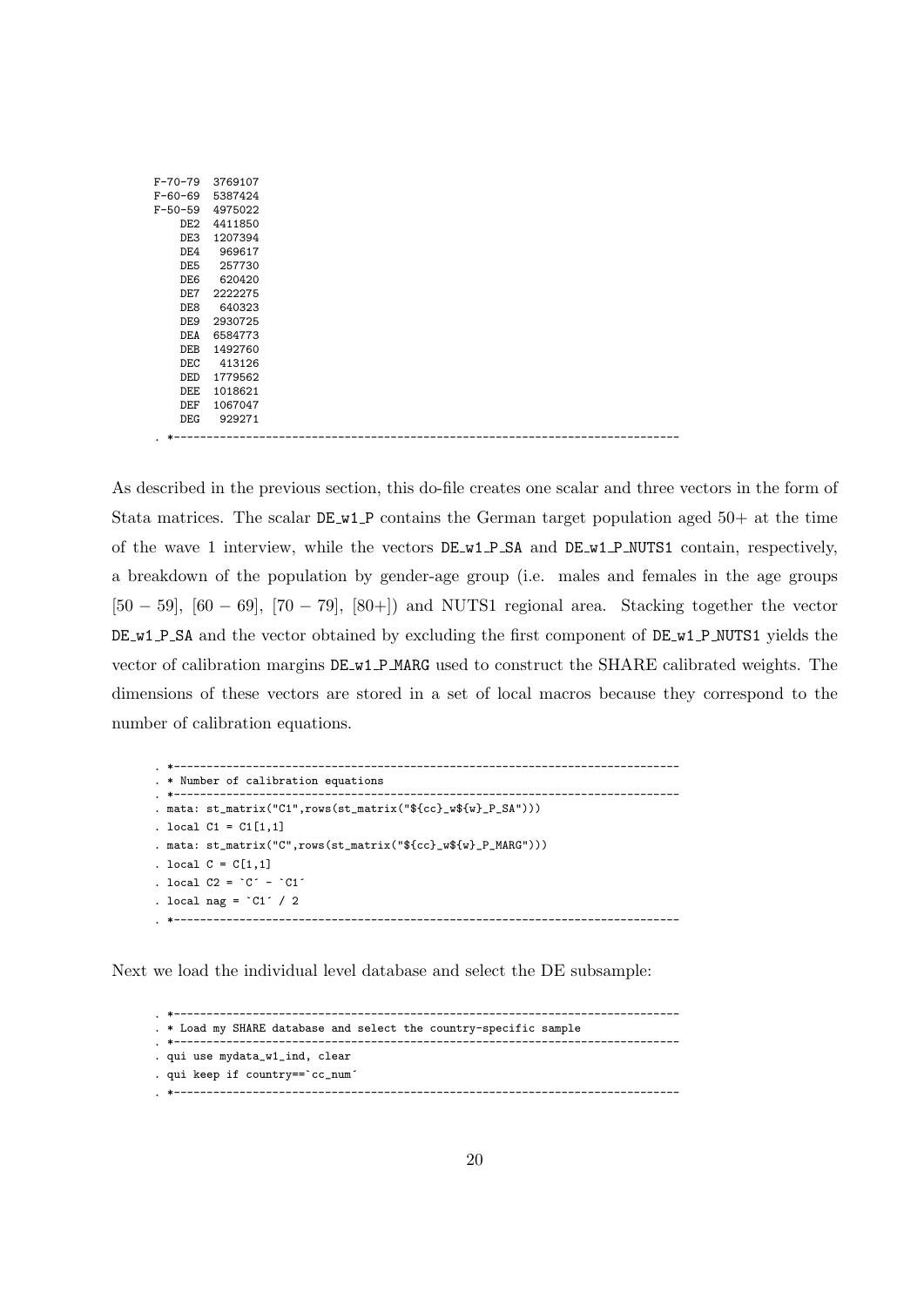```
  F-70-79  3769107
  F-60-69  5387424
  F-50-59  4975022
      DE2  4411850
      DE3  1207394
      DE4   969617
      DE5   257730
      DE6   620420
      DE7  2222275
      DE8   640323
      DE9  2930725
      DEA  6584773
      DEB  1492760
      DEC   413126
      DED  1779562
      DEE  1018621
      DEF  1067047
      DEG   929271
. *------------------------------------------------------------------------------
```

As described in the previous section, this do-file creates one scalar and three vectors in the form of Stata matrices. The scalar DE_w1_P contains the German target population aged 50+ at the time of the wave 1 interview, while the vectors DE_w1_P_SA and DE_w1_P_NUTS1 contain, respectively, a breakdown of the population by gender-age group (i.e. males and females in the age groups $[50-59]$, $[60-69]$, $[70-79]$, $[80+]$) and NUTS1 regional area. Stacking together the vector DE_w1_P_SA and the vector obtained by excluding the first component of DE_w1_P_NUTS1 yields the vector of calibration margins DE_w1_P_MARG used to construct the SHARE calibrated weights. The dimensions of these vectors are stored in a set of local macros because they correspond to the number of calibration equations.

```
. *------------------------------------------------------------------------------
. * Number of calibration equations
. *------------------------------------------------------------------------------
. mata: st_matrix("C1",rows(st_matrix("${cc}_w${w}_P_SA")))
. local C1 = C1[1,1]
. mata: st_matrix("C",rows(st_matrix("${cc}_w${w}_P_MARG")))
. local C = C[1,1]
. local C2 = `C´ - `C1´
. local nag = `C1´ / 2
. *------------------------------------------------------------------------------
```

Next we load the individual level database and select the DE subsample:

```
. *------------------------------------------------------------------------------
. * Load my SHARE database and select the country-specific sample
. *------------------------------------------------------------------------------
. qui use mydata_w1_ind, clear
. qui keep if country==`cc_num´
. *------------------------------------------------------------------------------
```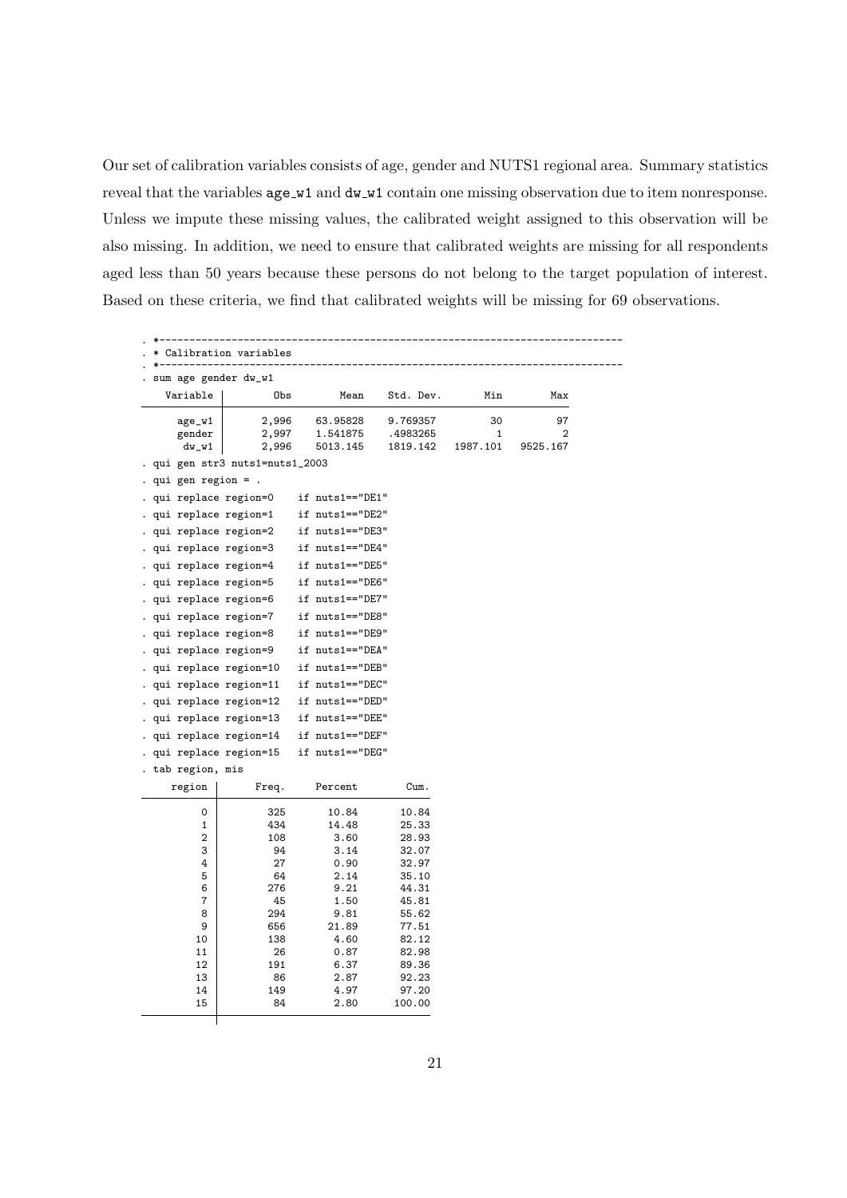Our set of calibration variables consists of age, gender and NUTS1 regional area. Summary statistics reveal that the variables `age_w1` and `dw_w1` contain one missing observation due to item nonresponse. Unless we impute these missing values, the calibrated weight assigned to this observation will be also missing. In addition, we need to ensure that calibrated weights are missing for all respondents aged less than 50 years because these persons do not belong to the target population of interest. Based on these criteria, we find that calibrated weights will be missing for 69 observations.

```
. *----------------------------------------------------------------------------
. * Calibration variables
. *----------------------------------------------------------------------------
. sum age gender dw_w1

    Variable |        Obs        Mean    Std. Dev.       Min        Max
-------------+---------------------------------------------------------
      age_w1 |      2,996    63.95828    9.769357         30         97
      gender |      2,997    1.541875    .4983265          1          2
       dw_w1 |      2,996    5013.145    1819.142   1987.101   9525.167

. qui gen str3 nuts1=nuts1_2003
. qui gen region = .
. qui replace region=0    if nuts1=="DE1"
. qui replace region=1    if nuts1=="DE2"
. qui replace region=2    if nuts1=="DE3"
. qui replace region=3    if nuts1=="DE4"
. qui replace region=4    if nuts1=="DE5"
. qui replace region=5    if nuts1=="DE6"
. qui replace region=6    if nuts1=="DE7"
. qui replace region=7    if nuts1=="DE8"
. qui replace region=8    if nuts1=="DE9"
. qui replace region=9    if nuts1=="DEA"
. qui replace region=10   if nuts1=="DEB"
. qui replace region=11   if nuts1=="DEC"
. qui replace region=12   if nuts1=="DED"
. qui replace region=13   if nuts1=="DEE"
. qui replace region=14   if nuts1=="DEF"
. qui replace region=15   if nuts1=="DEG"
. tab region, mis

     region |      Freq.     Percent        Cum.
------------+-----------------------------------
          0 |        325       10.84       10.84
          1 |        434       14.48       25.33
          2 |        108        3.60       28.93
          3 |         94        3.14       32.07
          4 |         27        0.90       32.97
          5 |         64        2.14       35.10
          6 |        276        9.21       44.31
          7 |         45        1.50       45.81
          8 |        294        9.81       55.62
          9 |        656       21.89       77.51
         10 |        138        4.60       82.12
         11 |         26        0.87       82.98
         12 |        191        6.37       89.36
         13 |         86        2.87       92.23
         14 |        149        4.97       97.20
         15 |         84        2.80      100.00
------------+-----------------------------------
```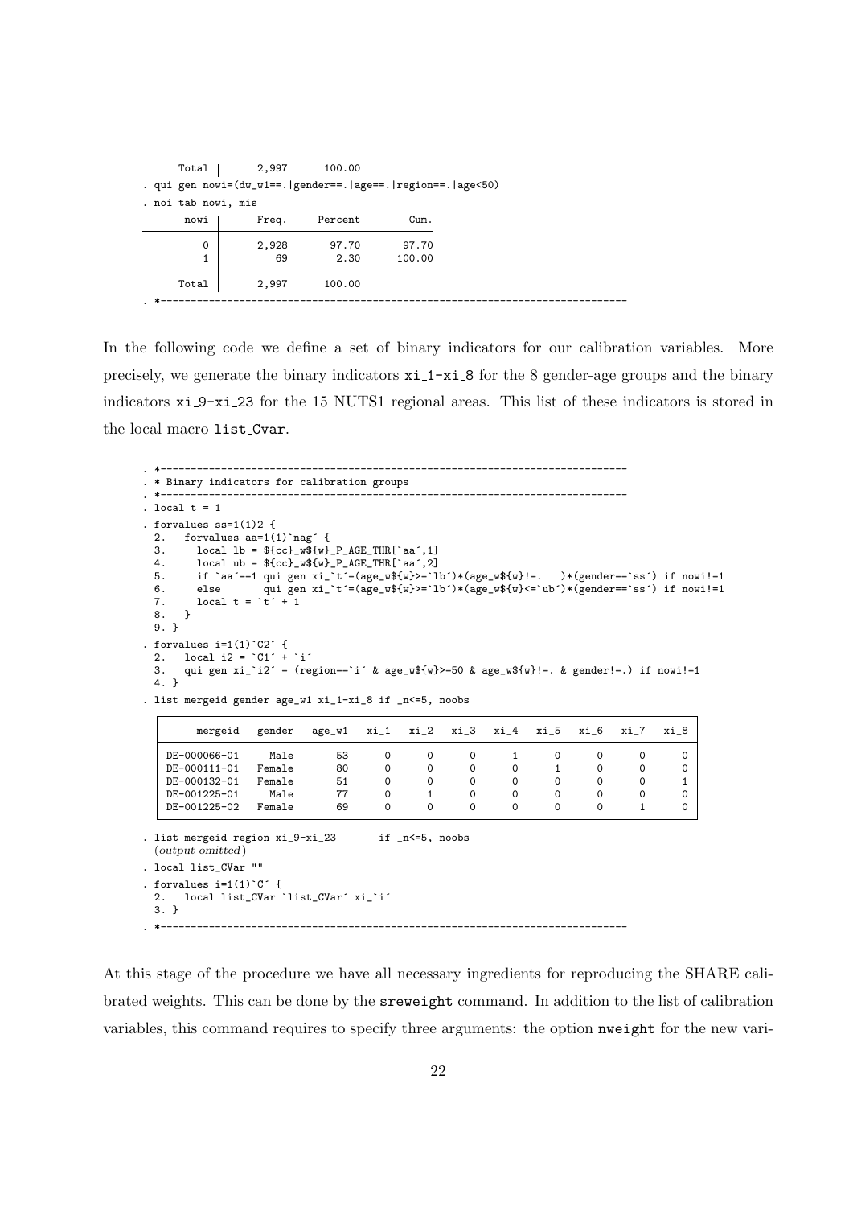```
     Total |      2,997      100.00
. qui gen nowi=(dw_w1==.|gender==.|age==.|region==.|age<50)
. noi tab nowi, mis

       nowi |      Freq.     Percent        Cum.
------------+-----------------------------------
          0 |      2,928       97.70       97.70
          1 |         69        2.30      100.00
------------+-----------------------------------
      Total |      2,997      100.00
. *------------------------------------------------------------------------------
```

In the following code we define a set of binary indicators for our calibration variables. More precisely, we generate the binary indicators xi_1-xi_8 for the 8 gender-age groups and the binary indicators xi_9-xi_23 for the 15 NUTS1 regional areas. This list of these indicators is stored in the local macro list_Cvar.

```
. *------------------------------------------------------------------------------
. * Binary indicators for calibration groups
. *------------------------------------------------------------------------------
. local t = 1
. forvalues ss=1(1)2 {
  2.   forvalues aa=1(1)`nag´ {
  3.     local lb = ${cc}_w${w}_P_AGE_THR[`aa´,1]
  4.     local ub = ${cc}_w${w}_P_AGE_THR[`aa´,2]
  5.     if `aa´==1 qui gen xi_`t´=(age_w${w}>=`lb´)*(age_w${w}!=.   )*(gender==`ss´) if nowi!=1
  6.     else       qui gen xi_`t´=(age_w${w}>=`lb´)*(age_w${w}<=`ub´)*(gender==`ss´) if nowi!=1
  7.     local t = `t´ + 1
  8.   }
  9. }
. forvalues i=1(1)`C2´ {
  2.   local i2 = `C1´ + `i´
  3.   qui gen xi_`i2´ = (region==`i´ & age_w${w}>=50 & age_w${w}!=. & gender!=.) if nowi!=1
  4. }
. list mergeid gender age_w1 xi_1-xi_8 if _n<=5, noobs

  +-----------------------------------------------------------------------------------+
  |     mergeid   gender   age_w1   xi_1   xi_2   xi_3   xi_4   xi_5   xi_6   xi_7   xi_8 |
  |-----------------------------------------------------------------------------------|
  | DE-000066-01     Male       53      0      0      0      1      0      0      0      0 |
  | DE-000111-01   Female       80      0      0      0      0      1      0      0      0 |
  | DE-000132-01   Female       51      0      0      0      0      0      0      0      1 |
  | DE-001225-01     Male       77      0      1      0      0      0      0      0      0 |
  | DE-001225-02   Female       69      0      0      0      0      0      0      1      0 |
  +-----------------------------------------------------------------------------------+

. list mergeid region xi_9-xi_23       if _n<=5, noobs
  (output omitted)
. local list_CVar ""
. forvalues i=1(1)`C´ {
  2.   local list_CVar `list_CVar´ xi_`i´
  3. }
. *------------------------------------------------------------------------------
```

At this stage of the procedure we have all necessary ingredients for reproducing the SHARE calibrated weights. This can be done by the sreweight command. In addition to the list of calibration variables, this command requires to specify three arguments: the option nweight for the new vari-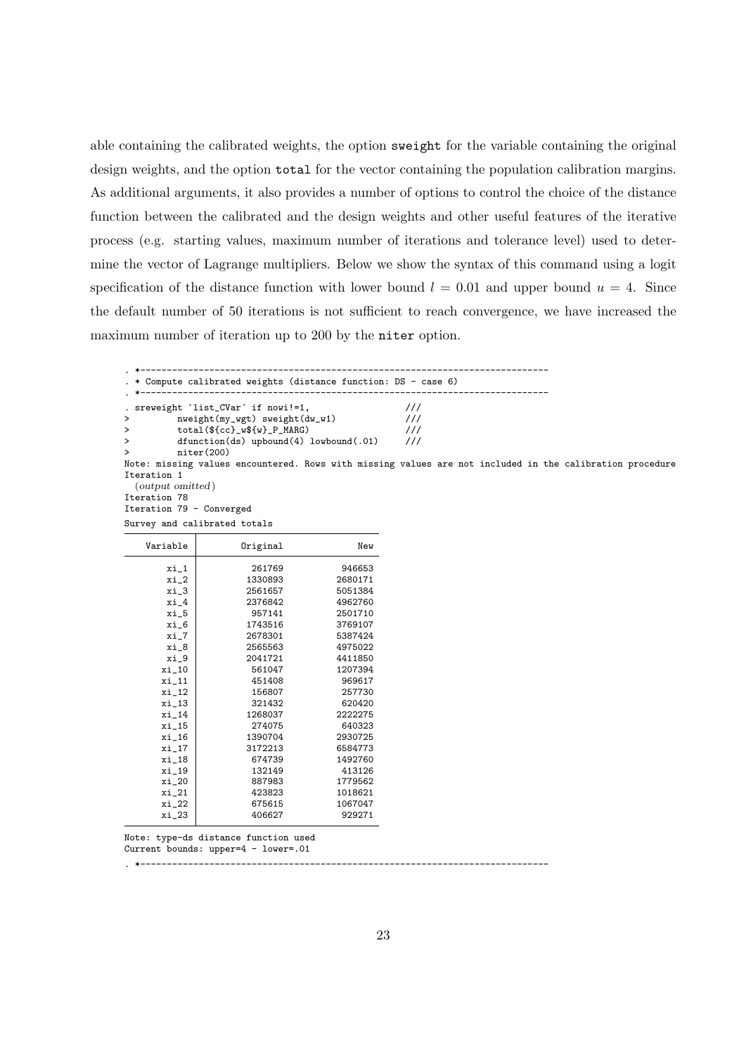able containing the calibrated weights, the option sweight for the variable containing the original design weights, and the option total for the vector containing the population calibration margins. As additional arguments, it also provides a number of options to control the choice of the distance function between the calibrated and the design weights and other useful features of the iterative process (e.g. starting values, maximum number of iterations and tolerance level) used to determine the vector of Lagrange multipliers. Below we show the syntax of this command using a logit specification of the distance function with lower bound $l = 0.01$ and upper bound $u = 4$. Since the default number of 50 iterations is not sufficient to reach convergence, we have increased the maximum number of iteration up to 200 by the niter option.

```
. *-----------------------------------------------------------------------------
. * Compute calibrated weights (distance function: DS - case 6)
. *-----------------------------------------------------------------------------
. sreweight `list_CVar´ if nowi!=1,                  ///
>         nweight(my_wgt) sweight(dw_w1)             ///
>         total(${cc}_w${w}_P_MARG)                  ///
>         dfunction(ds) upbound(4) lowbound(.01)     ///
>         niter(200)
Note: missing values encountered. Rows with missing values are not included in the calibration procedure
Iteration 1
  (output omitted)
Iteration 78
Iteration 79 - Converged
Survey and calibrated totals
```

| Variable | Original | New |
|---|---|---|
| xi_1 | 261769 | 946653 |
| xi_2 | 1330893 | 2680171 |
| xi_3 | 2561657 | 5051384 |
| xi_4 | 2376842 | 4962760 |
| xi_5 | 957141 | 2501710 |
| xi_6 | 1743516 | 3769107 |
| xi_7 | 2678301 | 5387424 |
| xi_8 | 2565563 | 4975022 |
| xi_9 | 2041721 | 4411850 |
| xi_10 | 561047 | 1207394 |
| xi_11 | 451408 | 969617 |
| xi_12 | 156807 | 257730 |
| xi_13 | 321432 | 620420 |
| xi_14 | 1268037 | 2222275 |
| xi_15 | 274075 | 640323 |
| xi_16 | 1390704 | 2930725 |
| xi_17 | 3172213 | 6584773 |
| xi_18 | 674739 | 1492760 |
| xi_19 | 132149 | 413126 |
| xi_20 | 887983 | 1779562 |
| xi_21 | 423823 | 1018621 |
| xi_22 | 675615 | 1067047 |
| xi_23 | 406627 | 929271 |

```
Note: type-ds distance function used
Current bounds: upper=4 - lower=.01
. *-----------------------------------------------------------------------------
```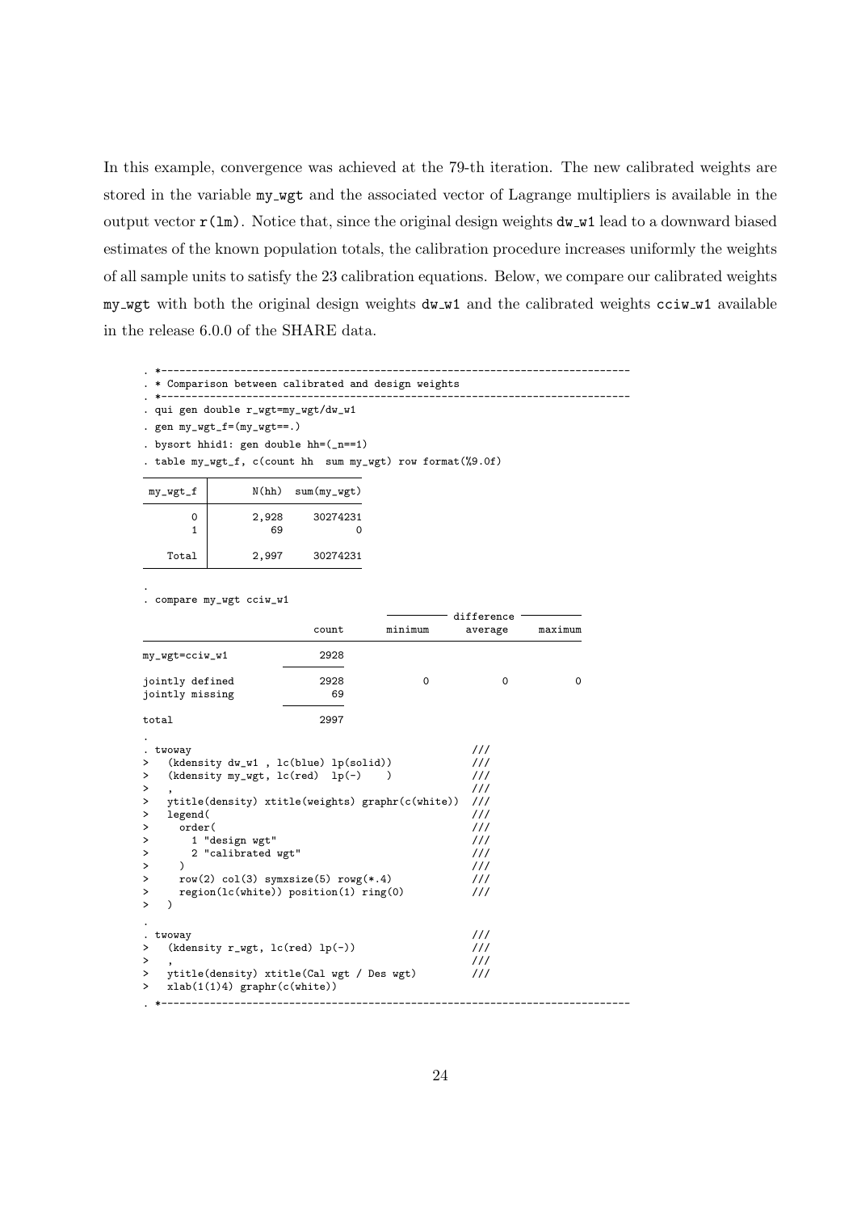In this example, convergence was achieved at the 79-th iteration. The new calibrated weights are stored in the variable my_wgt and the associated vector of Lagrange multipliers is available in the output vector r(lm). Notice that, since the original design weights dw_w1 lead to a downward biased estimates of the known population totals, the calibration procedure increases uniformly the weights of all sample units to satisfy the 23 calibration equations. Below, we compare our calibrated weights my_wgt with both the original design weights dw_w1 and the calibrated weights cciw_w1 available in the release 6.0.0 of the SHARE data.

```
. *---------------------------------------------------------------------------
. * Comparison between calibrated and design weights
. *---------------------------------------------------------------------------
. qui gen double r_wgt=my_wgt/dw_w1
. gen my_wgt_f=(my_wgt==.)
. bysort hhid1: gen double hh=(_n==1)
. table my_wgt_f, c(count hh  sum my_wgt) row format(%9.0f)

  my_wgt_f |      N(hh)  sum(my_wgt)
-----------+------------------------
         0 |      2,928     30274231
         1 |         69            0
           |
     Total |      2,997     30274231

.
. compare my_wgt cciw_w1

                                        ---------- difference ----------
                            count       minimum      average     maximum
------------------------------------------------------------------------
my_wgt=cciw_w1               2928
                       ----------
jointly defined              2928             0            0           0
jointly missing                69
                       ----------
total                        2997

.
. twoway                                                 ///
>   (kdensity dw_w1 , lc(blue) lp(solid))                ///
>   (kdensity my_wgt, lc(red)  lp(-)    )                ///
>   ,                                                    ///
>   ytitle(density) xtitle(weights) graphr(c(white))     ///
>   legend(                                              ///
>     order(                                             ///
>       1 "design wgt"                                   ///
>       2 "calibrated wgt"                               ///
>     )                                                  ///
>     row(2) col(3) symxsize(5) rowg(*.4)                ///
>     region(lc(white)) position(1) ring(0)              ///
>   )

.
. twoway                                                 ///
>   (kdensity r_wgt, lc(red) lp(-))                      ///
>   ,                                                    ///
>   ytitle(density) xtitle(Cal wgt / Des wgt)            ///
>   xlab(1(1)4) graphr(c(white))
. *---------------------------------------------------------------------------
```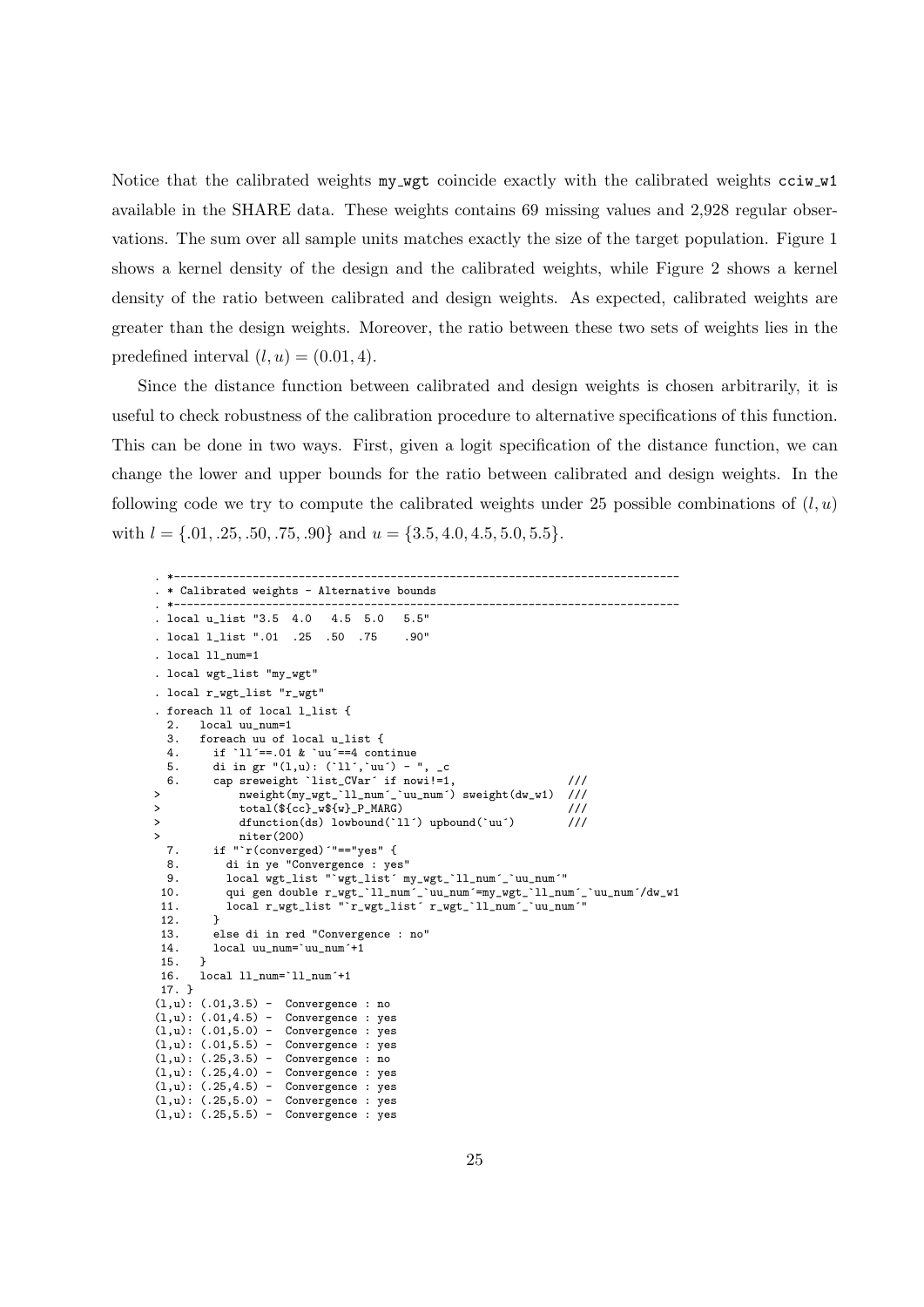Notice that the calibrated weights my_wgt coincide exactly with the calibrated weights cciw_w1 available in the SHARE data. These weights contains 69 missing values and 2,928 regular observations. The sum over all sample units matches exactly the size of the target population. Figure 1 shows a kernel density of the design and the calibrated weights, while Figure 2 shows a kernel density of the ratio between calibrated and design weights. As expected, calibrated weights are greater than the design weights. Moreover, the ratio between these two sets of weights lies in the predefined interval $(l, u) = (0.01, 4)$.

Since the distance function between calibrated and design weights is chosen arbitrarily, it is useful to check robustness of the calibration procedure to alternative specifications of this function. This can be done in two ways. First, given a logit specification of the distance function, we can change the lower and upper bounds for the ratio between calibrated and design weights. In the following code we try to compute the calibrated weights under 25 possible combinations of $(l, u)$ with $l = \{.01, .25, .50, .75, .90\}$ and $u = \{3.5, 4.0, 4.5, 5.0, 5.5\}$.

```
. *-----------------------------------------------------------------------------
. * Calibrated weights - Alternative bounds
. *-----------------------------------------------------------------------------
. local u_list "3.5  4.0   4.5  5.0   5.5"
. local l_list ".01  .25  .50  .75    .90"
. local ll_num=1
. local wgt_list "my_wgt"
. local r_wgt_list "r_wgt"
. foreach ll of local l_list {
  2.   local uu_num=1
  3.   foreach uu of local u_list {
  4.     if `ll´==.01 & `uu´==4 continue
  5.     di in gr "(l,u): (`ll´,`uu´) - ", _c
  6.     cap sreweight `list_CVar´ if nowi!=1,                ///
>            nweight(my_wgt_`ll_num´_`uu_num´) sweight(dw_w1)  ///
>            total(${cc}_w${w}_P_MARG)                        ///
>            dfunction(ds) lowbound(`ll´) upbound(`uu´)       ///
>            niter(200)
  7.     if "`r(converged)´"=="yes" {
  8.       di in ye "Convergence : yes"
  9.       local wgt_list "`wgt_list´ my_wgt_`ll_num´_`uu_num´"
 10.       qui gen double r_wgt_`ll_num´_`uu_num´=my_wgt_`ll_num´_`uu_num´/dw_w1
 11.       local r_wgt_list "`r_wgt_list´ r_wgt_`ll_num´_`uu_num´"
 12.     }
 13.     else di in red "Convergence : no"
 14.     local uu_num=`uu_num´+1
 15.   }
 16.   local ll_num=`ll_num´+1
 17. }
(l,u): (.01,3.5) -  Convergence : no
(l,u): (.01,4.5) -  Convergence : yes
(l,u): (.01,5.0) -  Convergence : yes
(l,u): (.01,5.5) -  Convergence : yes
(l,u): (.25,3.5) -  Convergence : no
(l,u): (.25,4.0) -  Convergence : yes
(l,u): (.25,4.5) -  Convergence : yes
(l,u): (.25,5.0) -  Convergence : yes
(l,u): (.25,5.5) -  Convergence : yes
```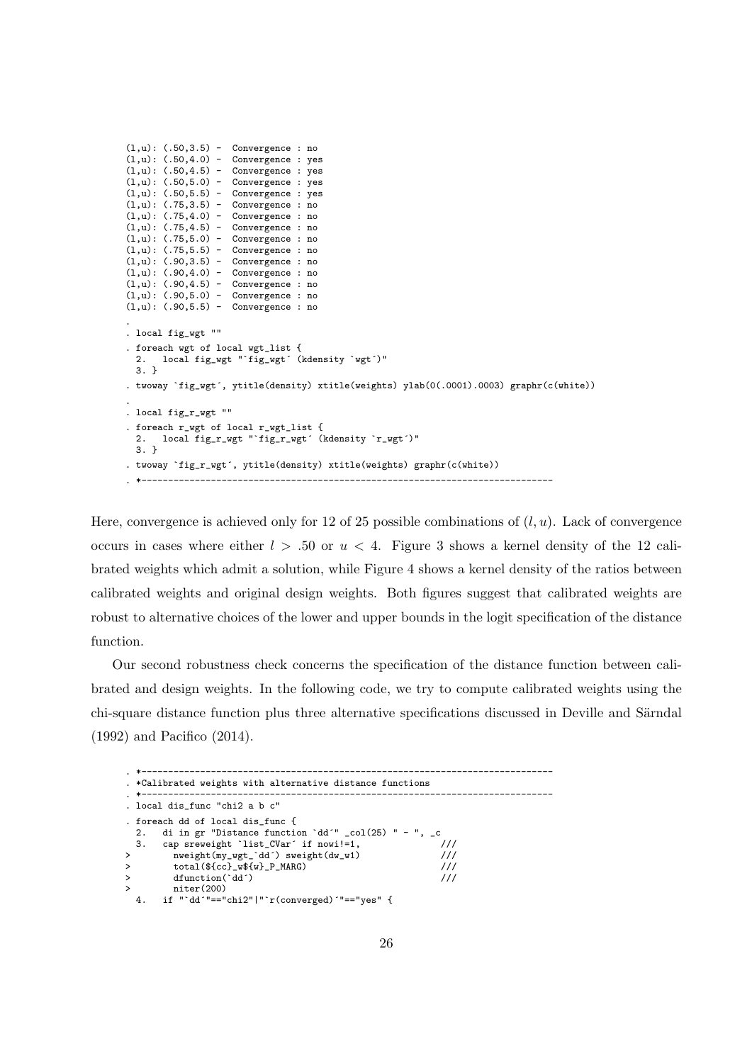```
(l,u): (.50,3.5) -  Convergence : no
(l,u): (.50,4.0) -  Convergence : yes
(l,u): (.50,4.5) -  Convergence : yes
(l,u): (.50,5.0) -  Convergence : yes
(l,u): (.50,5.5) -  Convergence : yes
(l,u): (.75,3.5) -  Convergence : no
(l,u): (.75,4.0) -  Convergence : no
(l,u): (.75,4.5) -  Convergence : no
(l,u): (.75,5.0) -  Convergence : no
(l,u): (.75,5.5) -  Convergence : no
(l,u): (.90,3.5) -  Convergence : no
(l,u): (.90,4.0) -  Convergence : no
(l,u): (.90,4.5) -  Convergence : no
(l,u): (.90,5.0) -  Convergence : no
(l,u): (.90,5.5) -  Convergence : no
.
. local fig_wgt ""
. foreach wgt of local wgt_list {
  2.   local fig_wgt "`fig_wgt´ (kdensity `wgt´)"
  3. }
. twoway `fig_wgt´, ytitle(density) xtitle(weights) ylab(0(.0001).0003) graphr(c(white))
.
. local fig_r_wgt ""
. foreach r_wgt of local r_wgt_list {
  2.   local fig_r_wgt "`fig_r_wgt´ (kdensity `r_wgt´)"
  3. }
. twoway `fig_r_wgt´, ytitle(density) xtitle(weights) graphr(c(white))
. *------------------------------------------------------------------------------
```

Here, convergence is achieved only for 12 of 25 possible combinations of $(l, u)$. Lack of convergence occurs in cases where either $l > .50$ or $u < 4$. Figure 3 shows a kernel density of the 12 calibrated weights which admit a solution, while Figure 4 shows a kernel density of the ratios between calibrated weights and original design weights. Both figures suggest that calibrated weights are robust to alternative choices of the lower and upper bounds in the logit specification of the distance function.

Our second robustness check concerns the specification of the distance function between calibrated and design weights. In the following code, we try to compute calibrated weights using the chi-square distance function plus three alternative specifications discussed in Deville and Särndal (1992) and Pacifico (2014).

```
. *------------------------------------------------------------------------------
. *Calibrated weights with alternative distance functions
. *------------------------------------------------------------------------------
. local dis_func "chi2 a b c"
. foreach dd of local dis_func {
  2.   di in gr "Distance function `dd´" _col(25) " - ", _c
  3.   cap sreweight `list_CVar´ if nowi!=1,              ///
>        nweight(my_wgt_`dd´) sweight(dw_w1)              ///
>        total(${cc}_w${w}_P_MARG)                        ///
>        dfunction(`dd´)                                  ///
>        niter(200)
  4.   if "`dd´"=="chi2"|"`r(converged)´"=="yes" {
```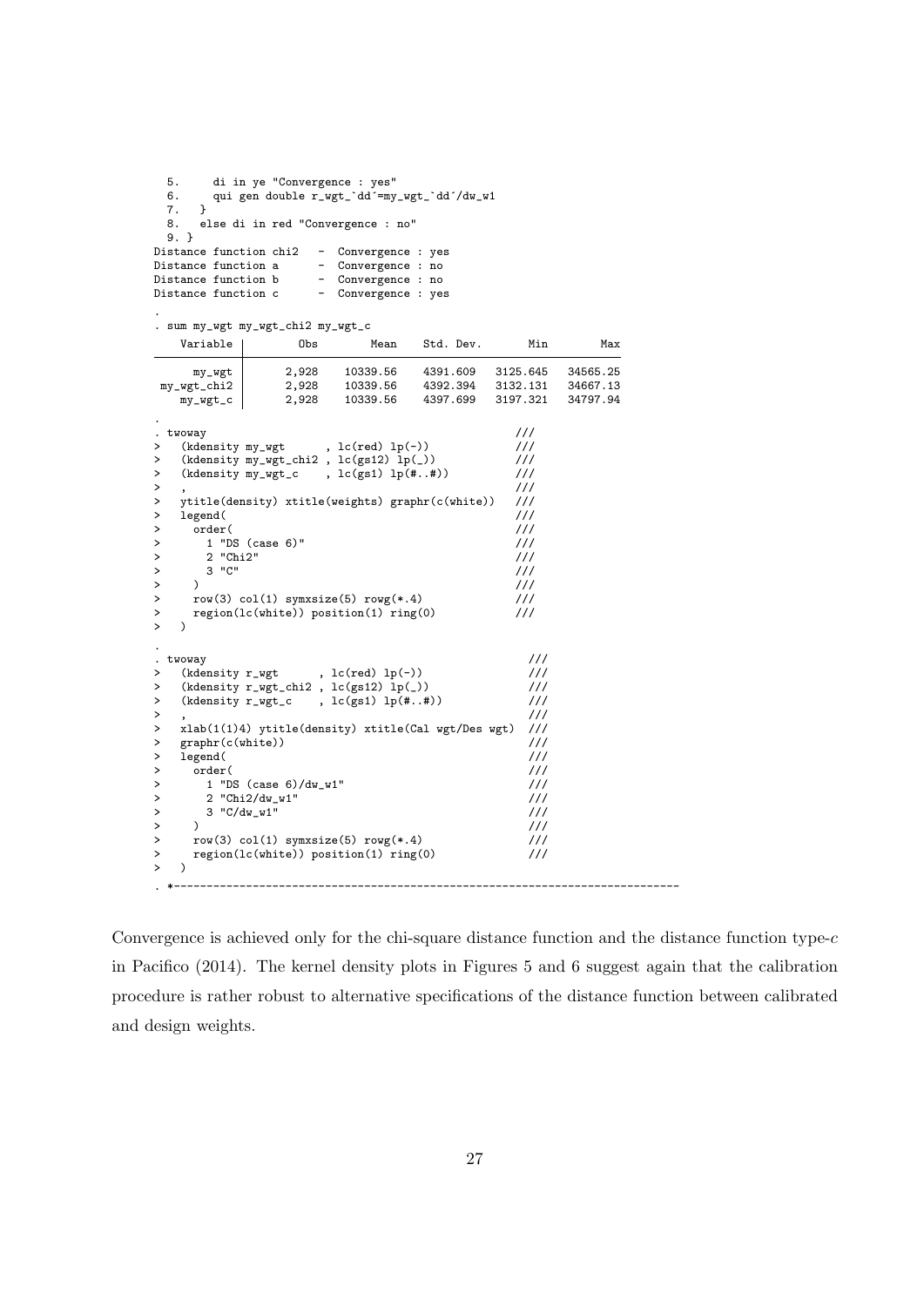```
  5.     di in ye "Convergence : yes"
  6.     qui gen double r_wgt_`dd´=my_wgt_`dd´/dw_w1
  7.   }
  8.   else di in red "Convergence : no"
  9. }
Distance function chi2   -  Convergence : yes
Distance function a      -  Convergence : no
Distance function b      -  Convergence : no
Distance function c      -  Convergence : yes

.
. sum my_wgt my_wgt_chi2 my_wgt_c

    Variable |        Obs        Mean    Std. Dev.       Min        Max
-------------+---------------------------------------------------------
      my_wgt |      2,928    10339.56    4391.609   3125.645   34565.25
 my_wgt_chi2 |      2,928    10339.56    4392.394   3132.131   34667.13
    my_wgt_c |      2,928    10339.56    4397.699   3197.321   34797.94

.
. twoway                                                 ///
>   (kdensity my_wgt      , lc(red) lp(-))               ///
>   (kdensity my_wgt_chi2 , lc(gs12) lp(_))              ///
>   (kdensity my_wgt_c    , lc(gs1) lp(#..#))            ///
>   ,                                                    ///
>   ytitle(density) xtitle(weights) graphr(c(white))     ///
>   legend(                                              ///
>     order(                                             ///
>       1 "DS (case 6)"                                  ///
>       2 "Chi2"                                         ///
>       3 "C"                                            ///
>     )                                                  ///
>     row(3) col(1) symxsize(5) rowg(*.4)                ///
>     region(lc(white)) position(1) ring(0)              ///
>   )

.
. twoway                                                  ///
>   (kdensity r_wgt      , lc(red) lp(-))                 ///
>   (kdensity r_wgt_chi2 , lc(gs12) lp(_))                ///
>   (kdensity r_wgt_c    , lc(gs1) lp(#..#))              ///
>   ,                                                     ///
>   xlab(1(1)4) ytitle(density) xtitle(Cal wgt/Des wgt)   ///
>   graphr(c(white))                                      ///
>   legend(                                               ///
>     order(                                              ///
>       1 "DS (case 6)/dw_w1"                             ///
>       2 "Chi2/dw_w1"                                    ///
>       3 "C/dw_w1"                                       ///
>     )                                                   ///
>     row(3) col(1) symxsize(5) rowg(*.4)                 ///
>     region(lc(white)) position(1) ring(0)               ///
>   )
. *---------------------------------------------------------------------------
```

Convergence is achieved only for the chi-square distance function and the distance function type-$c$ in Pacifico (2014). The kernel density plots in Figures 5 and 6 suggest again that the calibration procedure is rather robust to alternative specifications of the distance function between calibrated and design weights.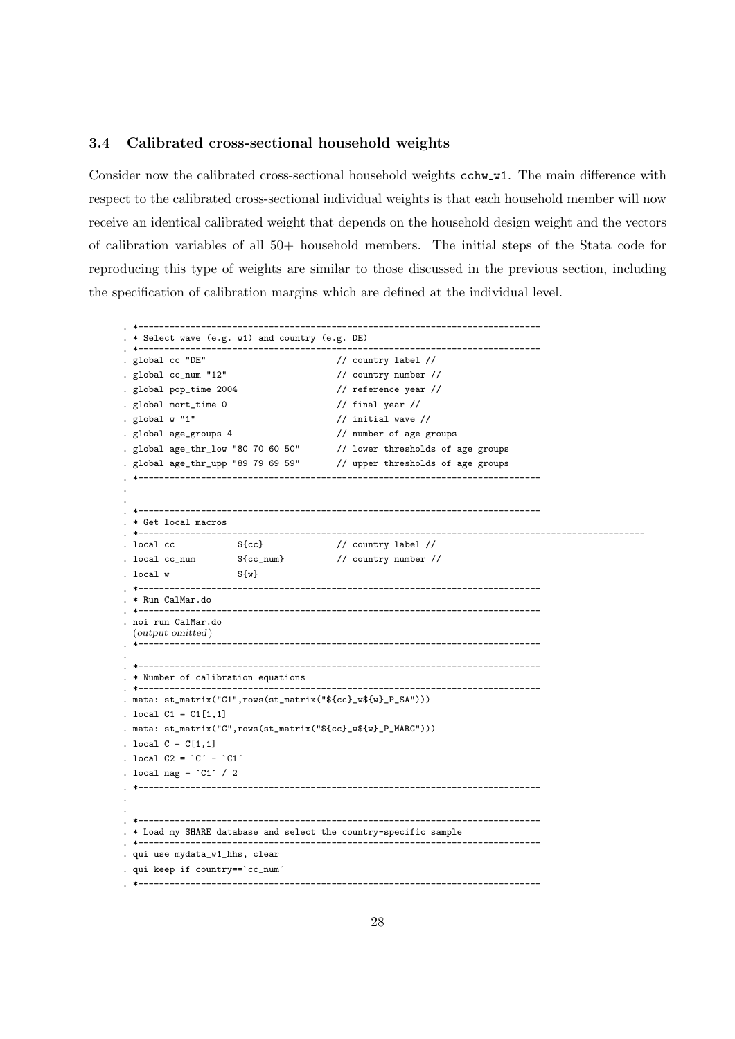### 3.4 Calibrated cross-sectional household weights

Consider now the calibrated cross-sectional household weights cchw_w1. The main difference with respect to the calibrated cross-sectional individual weights is that each household member will now receive an identical calibrated weight that depends on the household design weight and the vectors of calibration variables of all 50+ household members. The initial steps of the Stata code for reproducing this type of weights are similar to those discussed in the previous section, including the specification of calibration margins which are defined at the individual level.

```
. *----------------------------------------------------------------------------
. * Select wave (e.g. w1) and country (e.g. DE)
. *----------------------------------------------------------------------------
. global cc "DE"                          // country label //
. global cc_num "12"                      // country number //
. global pop_time 2004                    // reference year //
. global mort_time 0                      // final year //
. global w "1"                            // initial wave //
. global age_groups 4                     // number of age groups
. global age_thr_low "80 70 60 50"        // lower thresholds of age groups
. global age_thr_upp "89 79 69 59"        // upper thresholds of age groups
. *----------------------------------------------------------------------------
.
.
. *----------------------------------------------------------------------------
. * Get local macros
. *------------------------------------------------------------------------------------------------
. local cc            ${cc}               // country label //
. local cc_num        ${cc_num}           // country number //
. local w             ${w}
. *----------------------------------------------------------------------------
. * Run CalMar.do
. *----------------------------------------------------------------------------
. noi run CalMar.do
  (output omitted)
. *----------------------------------------------------------------------------
.
. *----------------------------------------------------------------------------
. * Number of calibration equations
. *----------------------------------------------------------------------------
. mata: st_matrix("C1",rows(st_matrix("${cc}_w${w}_P_SA")))
. local C1 = C1[1,1]
. mata: st_matrix("C",rows(st_matrix("${cc}_w${w}_P_MARG")))
. local C = C[1,1]
. local C2 = `C´ - `C1´
. local nag = `C1´ / 2
. *----------------------------------------------------------------------------
.
.
. *----------------------------------------------------------------------------
. * Load my SHARE database and select the country-specific sample
. *----------------------------------------------------------------------------
. qui use mydata_w1_hhs, clear
. qui keep if country==`cc_num´
. *----------------------------------------------------------------------------
```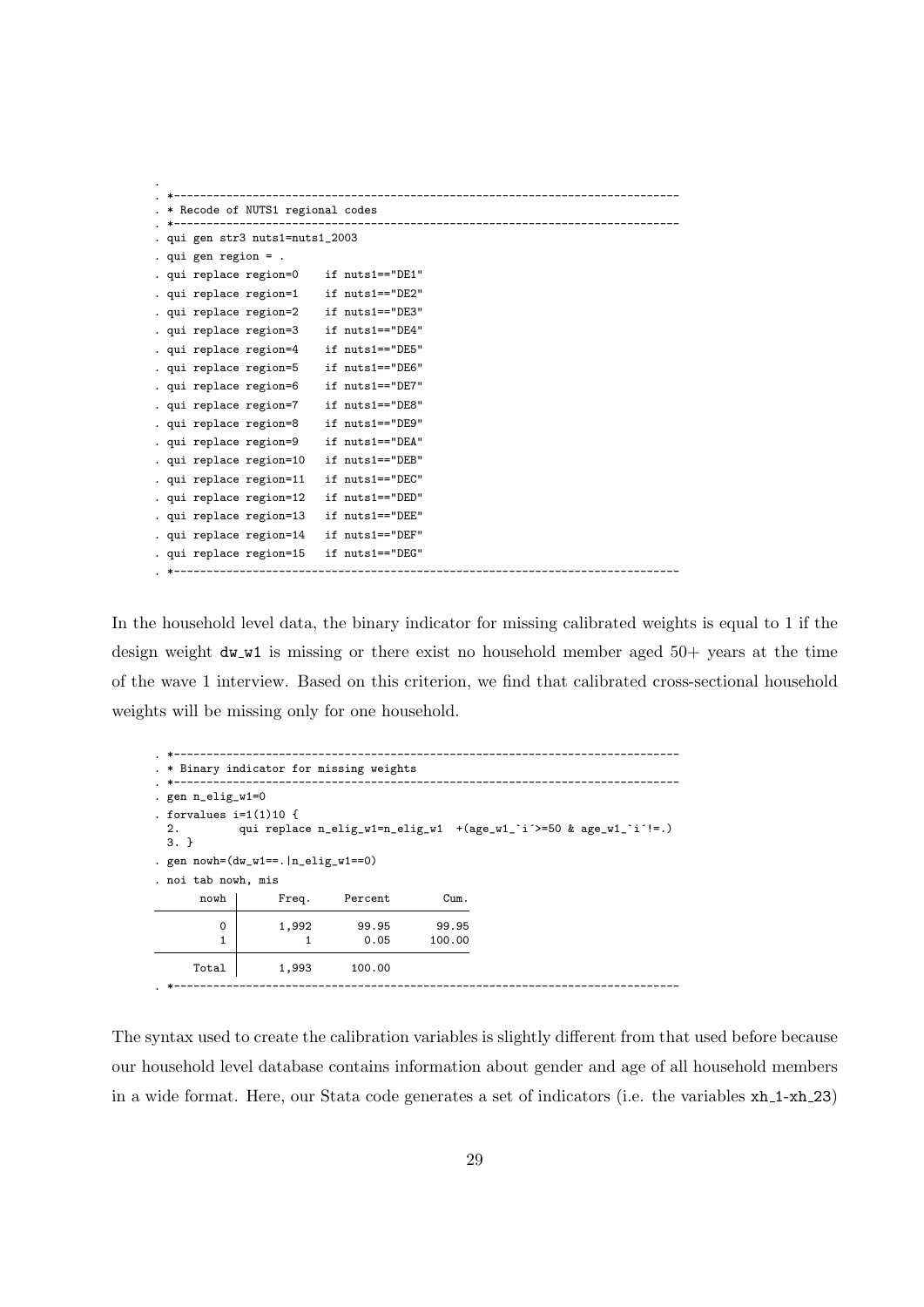```
.
. *---------------------------------------------------------------------------
. * Recode of NUTS1 regional codes
. *---------------------------------------------------------------------------
. qui gen str3 nuts1=nuts1_2003
. qui gen region = .
. qui replace region=0    if nuts1=="DE1"
. qui replace region=1    if nuts1=="DE2"
. qui replace region=2    if nuts1=="DE3"
. qui replace region=3    if nuts1=="DE4"
. qui replace region=4    if nuts1=="DE5"
. qui replace region=5    if nuts1=="DE6"
. qui replace region=6    if nuts1=="DE7"
. qui replace region=7    if nuts1=="DE8"
. qui replace region=8    if nuts1=="DE9"
. qui replace region=9    if nuts1=="DEA"
. qui replace region=10   if nuts1=="DEB"
. qui replace region=11   if nuts1=="DEC"
. qui replace region=12   if nuts1=="DED"
. qui replace region=13   if nuts1=="DEE"
. qui replace region=14   if nuts1=="DEF"
. qui replace region=15   if nuts1=="DEG"
. *---------------------------------------------------------------------------
```

In the household level data, the binary indicator for missing calibrated weights is equal to 1 if the design weight dw_w1 is missing or there exist no household member aged 50+ years at the time of the wave 1 interview. Based on this criterion, we find that calibrated cross-sectional household weights will be missing only for one household.

```
. *---------------------------------------------------------------------------
. * Binary indicator for missing weights
. *---------------------------------------------------------------------------
. gen n_elig_w1=0
. forvalues i=1(1)10 {
  2.        qui replace n_elig_w1=n_elig_w1  +(age_w1_`i´>=50 & age_w1_`i´!=.)
  3. }
. gen nowh=(dw_w1==.|n_elig_w1==0)
. noi tab nowh, mis

       nowh |      Freq.     Percent        Cum.
------------+-----------------------------------
          0 |      1,992       99.95       99.95
          1 |          1        0.05      100.00
------------+-----------------------------------
      Total |      1,993      100.00
. *---------------------------------------------------------------------------
```

The syntax used to create the calibration variables is slightly different from that used before because our household level database contains information about gender and age of all household members in a wide format. Here, our Stata code generates a set of indicators (i.e. the variables xh_1-xh_23)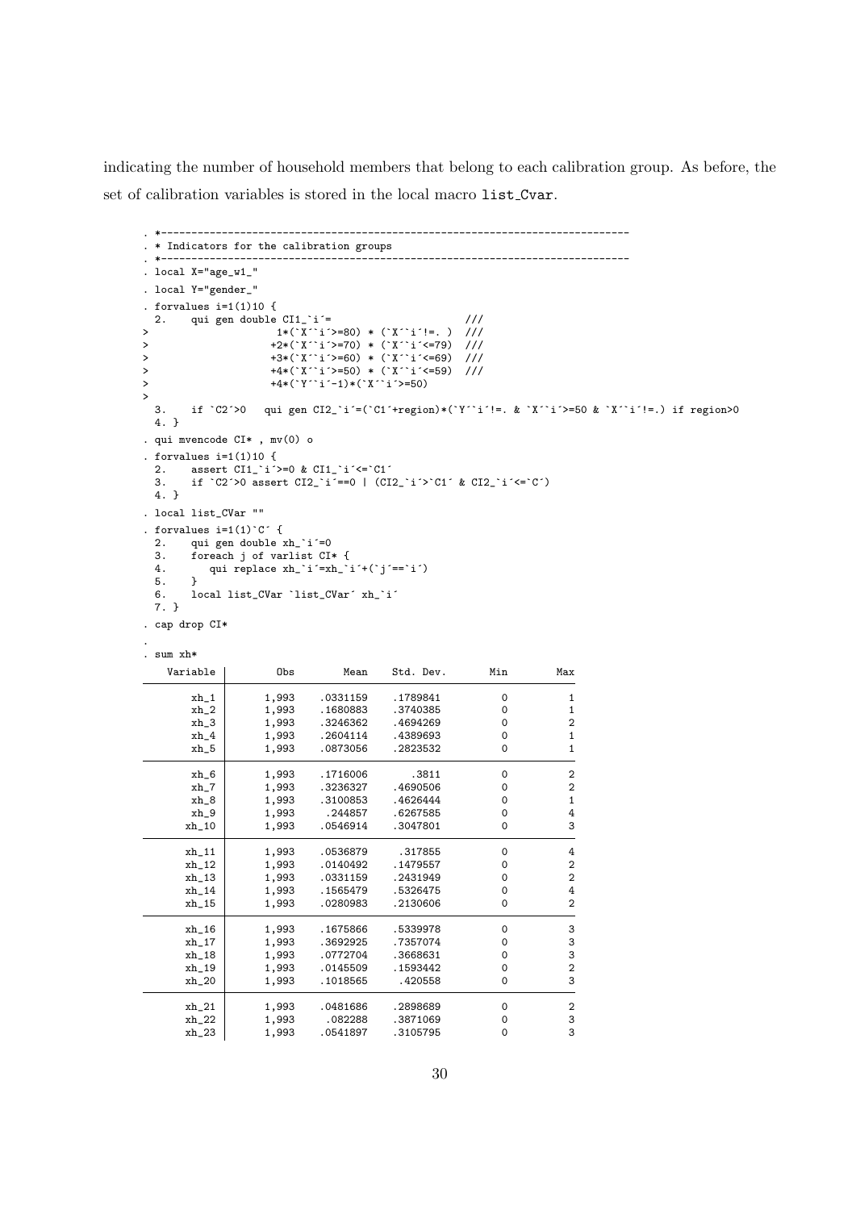indicating the number of household members that belong to each calibration group. As before, the set of calibration variables is stored in the local macro `list_Cvar`.

```
. *-----------------------------------------------------------------------------
. * Indicators for the calibration groups
. *-----------------------------------------------------------------------------
. local X="age_w1_"

. local Y="gender_"

. forvalues i=1(1)10 {
  2.    qui gen double CI1_`i´=                         ///
>                    1*(`X´`i´>=80) * (`X´`i´!=. )  ///
>                   +2*(`X´`i´>=70) * (`X´`i´<=79)  ///
>                   +3*(`X´`i´>=60) * (`X´`i´<=69)  ///
>                   +4*(`X´`i´>=50) * (`X´`i´<=59)  ///
>                   +4*(`Y´`i´-1)*(`X´`i´>=50)
> 
  3.    if `C2´>0   qui gen CI2_`i´=(`C1´+region)*(`Y´`i´!=. & `X´`i´>=50 & `X´`i´!=.) if region>0
  4. }

. qui mvencode CI* , mv(0) o

. forvalues i=1(1)10 {
  2.    assert CI1_`i´>=0 & CI1_`i´<=`C1´
  3.    if `C2´>0 assert CI2_`i´==0 | (CI2_`i´>`C1´ & CI2_`i´<=`C´)
  4. }

. local list_CVar ""

. forvalues i=1(1)`C´ {
  2.    qui gen double xh_`i´=0
  3.    foreach j of varlist CI* {
  4.       qui replace xh_`i´=xh_`i´+(`j´==`i´)
  5.    }
  6.    local list_CVar `list_CVar´ xh_`i´
  7. }

. cap drop CI*

.
. sum xh*

    Variable |        Obs        Mean    Std. Dev.       Min        Max
-------------+---------------------------------------------------------
        xh_1 |      1,993    .0331159    .1789841          0          1
        xh_2 |      1,993    .1680883    .3740385          0          1
        xh_3 |      1,993    .3246362    .4694269          0          2
        xh_4 |      1,993    .2604114    .4389693          0          1
        xh_5 |      1,993    .0873056    .2823532          0          1
-------------+---------------------------------------------------------
        xh_6 |      1,993    .1716006       .3811          0          2
        xh_7 |      1,993    .3236327    .4690506          0          2
        xh_8 |      1,993    .3100853    .4626444          0          1
        xh_9 |      1,993     .244857    .6267585          0          4
       xh_10 |      1,993    .0546914    .3047801          0          3
-------------+---------------------------------------------------------
       xh_11 |      1,993    .0536879     .317855          0          4
       xh_12 |      1,993    .0140492    .1479557          0          2
       xh_13 |      1,993    .0331159    .2431949          0          2
       xh_14 |      1,993    .1565479    .5326475          0          4
       xh_15 |      1,993    .0280983    .2130606          0          2
-------------+---------------------------------------------------------
       xh_16 |      1,993    .1675866    .5339978          0          3
       xh_17 |      1,993    .3692925    .7357074          0          3
       xh_18 |      1,993    .0772704    .3668631          0          3
       xh_19 |      1,993    .0145509    .1593442          0          2
       xh_20 |      1,993    .1018565     .420558          0          3
-------------+---------------------------------------------------------
       xh_21 |      1,993    .0481686    .2898689          0          2
       xh_22 |      1,993     .082288    .3871069          0          3
       xh_23 |      1,993    .0541897    .3105795          0          3
```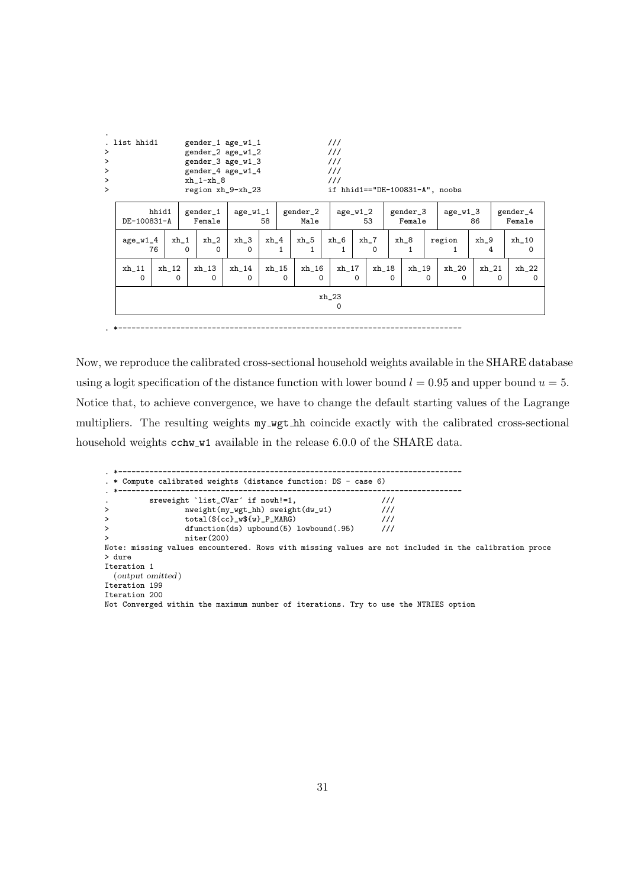```
.
. list hhid1        gender_1 age_w1_1                ///
>                   gender_2 age_w1_2                ///
>                   gender_3 age_w1_3                ///
>                   gender_4 age_w1_4                ///
>                   xh_1-xh_8                        ///
>                   region xh_9-xh_23                if hhid1=="DE-100831-A", noobs

  +-----------------------------------------------------------------------------------------------------------+
  |       hhid1 | gender_1 | age_w1_1 | gender_2 | age_w1_2 | gender_3 | age_w1_3 | gender_4 |
  | DE-100831-A |   Female |       58 |     Male |       53 |   Female |       86 |   Female |
  |-------------------------------------------------------------------------------------------------|
  | age_w1_4 | xh_1 | xh_2 | xh_3 | xh_4 | xh_5 | xh_6 | xh_7 | xh_8 | region | xh_9 | xh_10 |
  |       76 |    0 |    0 |    0 |    1 |    1 |    1 |    0 |    1 |      1 |    4 |     0 |
  |-------------------------------------------------------------------------------------------------|
  | xh_11 | xh_12 | xh_13 | xh_14 | xh_15 | xh_16 | xh_17 | xh_18 | xh_19 | xh_20 | xh_21 | xh_22 |
  |     0 |     0 |     0 |     0 |     0 |     0 |     0 |     0 |     0 |     0 |     0 |     0 |
  |-------------------------------------------------------------------------------------------------|
  |                                          xh_23                                                  |
  |                                            0                                                    |
  +-------------------------------------------------------------------------------------------------+

. *------------------------------------------------------------------------------
```

Now, we reproduce the calibrated cross-sectional household weights available in the SHARE database using a logit specification of the distance function with lower bound $l = 0.95$ and upper bound $u = 5$. Notice that, to achieve convergence, we have to change the default starting values of the Lagrange multipliers. The resulting weights my_wgt_hh coincide exactly with the calibrated cross-sectional household weights cchw_w1 available in the release 6.0.0 of the SHARE data.

```
. *------------------------------------------------------------------------------
. * Compute calibrated weights (distance function: DS - case 6)
. *------------------------------------------------------------------------------
.         sreweight `list_CVar´ if nowh!=1,                    ///
>                 nweight(my_wgt_hh) sweight(dw_w1)            ///
>                 total(${cc}_w${w}_P_MARG)                    ///
>                 dfunction(ds) upbound(5) lowbound(.95)       ///
>                 niter(200)
Note: missing values encountered. Rows with missing values are not included in the calibration proce
> dure
Iteration 1
  (output omitted)
Iteration 199
Iteration 200
Not Converged within the maximum number of iterations. Try to use the NTRIES option
```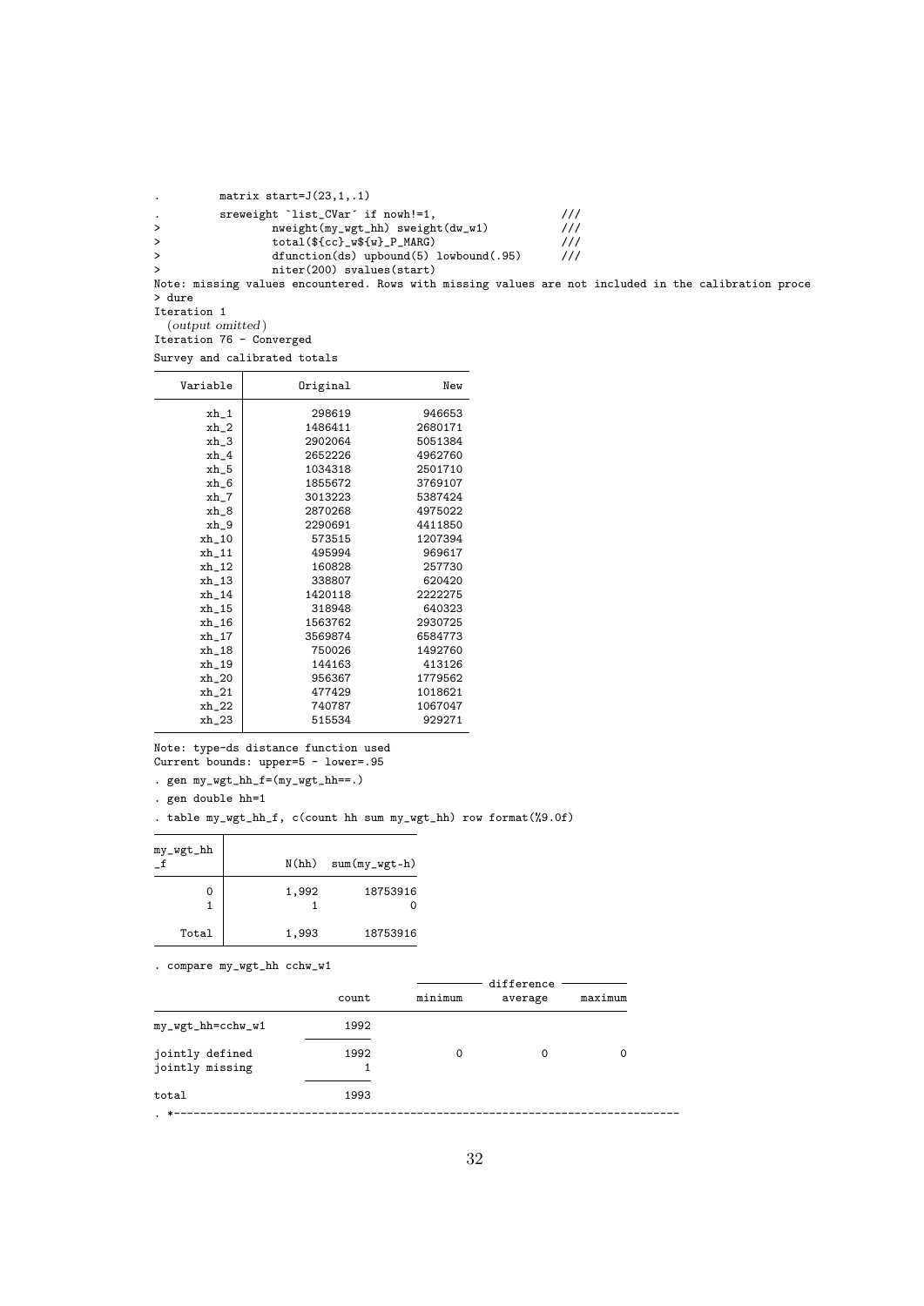```
.         matrix start=J(23,1,.1)

.         sreweight `list_CVar´ if nowh!=1,                    ///
>                 nweight(my_wgt_hh) sweight(dw_w1)            ///
>                 total(${cc}_w${w}_P_MARG)                    ///
>                 dfunction(ds) upbound(5) lowbound(.95)       ///
>                 niter(200) svalues(start)
Note: missing values encountered. Rows with missing values are not included in the calibration proce
> dure
Iteration 1
  (output omitted)
Iteration 76 - Converged
Survey and calibrated totals
```

| Variable | Original | New |
|---|---|---|
| xh_1 | 298619 | 946653 |
| xh_2 | 1486411 | 2680171 |
| xh_3 | 2902064 | 5051384 |
| xh_4 | 2652226 | 4962760 |
| xh_5 | 1034318 | 2501710 |
| xh_6 | 1855672 | 3769107 |
| xh_7 | 3013223 | 5387424 |
| xh_8 | 2870268 | 4975022 |
| xh_9 | 2290691 | 4411850 |
| xh_10 | 573515 | 1207394 |
| xh_11 | 495994 | 969617 |
| xh_12 | 160828 | 257730 |
| xh_13 | 338807 | 620420 |
| xh_14 | 1420118 | 2222275 |
| xh_15 | 318948 | 640323 |
| xh_16 | 1563762 | 2930725 |
| xh_17 | 3569874 | 6584773 |
| xh_18 | 750026 | 1492760 |
| xh_19 | 144163 | 413126 |
| xh_20 | 956367 | 1779562 |
| xh_21 | 477429 | 1018621 |
| xh_22 | 740787 | 1067047 |
| xh_23 | 515534 | 929271 |

```
Note: type-ds distance function used
Current bounds: upper=5 - lower=.95

. gen my_wgt_hh_f=(my_wgt_hh==.)

. gen double hh=1

. table my_wgt_hh_f, c(count hh sum my_wgt_hh) row format(%9.0f)
```

| my_wgt_hh_f | N(hh) | sum(my_wgt~h) |
|---|---|---|
| 0 | 1,992 | 18753916 |
| 1 | 1 | 0 |
| Total | 1,993 | 18753916 |

```
. compare my_wgt_hh cchw_w1
```

| | count | difference minimum | difference average | difference maximum |
|---|---|---|---|---|
| my_wgt_hh=cchw_w1 | 1992 | | | |
| jointly defined | 1992 | 0 | 0 | 0 |
| jointly missing | 1 | | | |
| total | 1993 | | | |

```
. *---------------------------------------------------------------------------
```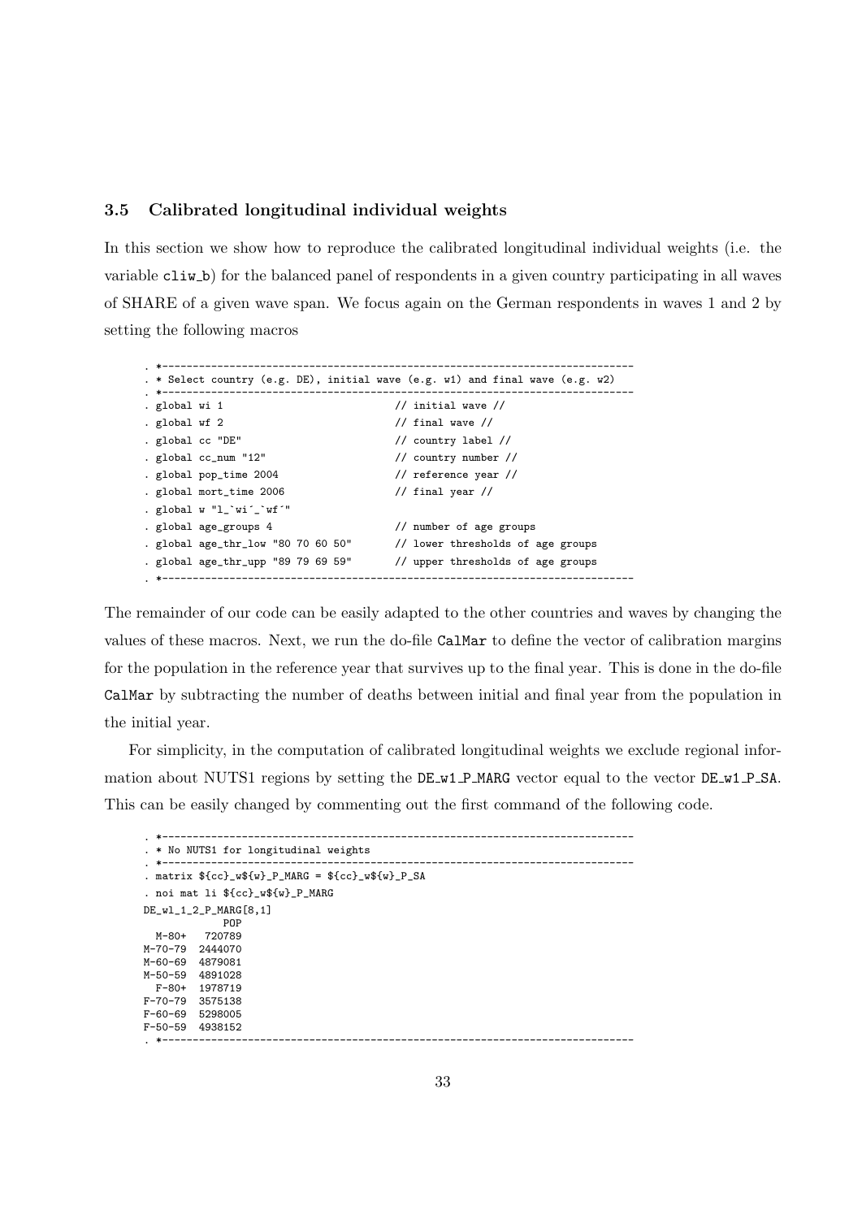### 3.5 Calibrated longitudinal individual weights

In this section we show how to reproduce the calibrated longitudinal individual weights (i.e. the variable `cliw_b`) for the balanced panel of respondents in a given country participating in all waves of SHARE of a given wave span. We focus again on the German respondents in waves 1 and 2 by setting the following macros

```
. *---------------------------------------------------------------------------
. * Select country (e.g. DE), initial wave (e.g. w1) and final wave (e.g. w2)
. *---------------------------------------------------------------------------
. global wi 1                             // initial wave //
. global wf 2                             // final wave //
. global cc "DE"                          // country label //
. global cc_num "12"                      // country number //
. global pop_time 2004                    // reference year //
. global mort_time 2006                   // final year //
. global w "l_`wi´_`wf´"
. global age_groups 4                     // number of age groups
. global age_thr_low "80 70 60 50"        // lower thresholds of age groups
. global age_thr_upp "89 79 69 59"        // upper thresholds of age groups
. *---------------------------------------------------------------------------
```

The remainder of our code can be easily adapted to the other countries and waves by changing the values of these macros. Next, we run the do-file `CalMar` to define the vector of calibration margins for the population in the reference year that survives up to the final year. This is done in the do-file `CalMar` by subtracting the number of deaths between initial and final year from the population in the initial year.

For simplicity, in the computation of calibrated longitudinal weights we exclude regional information about NUTS1 regions by setting the `DE_w1_P_MARG` vector equal to the vector `DE_w1_P_SA`. This can be easily changed by commenting out the first command of the following code.

```
. *---------------------------------------------------------------------------
. * No NUTS1 for longitudinal weights
. *---------------------------------------------------------------------------
. matrix ${cc}_w${w}_P_MARG = ${cc}_w${w}_P_SA
. noi mat li ${cc}_w${w}_P_MARG
DE_wl_1_2_P_MARG[8,1]
             POP
  M-80+   720789
M-70-79  2444070
M-60-69  4879081
M-50-59  4891028
  F-80+  1978719
F-70-79  3575138
F-60-69  5298005
F-50-59  4938152
. *---------------------------------------------------------------------------
```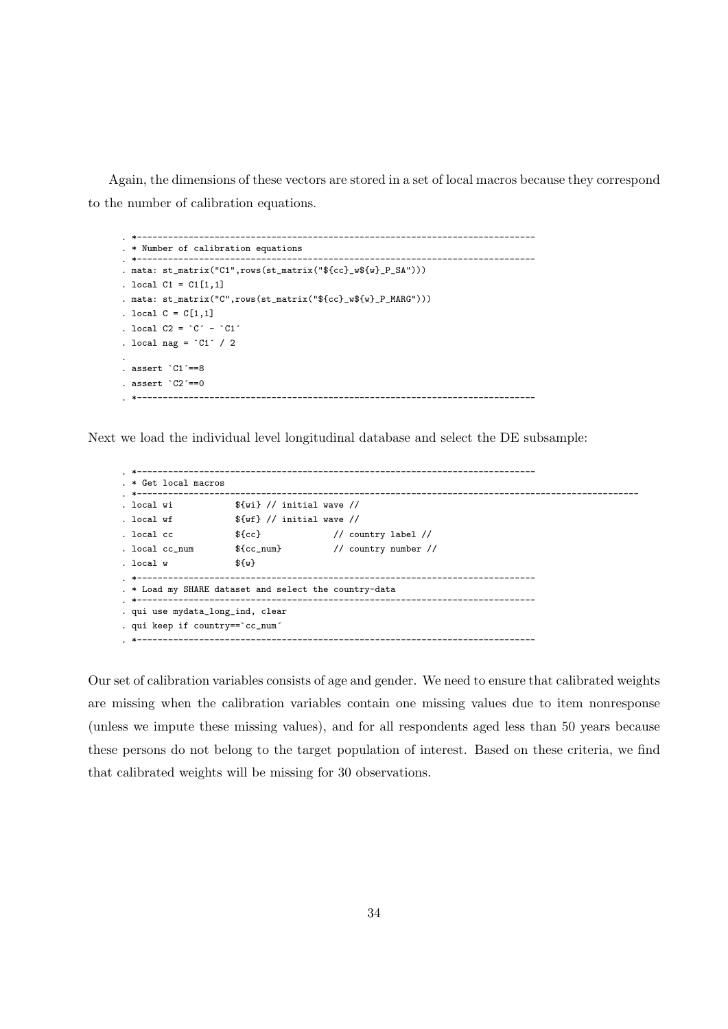Again, the dimensions of these vectors are stored in a set of local macros because they correspond to the number of calibration equations.

```
. *-----------------------------------------------------------------------------
. * Number of calibration equations
. *-----------------------------------------------------------------------------
. mata: st_matrix("C1",rows(st_matrix("${cc}_w${w}_P_SA")))
. local C1 = C1[1,1]
. mata: st_matrix("C",rows(st_matrix("${cc}_w${w}_P_MARG")))
. local C = C[1,1]
. local C2 = `C´ - `C1´
. local nag = `C1´ / 2
.
. assert `C1´==8
. assert `C2´==0
. *-----------------------------------------------------------------------------
```

Next we load the individual level longitudinal database and select the DE subsample:

```
. *-----------------------------------------------------------------------------
. * Get local macros
. *-----------------------------------------------------------------------------------------------
. local wi            ${wi} // initial wave //
. local wf            ${wf} // initial wave //
. local cc            ${cc}             // country label //
. local cc_num        ${cc_num}         // country number //
. local w             ${w}
. *-----------------------------------------------------------------------------
. * Load my SHARE dataset and select the country-data
. *-----------------------------------------------------------------------------
. qui use mydata_long_ind, clear
. qui keep if country==`cc_num´
. *-----------------------------------------------------------------------------
```

Our set of calibration variables consists of age and gender. We need to ensure that calibrated weights are missing when the calibration variables contain one missing values due to item nonresponse (unless we impute these missing values), and for all respondents aged less than 50 years because these persons do not belong to the target population of interest. Based on these criteria, we find that calibrated weights will be missing for 30 observations.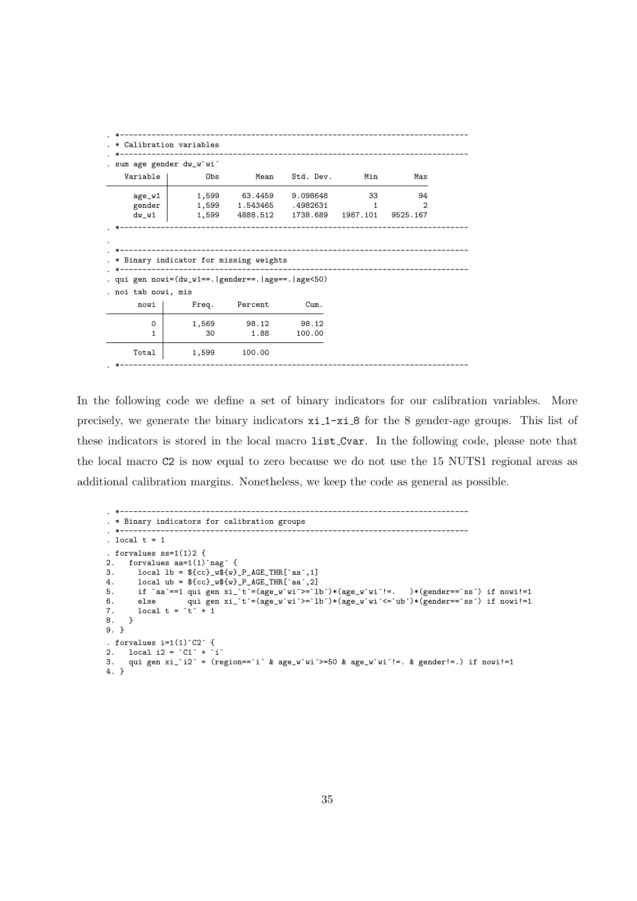```
. *---------------------------------------------------------------------------
. * Calibration variables
. *---------------------------------------------------------------------------
. sum age gender dw_w`wi´

    Variable |        Obs        Mean    Std. Dev.       Min        Max
-------------+---------------------------------------------------------
      age_w1 |      1,599     63.4459    9.098648         33         94
      gender |      1,599    1.543465    .4982631          1          2
       dw_w1 |      1,599    4888.512    1738.689   1987.101   9525.167
. *---------------------------------------------------------------------------
.
. *---------------------------------------------------------------------------
. * Binary indicator for missing weights
. *---------------------------------------------------------------------------
. qui gen nowi=(dw_w1==.|gender==.|age==.|age<50)

. noi tab nowi, mis

       nowi |      Freq.     Percent        Cum.
------------+-----------------------------------
          0 |      1,569       98.12       98.12
          1 |         30        1.88      100.00
------------+-----------------------------------
      Total |      1,599      100.00
. *---------------------------------------------------------------------------
```

In the following code we define a set of binary indicators for our calibration variables. More precisely, we generate the binary indicators xi_1-xi_8 for the 8 gender-age groups. This list of these indicators is stored in the local macro list_Cvar. In the following code, please note that the local macro C2 is now equal to zero because we do not use the 15 NUTS1 regional areas as additional calibration margins. Nonetheless, we keep the code as general as possible.

```
. *---------------------------------------------------------------------------
. * Binary indicators for calibration groups
. *---------------------------------------------------------------------------
. local t = 1
. forvalues ss=1(1)2 {
2.   forvalues aa=1(1)`nag´ {
3.     local lb = ${cc}_w${w}_P_AGE_THR[`aa´,1]
4.     local ub = ${cc}_w${w}_P_AGE_THR[`aa´,2]
5.     if `aa´==1 qui gen xi_`t´=(age_w`wi´>=`lb´)*(age_w`wi´!=.   )*(gender==`ss´) if nowi!=1
6.     else       qui gen xi_`t´=(age_w`wi´>=`lb´)*(age_w`wi´<=`ub´)*(gender==`ss´) if nowi!=1
7.     local t = `t´ + 1
8.   }
9. }
. forvalues i=1(1)`C2´ {
2.   local i2 = `C1´ + `i´
3.   qui gen xi_`i2´ = (region==`i´ & age_w`wi´>=50 & age_w`wi´!=. & gender!=.) if nowi!=1
4. }
```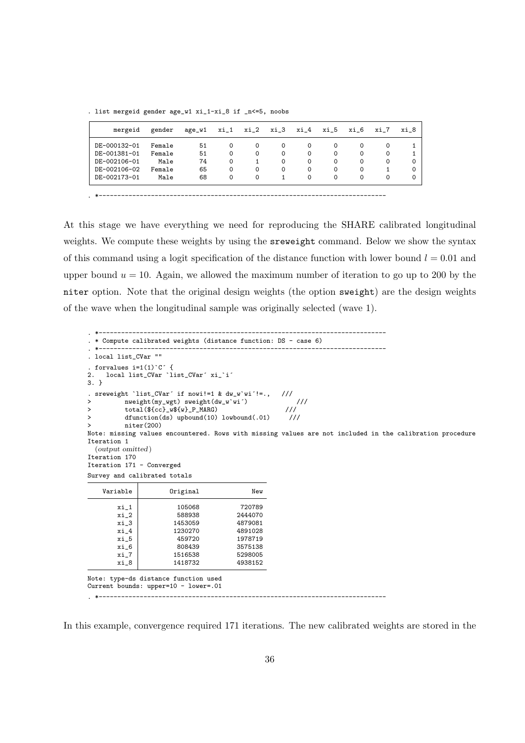```
. list mergeid gender age_w1 xi_1-xi_8 if _n<=5, noobs

  +---------------------------------------------------------------------------------------+
  |     mergeid   gender   age_w1   xi_1   xi_2   xi_3   xi_4   xi_5   xi_6   xi_7   xi_8 |
  |---------------------------------------------------------------------------------------|
  | DE-000132-01   Female       51      0      0      0      0      0      0      0      1 |
  | DE-001381-01   Female       51      0      0      0      0      0      0      0      1 |
  | DE-002106-01     Male       74      0      1      0      0      0      0      0      0 |
  | DE-002106-02   Female       65      0      0      0      0      0      0      1      0 |
  | DE-002173-01     Male       68      0      0      1      0      0      0      0      0 |
  +---------------------------------------------------------------------------------------+

. *---------------------------------------------------------------------------
```

At this stage we have everything we need for reproducing the SHARE calibrated longitudinal weights. We compute these weights by using the `sreweight` command. Below we show the syntax of this command using a logit specification of the distance function with lower bound $l = 0.01$ and upper bound $u = 10$. Again, we allowed the maximum number of iteration to go up to 200 by the `niter` option. Note that the original design weights (the option `sweight`) are the design weights of the wave when the longitudinal sample was originally selected (wave 1).

```
. *---------------------------------------------------------------------------
. * Compute calibrated weights (distance function: DS - case 6)
. *---------------------------------------------------------------------------
. local list_CVar ""

. forvalues i=1(1)`C´ {
2.   local list_CVar `list_CVar´ xi_`i´
3. }

. sreweight `list_CVar´ if nowi!=1 & dw_w`wi´!=.,    ///
>         nweight(my_wgt) sweight(dw_w`wi´)            ///
>         total(${cc}_w${w}_P_MARG)                  ///
>         dfunction(ds) upbound(10) lowbound(.01)     ///
>         niter(200)
Note: missing values encountered. Rows with missing values are not included in the calibration procedure
Iteration 1
  (output omitted)
Iteration 170
Iteration 171 - Converged

Survey and calibrated totals

    Variable |        Original            New
  -----------+---------------------------------
        xi_1 |          105068         720789
        xi_2 |          588938        2444070
        xi_3 |         1453059        4879081
        xi_4 |         1230270        4891028
        xi_5 |          459720        1978719
        xi_6 |          808439        3575138
        xi_7 |         1516538        5298005
        xi_8 |         1418732        4938152

Note: type-ds distance function used
Current bounds: upper=10 - lower=.01

. *---------------------------------------------------------------------------
```

In this example, convergence required 171 iterations. The new calibrated weights are stored in the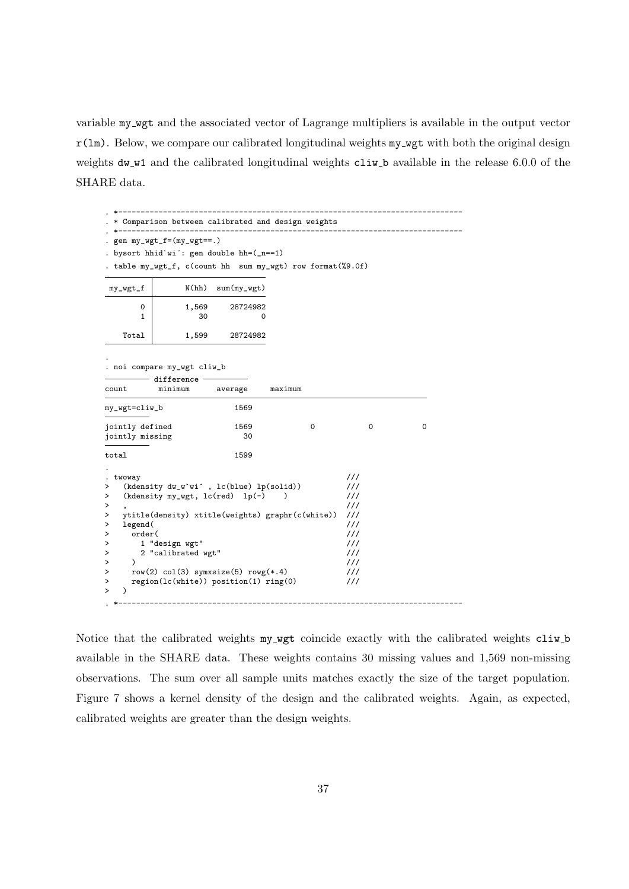variable my_wgt and the associated vector of Lagrange multipliers is available in the output vector r(lm). Below, we compare our calibrated longitudinal weights my_wgt with both the original design weights dw_w1 and the calibrated longitudinal weights cliw_b available in the release 6.0.0 of the SHARE data.

```
. *---------------------------------------------------------------------------
. * Comparison between calibrated and design weights
. *---------------------------------------------------------------------------
. gen my_wgt_f=(my_wgt==.)
. bysort hhid`wi´: gen double hh=(_n==1)
. table my_wgt_f, c(count hh  sum my_wgt) row format(%9.0f)

----------------------------------
 my_wgt_f |      N(hh)  sum(my_wgt)
----------+-----------------------
        0 |      1,569     28724982
        1 |         30            0
          |
    Total |      1,599     28724982
----------------------------------

.
. noi compare my_wgt cliw_b
                                        ---------- difference ----------
                            count       minimum      average     maximum
------------------------------------------------------------------------
my_wgt=cliw_b                1569
                       ----------
jointly defined              1569             0            0           0
jointly missing                30
                       ----------
total                        1599

.
. twoway                                                /// 
>   (kdensity dw_w`wi´ , lc(blue) lp(solid))            ///
>   (kdensity my_wgt, lc(red)  lp(-)    )               ///
>   ,                                                   ///
>   ytitle(density) xtitle(weights) graphr(c(white))    ///
>   legend(                                             ///
>     order(                                            ///
>       1 "design wgt"                                  ///
>       2 "calibrated wgt"                              ///
>     )                                                 ///
>     row(2) col(3) symxsize(5) rowg(*.4)               ///
>     region(lc(white)) position(1) ring(0)             ///
>   )
. *---------------------------------------------------------------------------
```

Notice that the calibrated weights my_wgt coincide exactly with the calibrated weights cliw_b available in the SHARE data. These weights contains 30 missing values and 1,569 non-missing observations. The sum over all sample units matches exactly the size of the target population. Figure 7 shows a kernel density of the design and the calibrated weights. Again, as expected, calibrated weights are greater than the design weights.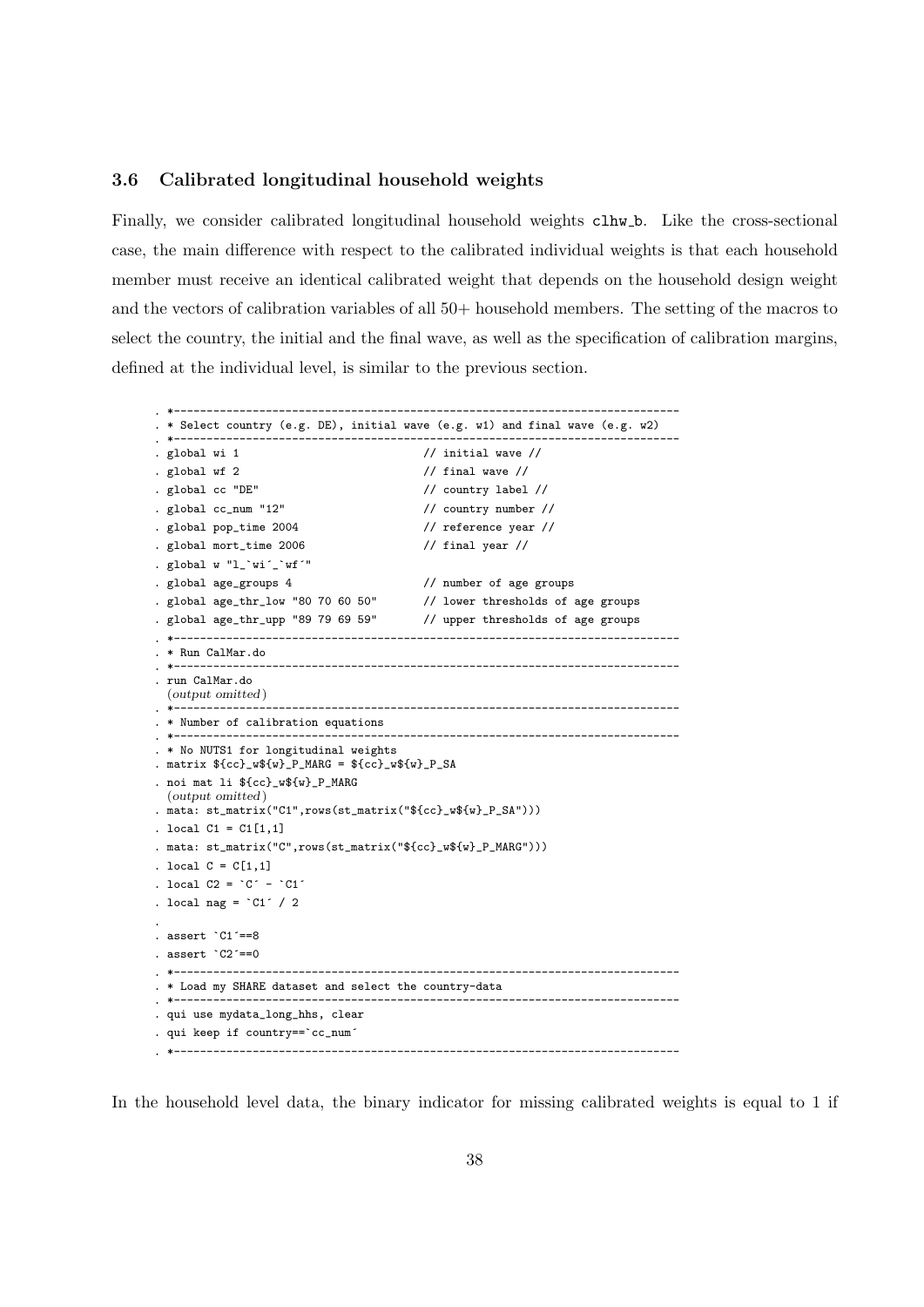### 3.6 Calibrated longitudinal household weights

Finally, we consider calibrated longitudinal household weights clhw_b. Like the cross-sectional case, the main difference with respect to the calibrated individual weights is that each household member must receive an identical calibrated weight that depends on the household design weight and the vectors of calibration variables of all 50+ household members. The setting of the macros to select the country, the initial and the final wave, as well as the specification of calibration margins, defined at the individual level, is similar to the previous section.

```
. *---------------------------------------------------------------------------
. * Select country (e.g. DE), initial wave (e.g. w1) and final wave (e.g. w2)
. *---------------------------------------------------------------------------
. global wi 1                            // initial wave //
. global wf 2                            // final wave //
. global cc "DE"                         // country label //
. global cc_num "12"                     // country number //
. global pop_time 2004                   // reference year //
. global mort_time 2006                  // final year //
. global w "l_`wi´_`wf´"
. global age_groups 4                    // number of age groups
. global age_thr_low "80 70 60 50"       // lower thresholds of age groups
. global age_thr_upp "89 79 69 59"       // upper thresholds of age groups
. *---------------------------------------------------------------------------
. * Run CalMar.do
. *---------------------------------------------------------------------------
. run CalMar.do
  (output omitted)
. *---------------------------------------------------------------------------
. * Number of calibration equations
. *---------------------------------------------------------------------------
. * No NUTS1 for longitudinal weights
. matrix ${cc}_w${w}_P_MARG = ${cc}_w${w}_P_SA
. noi mat li ${cc}_w${w}_P_MARG
  (output omitted)
. mata: st_matrix("C1",rows(st_matrix("${cc}_w${w}_P_SA")))
. local C1 = C1[1,1]
. mata: st_matrix("C",rows(st_matrix("${cc}_w${w}_P_MARG")))
. local C = C[1,1]
. local C2 = `C´ - `C1´
. local nag = `C1´ / 2
.
. assert `C1´==8
. assert `C2´==0
. *---------------------------------------------------------------------------
. * Load my SHARE dataset and select the country-data
. *---------------------------------------------------------------------------
. qui use mydata_long_hhs, clear
. qui keep if country==`cc_num´
. *---------------------------------------------------------------------------
```

In the household level data, the binary indicator for missing calibrated weights is equal to 1 if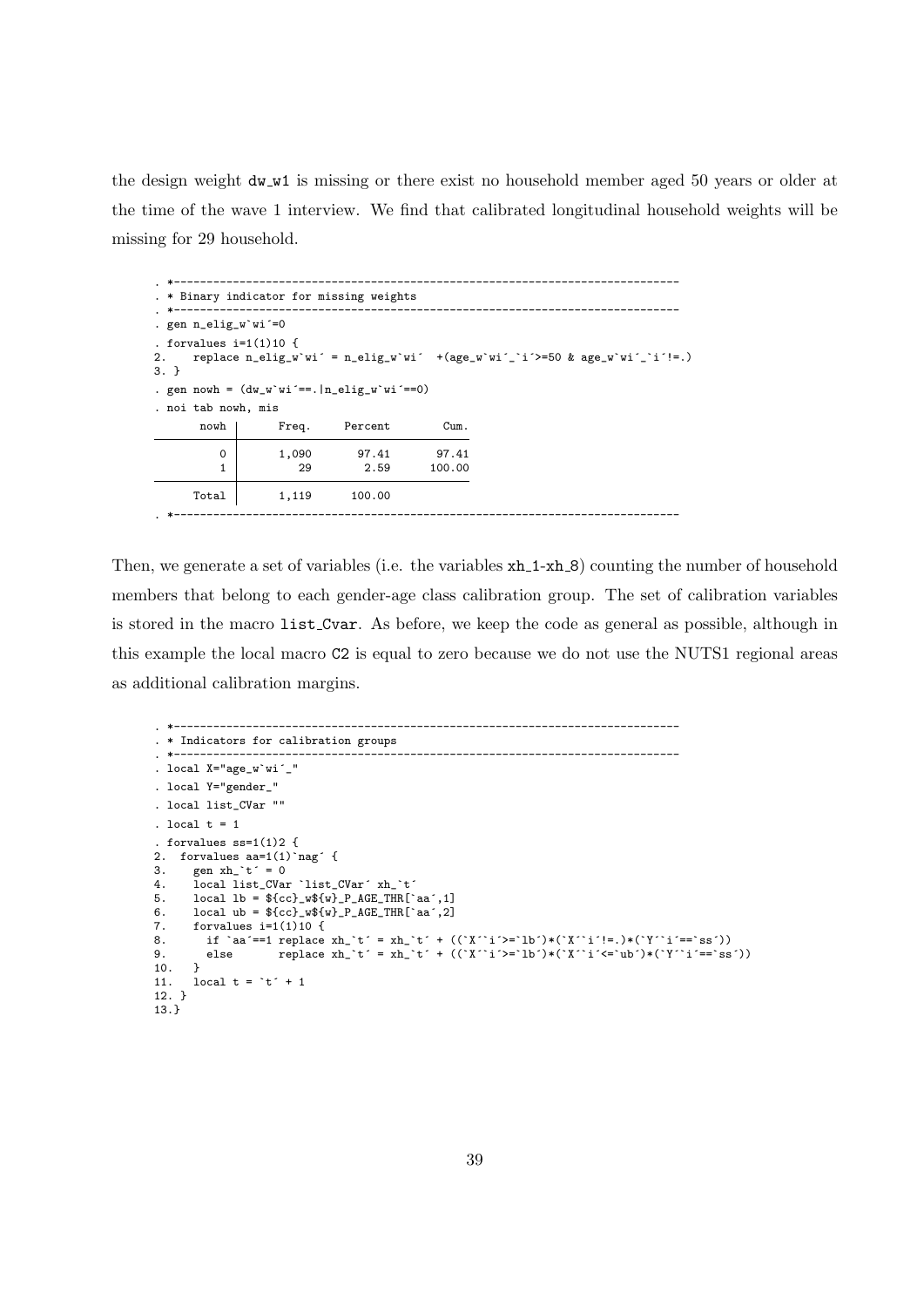the design weight dw_w1 is missing or there exist no household member aged 50 years or older at the time of the wave 1 interview. We find that calibrated longitudinal household weights will be missing for 29 household.

```
. *----------------------------------------------------------------------------
. * Binary indicator for missing weights
. *----------------------------------------------------------------------------
. gen n_elig_w`wi´=0

. forvalues i=1(1)10 {
2.    replace n_elig_w`wi´ = n_elig_w`wi´  +(age_w`wi´_`i´>=50 & age_w`wi´_`i´!=.)
3. }

. gen nowh = (dw_w`wi´==.|n_elig_w`wi´==0)

. noi tab nowh, mis

       nowh |      Freq.     Percent        Cum.
------------+-----------------------------------
          0 |      1,090       97.41       97.41
          1 |         29        2.59      100.00
------------+-----------------------------------
      Total |      1,119      100.00

. *----------------------------------------------------------------------------
```

Then, we generate a set of variables (i.e. the variables xh_1-xh_8) counting the number of household members that belong to each gender-age class calibration group. The set of calibration variables is stored in the macro list_Cvar. As before, we keep the code as general as possible, although in this example the local macro C2 is equal to zero because we do not use the NUTS1 regional areas as additional calibration margins.

```
. *----------------------------------------------------------------------------
. * Indicators for calibration groups
. *----------------------------------------------------------------------------
. local X="age_w`wi´_"

. local Y="gender_"

. local list_CVar ""

. local t = 1

. forvalues ss=1(1)2 {
2.  forvalues aa=1(1)`nag´ {
3.    gen xh_`t´ = 0
4.    local list_CVar `list_CVar´ xh_`t´
5.    local lb = ${cc}_w${w}_P_AGE_THR[`aa´,1]
6.    local ub = ${cc}_w${w}_P_AGE_THR[`aa´,2]
7.    forvalues i=1(1)10 {
8.      if `aa´==1 replace xh_`t´ = xh_`t´ + ((`X´`i´>=`lb´)*(`X´`i´!=.)*(`Y´`i´==`ss´))
9.      else       replace xh_`t´ = xh_`t´ + ((`X´`i´>=`lb´)*(`X´`i´<=`ub´)*(`Y´`i´==`ss´))
10.   }
11.   local t = `t´ + 1
12. }
13.}
```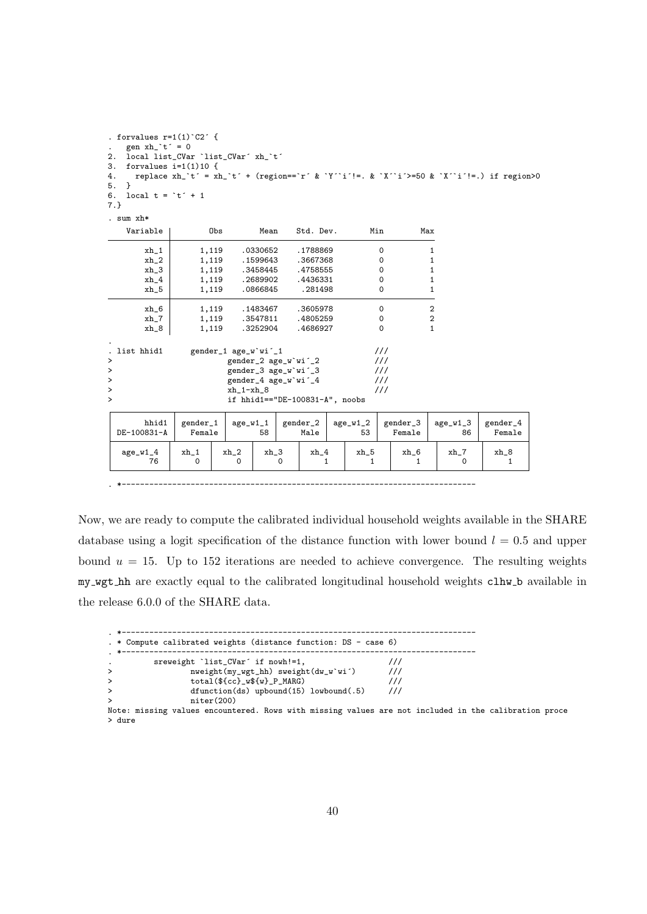```
. forvalues r=1(1)`C2´ {
.   gen xh_`t´ = 0
2.  local list_CVar `list_CVar´ xh_`t´
3.  forvalues i=1(1)10 {
4.    replace xh_`t´ = xh_`t´ + (region==`r´ & `Y´`i´!=. & `X´`i´>=50 & `X´`i´!=.) if region>0
5.  }
6.  local t = `t´ + 1
7.}

. sum xh*

    Variable |        Obs        Mean    Std. Dev.       Min        Max
-------------+---------------------------------------------------------
        xh_1 |      1,119    .0330652    .1788869          0          1
        xh_2 |      1,119    .1599643    .3667368          0          1
        xh_3 |      1,119    .3458445    .4758555          0          1
        xh_4 |      1,119    .2689902    .4436331          0          1
        xh_5 |      1,119    .0866845     .281498          0          1
-------------+---------------------------------------------------------
        xh_6 |      1,119    .1483467    .3605978          0          2
        xh_7 |      1,119    .3547811    .4805259          0          2
        xh_8 |      1,119    .3252904    .4686927          0          1

.
. list hhid1      gender_1 age_w`wi´_1                  ///
>                 gender_2 age_w`wi´_2                  ///
>                 gender_3 age_w`wi´_3                  ///
>                 gender_4 age_w`wi´_4                  ///
>                 xh_1-xh_8                             ///
>                 if hhid1=="DE-100831-A", noobs

  +-------------------------------------------------------------------------------------------+
  |       hhid1 | gender_1 | age_w1_1 | gender_2 | age_w1_2 | gender_3 | age_w1_3 | gender_4 |
  | DE-100831-A |   Female |       58 |     Male |       53 |   Female |       86 |   Female |
  |-------------+----------+----------+----------+----------+----------+----------+----------|
  |    age_w1_4 |  xh_1 |  xh_2 |  xh_3 |  xh_4 |  xh_5 |  xh_6 |  xh_7 |  xh_8 |
  |          76 |     0 |     0 |     0 |     1 |     1 |     1 |     0 |     1 |
  +-------------------------------------------------------------------------------------------+

. *-----------------------------------------------------------------------------
```

Now, we are ready to compute the calibrated individual household weights available in the SHARE database using a logit specification of the distance function with lower bound $l = 0.5$ and upper bound $u = 15$. Up to 152 iterations are needed to achieve convergence. The resulting weights `my_wgt_hh` are exactly equal to the calibrated longitudinal household weights `clhw_b` available in the release 6.0.0 of the SHARE data.

```
. *-----------------------------------------------------------------------------
. * Compute calibrated weights (distance function: DS - case 6)
. *-----------------------------------------------------------------------------
.         sreweight `list_CVar´ if nowh!=1,                     ///
>                 nweight(my_wgt_hh) sweight(dw_w`wi´)          ///
>                 total(${cc}_w${w}_P_MARG)                     ///
>                 dfunction(ds) upbound(15) lowbound(.5)        ///
>                 niter(200)
Note: missing values encountered. Rows with missing values are not included in the calibration proce
> dure
```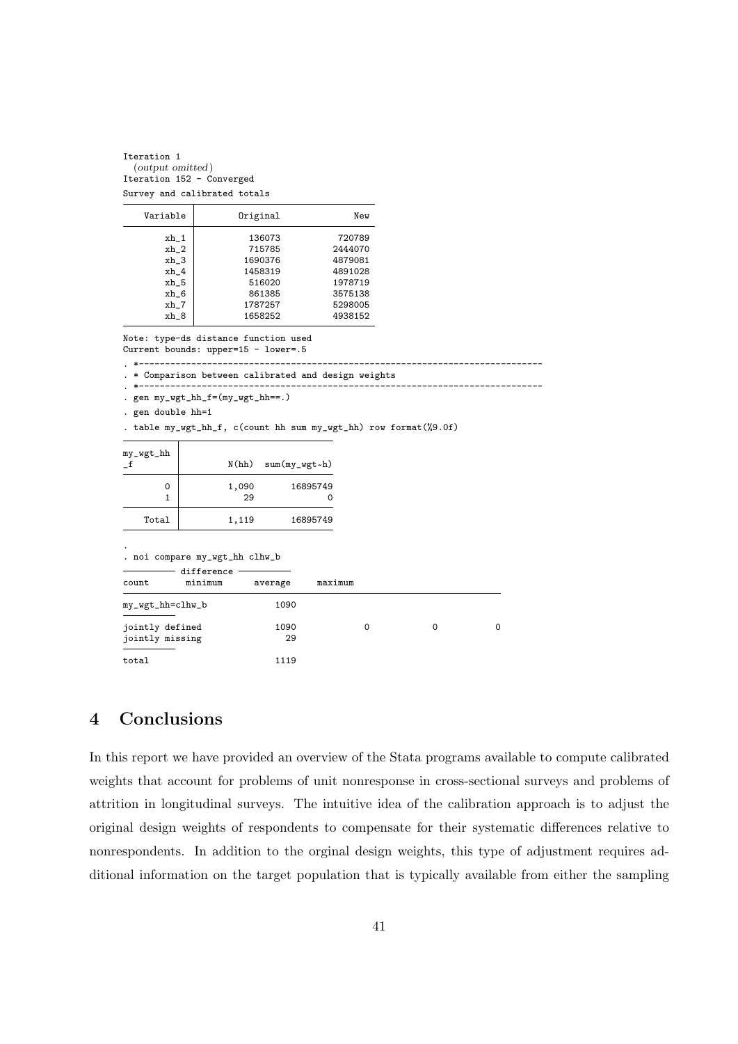```
Iteration 1
  (output omitted)
Iteration 152 - Converged
Survey and calibrated totals

    Variable |       Original              New
-------------+-----------------------------------
        xh_1 |        136073            720789
        xh_2 |        715785           2444070
        xh_3 |       1690376           4879081
        xh_4 |       1458319           4891028
        xh_5 |        516020           1978719
        xh_6 |        861385           3575138
        xh_7 |       1787257           5298005
        xh_8 |       1658252           4938152

Note: type-ds distance function used
Current bounds: upper=15 - lower=.5

. *---------------------------------------------------------------------------
. * Comparison between calibrated and design weights
. *---------------------------------------------------------------------------
. gen my_wgt_hh_f=(my_wgt_hh==.)

. gen double hh=1

. table my_wgt_hh_f, c(count hh sum my_wgt_hh) row format(%9.0f)

----------------------------------------
my_wgt_hh |
_f        |         N(hh)  sum(my_wgt~h)
----------+-----------------------------
        0 |         1,090       16895749
        1 |            29              0
          |
    Total |         1,119       16895749
----------------------------------------

.
. noi compare my_wgt_hh clhw_b
                                 ---------- difference ----------
                          count       minimum      average     maximum
------------------------------------------------------------------------
my_wgt_hh=clhw_b           1090
                     ----------
jointly defined            1090             0            0           0
jointly missing              29
                     ----------
total                      1119
```

# 4 Conclusions

In this report we have provided an overview of the Stata programs available to compute calibrated weights that account for problems of unit nonresponse in cross-sectional surveys and problems of attrition in longitudinal surveys. The intuitive idea of the calibration approach is to adjust the original design weights of respondents to compensate for their systematic differences relative to nonrespondents. In addition to the orginal design weights, this type of adjustment requires additional information on the target population that is typically available from either the sampling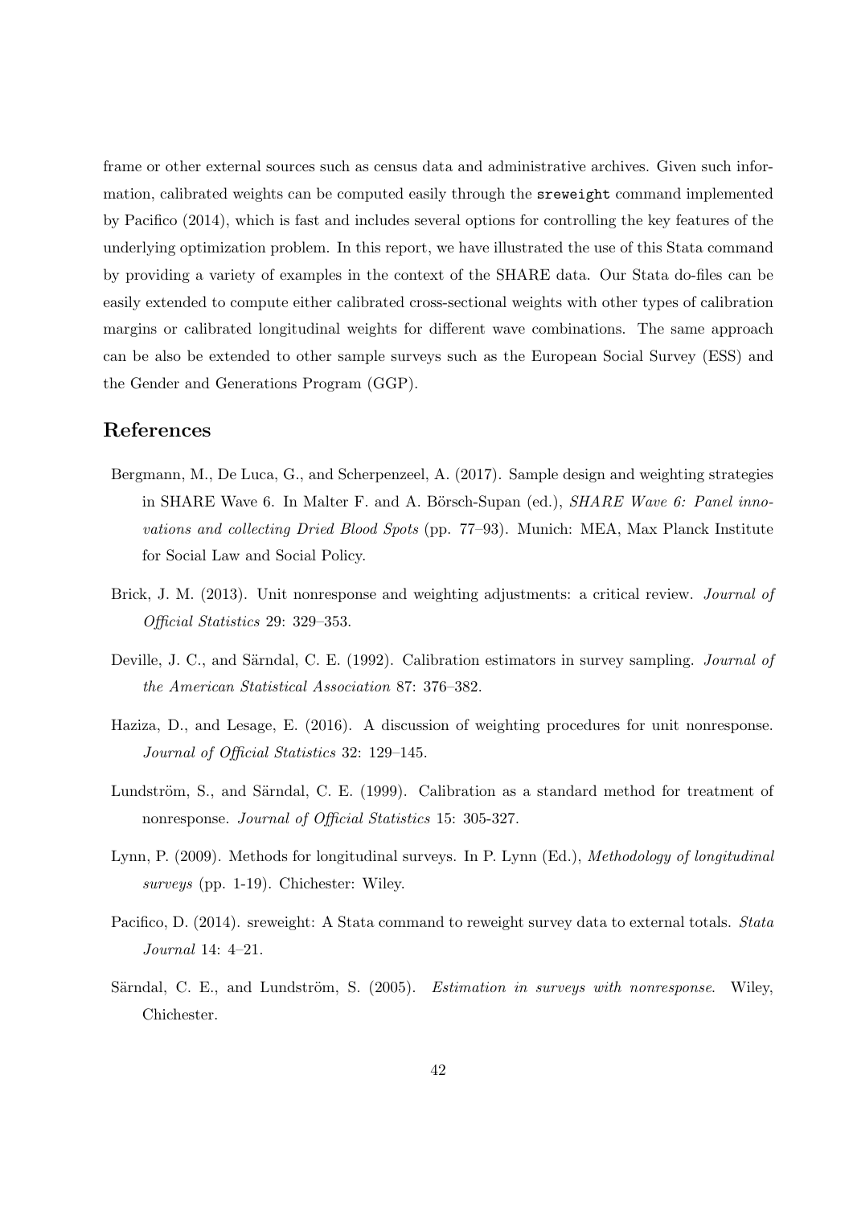frame or other external sources such as census data and administrative archives. Given such information, calibrated weights can be computed easily through the `sreweight` command implemented by Pacifico (2014), which is fast and includes several options for controlling the key features of the underlying optimization problem. In this report, we have illustrated the use of this Stata command by providing a variety of examples in the context of the SHARE data. Our Stata do-files can be easily extended to compute either calibrated cross-sectional weights with other types of calibration margins or calibrated longitudinal weights for different wave combinations. The same approach can be also be extended to other sample surveys such as the European Social Survey (ESS) and the Gender and Generations Program (GGP).

## References

Bergmann, M., De Luca, G., and Scherpenzeel, A. (2017). Sample design and weighting strategies in SHARE Wave 6. In Malter F. and A. Börsch-Supan (ed.), *SHARE Wave 6: Panel innovations and collecting Dried Blood Spots* (pp. 77–93). Munich: MEA, Max Planck Institute for Social Law and Social Policy.

Brick, J. M. (2013). Unit nonresponse and weighting adjustments: a critical review. *Journal of Official Statistics* 29: 329–353.

Deville, J. C., and Särndal, C. E. (1992). Calibration estimators in survey sampling. *Journal of the American Statistical Association* 87: 376–382.

Haziza, D., and Lesage, E. (2016). A discussion of weighting procedures for unit nonresponse. *Journal of Official Statistics* 32: 129–145.

Lundström, S., and Särndal, C. E. (1999). Calibration as a standard method for treatment of nonresponse. *Journal of Official Statistics* 15: 305-327.

Lynn, P. (2009). Methods for longitudinal surveys. In P. Lynn (Ed.), *Methodology of longitudinal surveys* (pp. 1-19). Chichester: Wiley.

Pacifico, D. (2014). sreweight: A Stata command to reweight survey data to external totals. *Stata Journal* 14: 4–21.

Särndal, C. E., and Lundström, S. (2005). *Estimation in surveys with nonresponse*. Wiley, Chichester.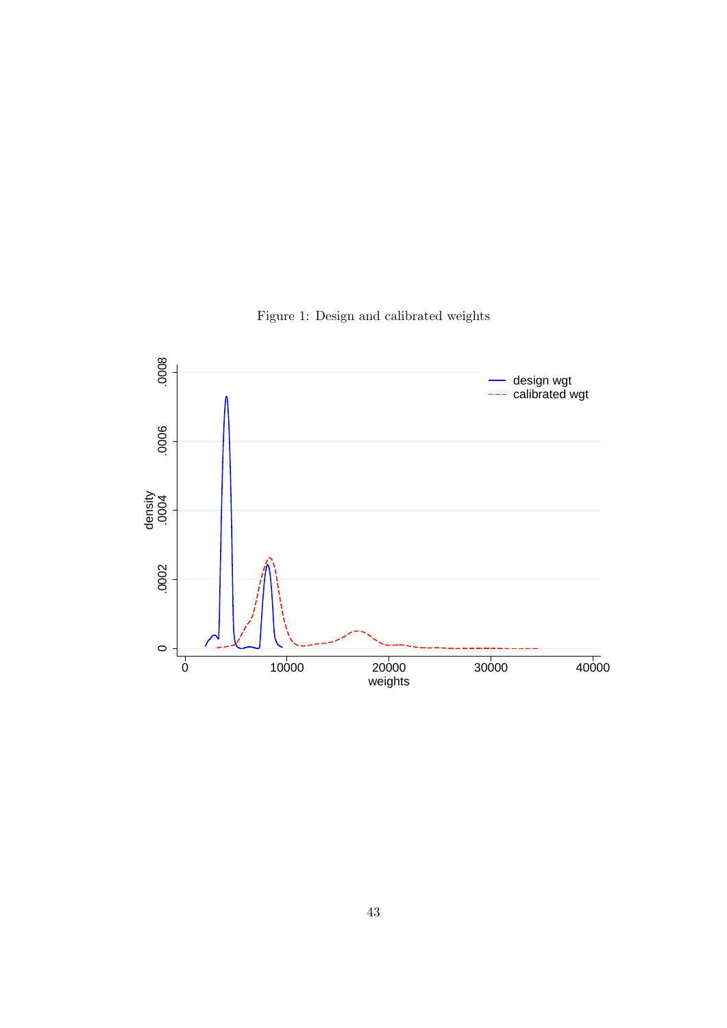Figure 1: Design and calibrated weights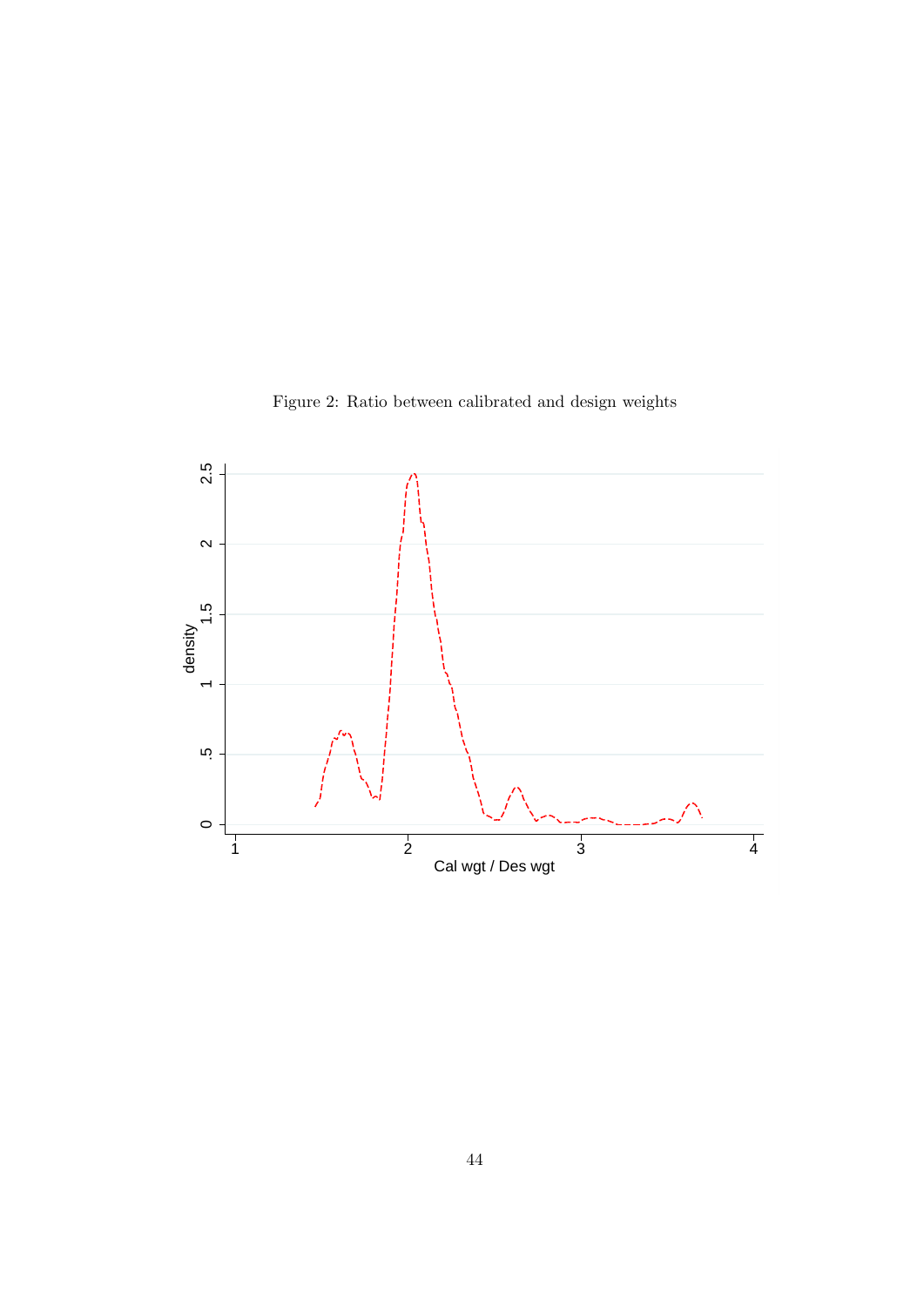Figure 2: Ratio between calibrated and design weights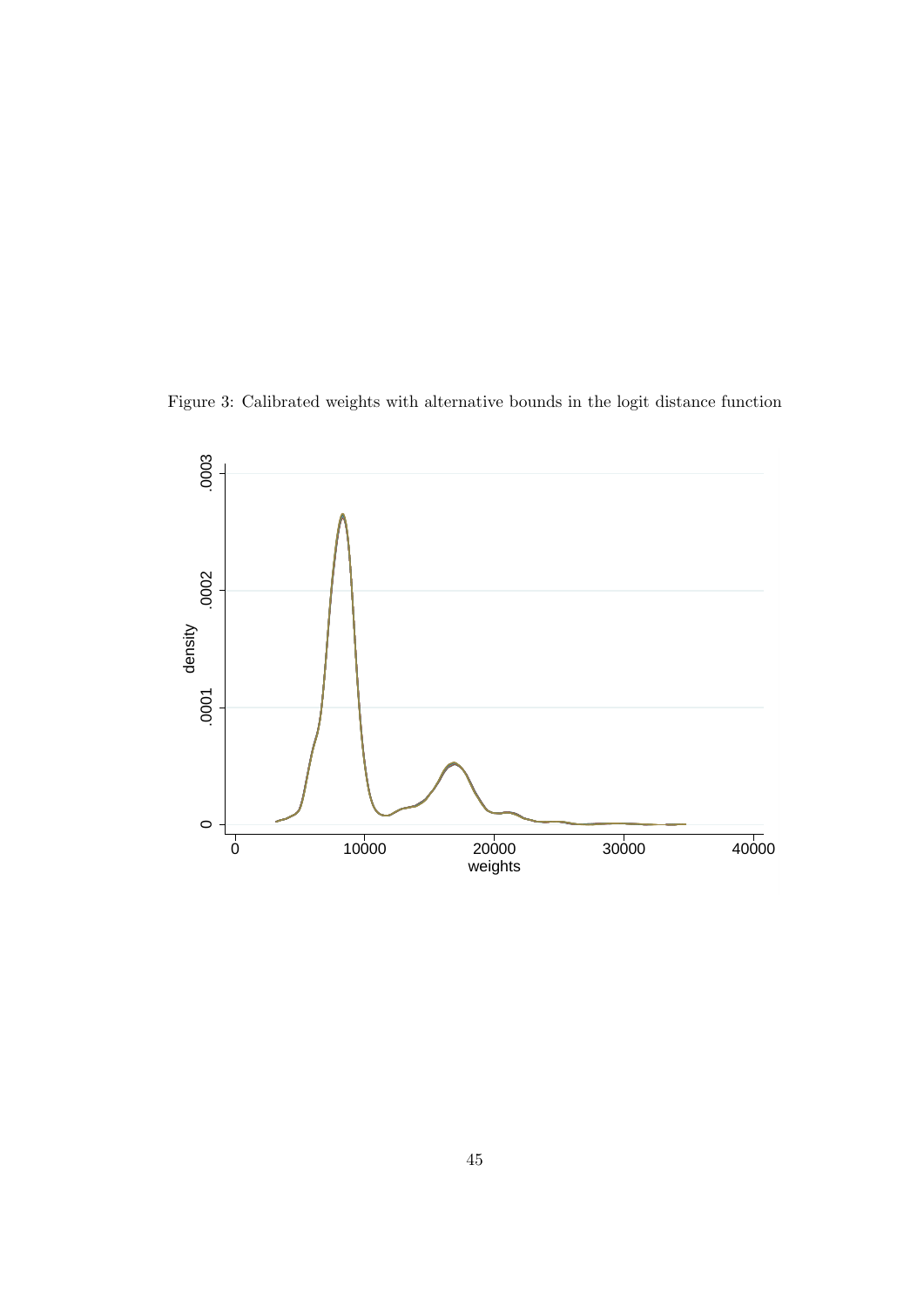Figure 3: Calibrated weights with alternative bounds in the logit distance function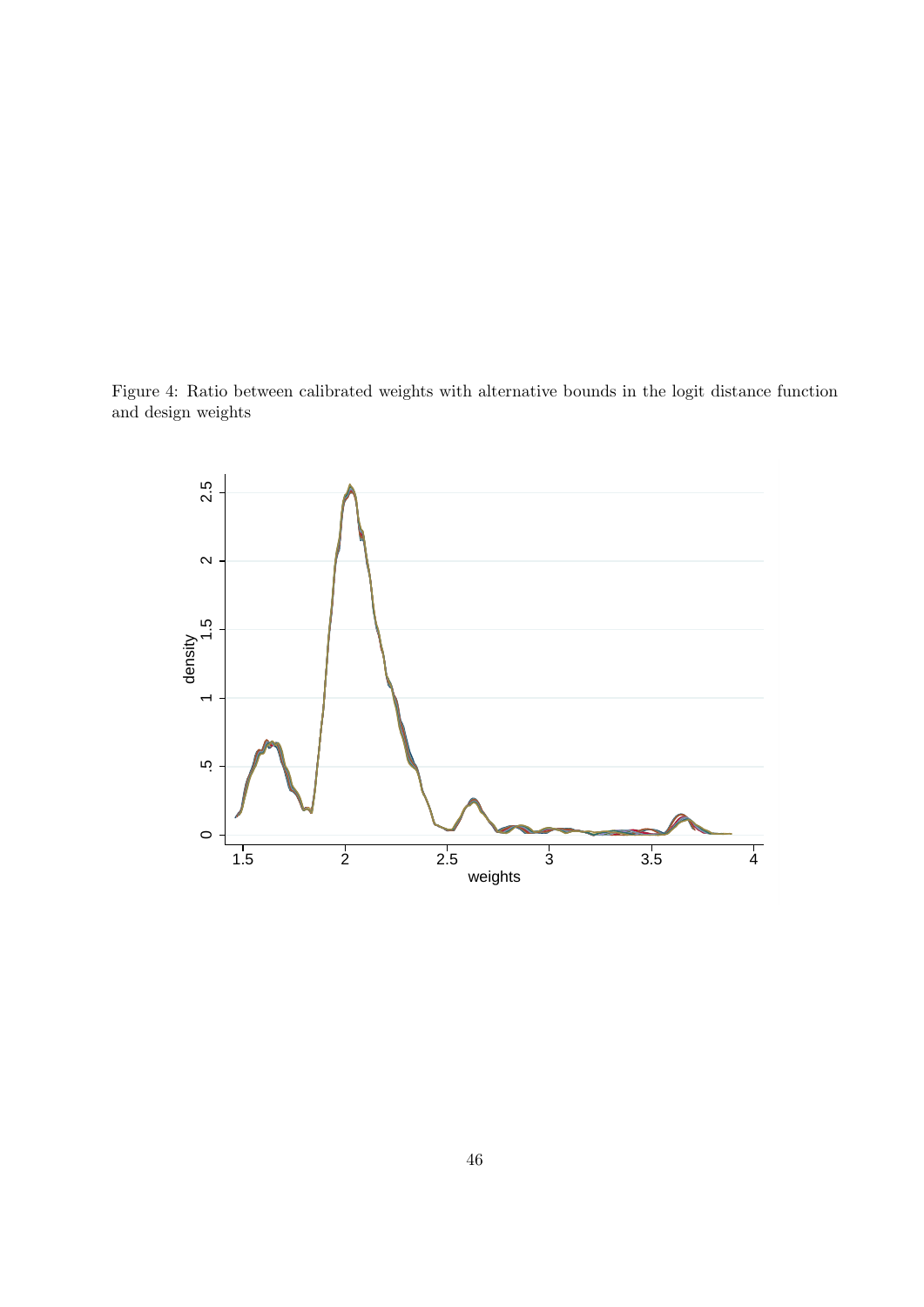Figure 4: Ratio between calibrated weights with alternative bounds in the logit distance function and design weights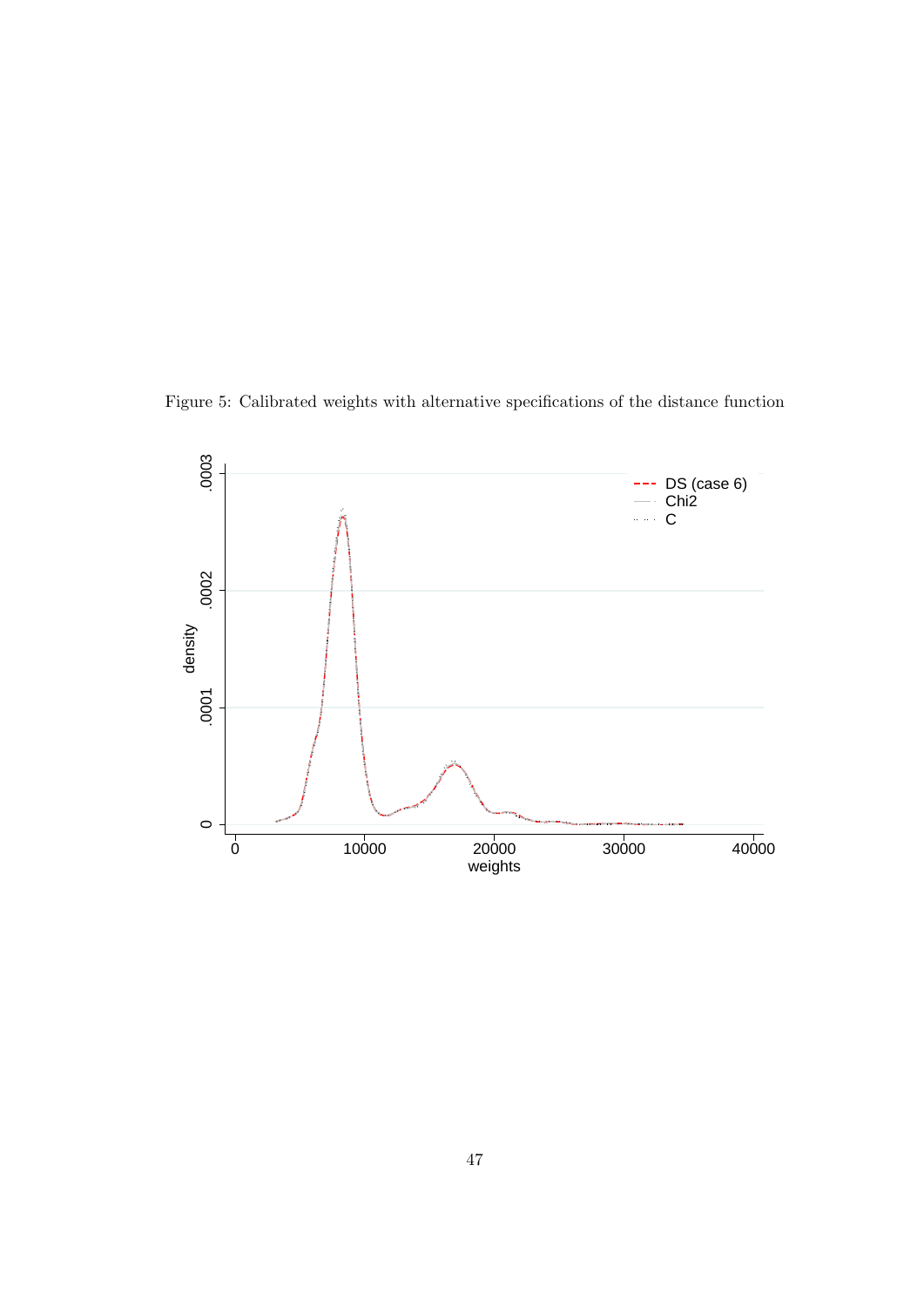Figure 5: Calibrated weights with alternative specifications of the distance function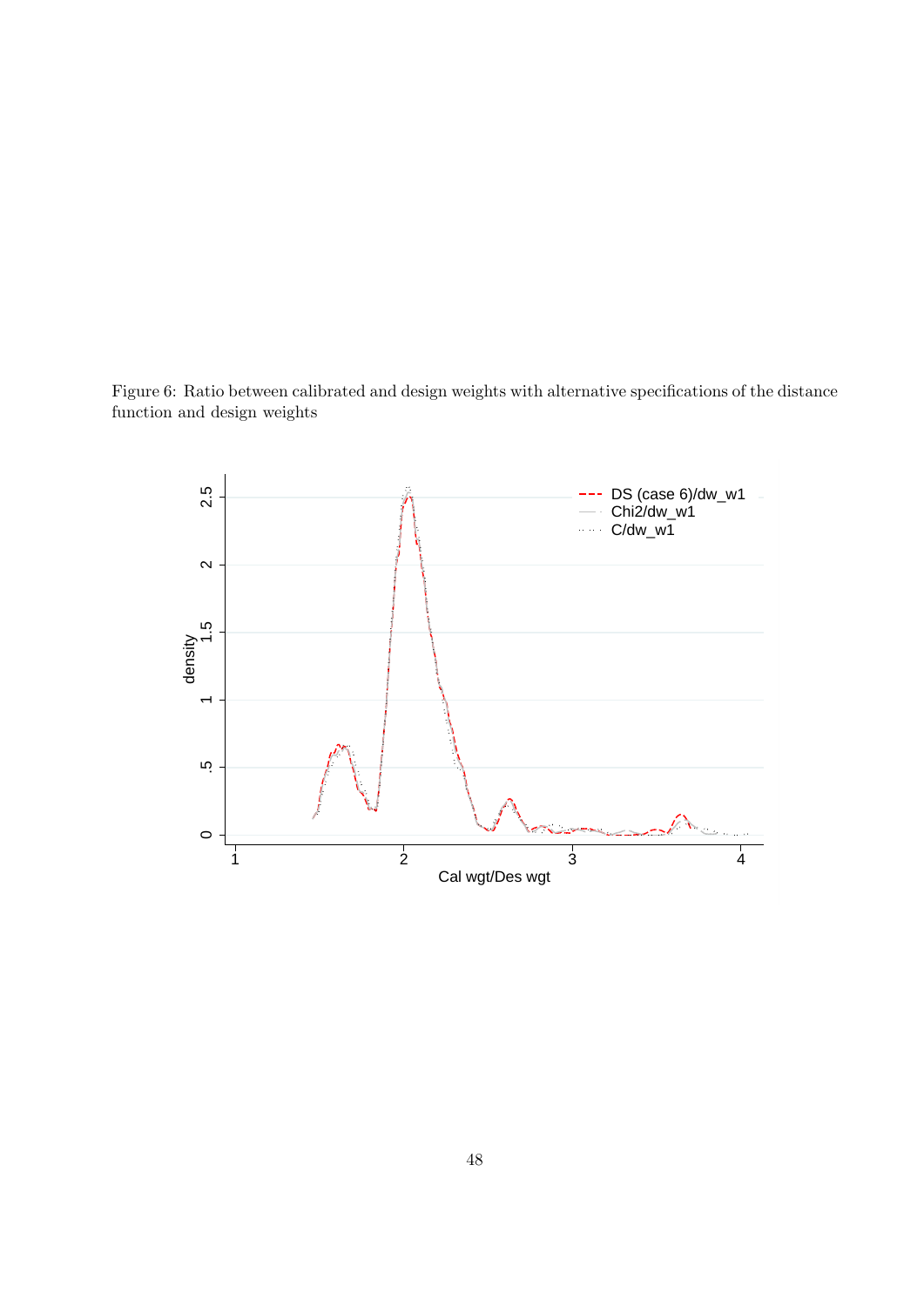Figure 6: Ratio between calibrated and design weights with alternative specifications of the distance function and design weights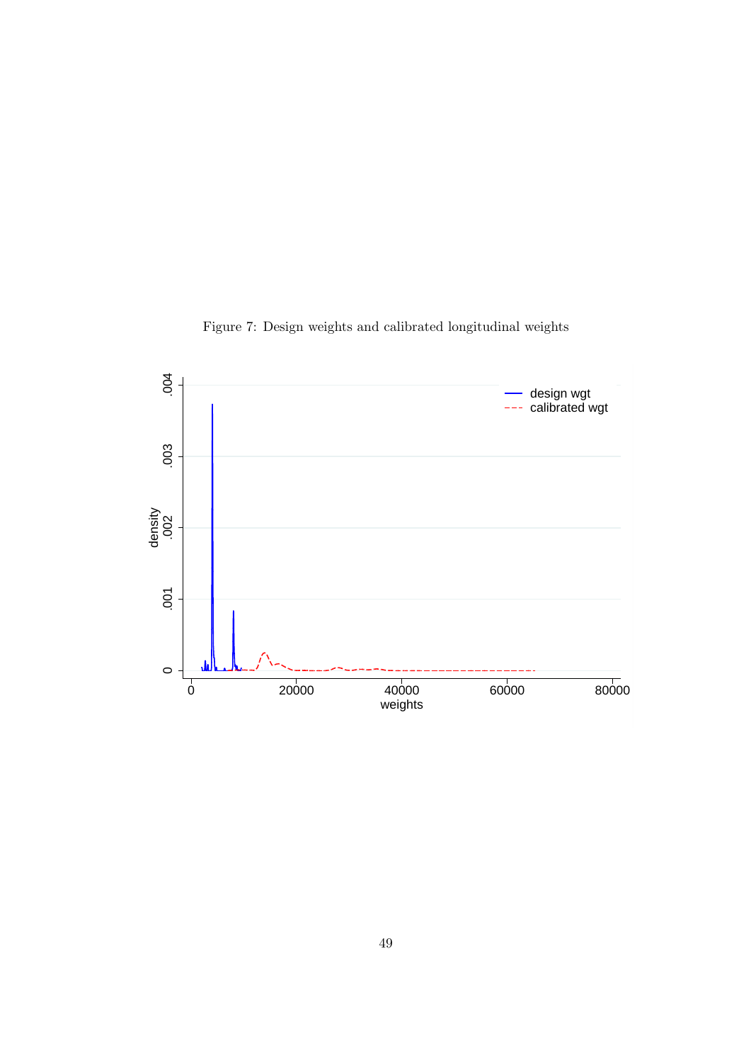Figure 7: Design weights and calibrated longitudinal weights

density

.004

.003

.002

.001

0

0

20000

40000

60000

80000

weights

design wgt

calibrated wgt